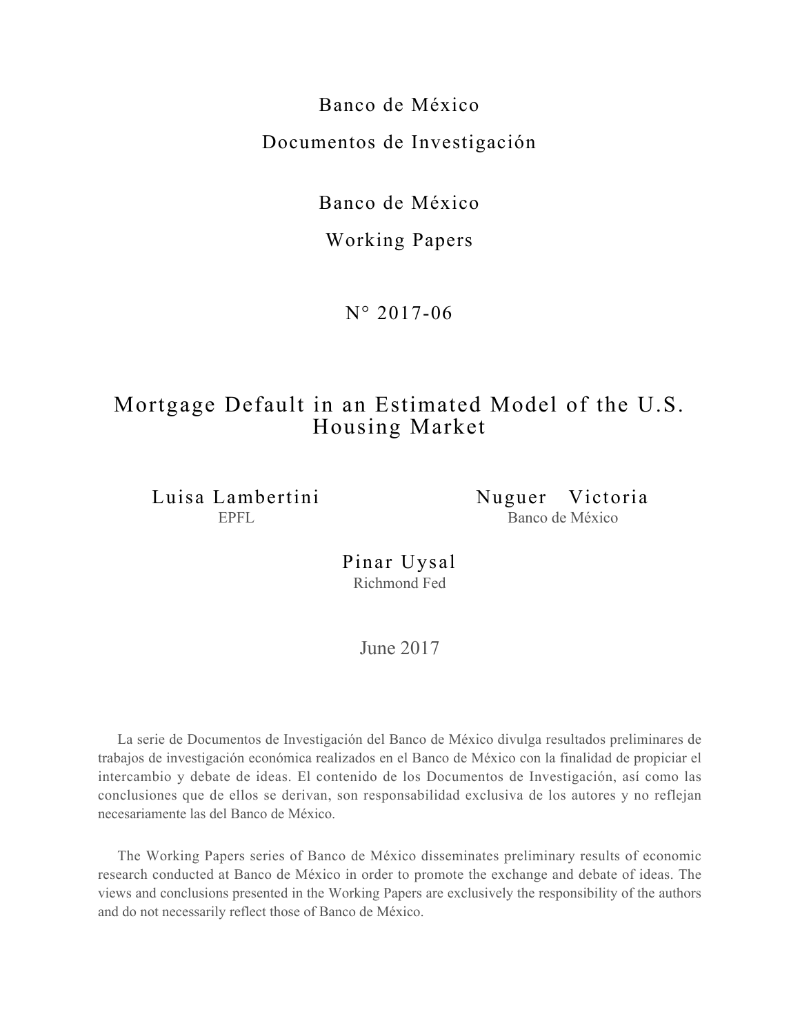Banco de México

Documentos de Investigación

Banco de México

Working Papers

N° 2017-06

# Mortgage Default in an Estimated Model of the U.S. Housing Market

Luisa Lambertini
EPFL

Nuguer Victoria
Banco de México

Pinar Uysal
Richmond Fed

June 2017

La serie de Documentos de Investigación del Banco de México divulga resultados preliminares de trabajos de investigación económica realizados en el Banco de México con la finalidad de propiciar el intercambio y debate de ideas. El contenido de los Documentos de Investigación, así como las conclusiones que de ellos se derivan, son responsabilidad exclusiva de los autores y no reflejan necesariamente las del Banco de México.

The Working Papers series of Banco de México disseminates preliminary results of economic research conducted at Banco de México in order to promote the exchange and debate of ideas. The views and conclusions presented in the Working Papers are exclusively the responsibility of the authors and do not necessarily reflect those of Banco de México.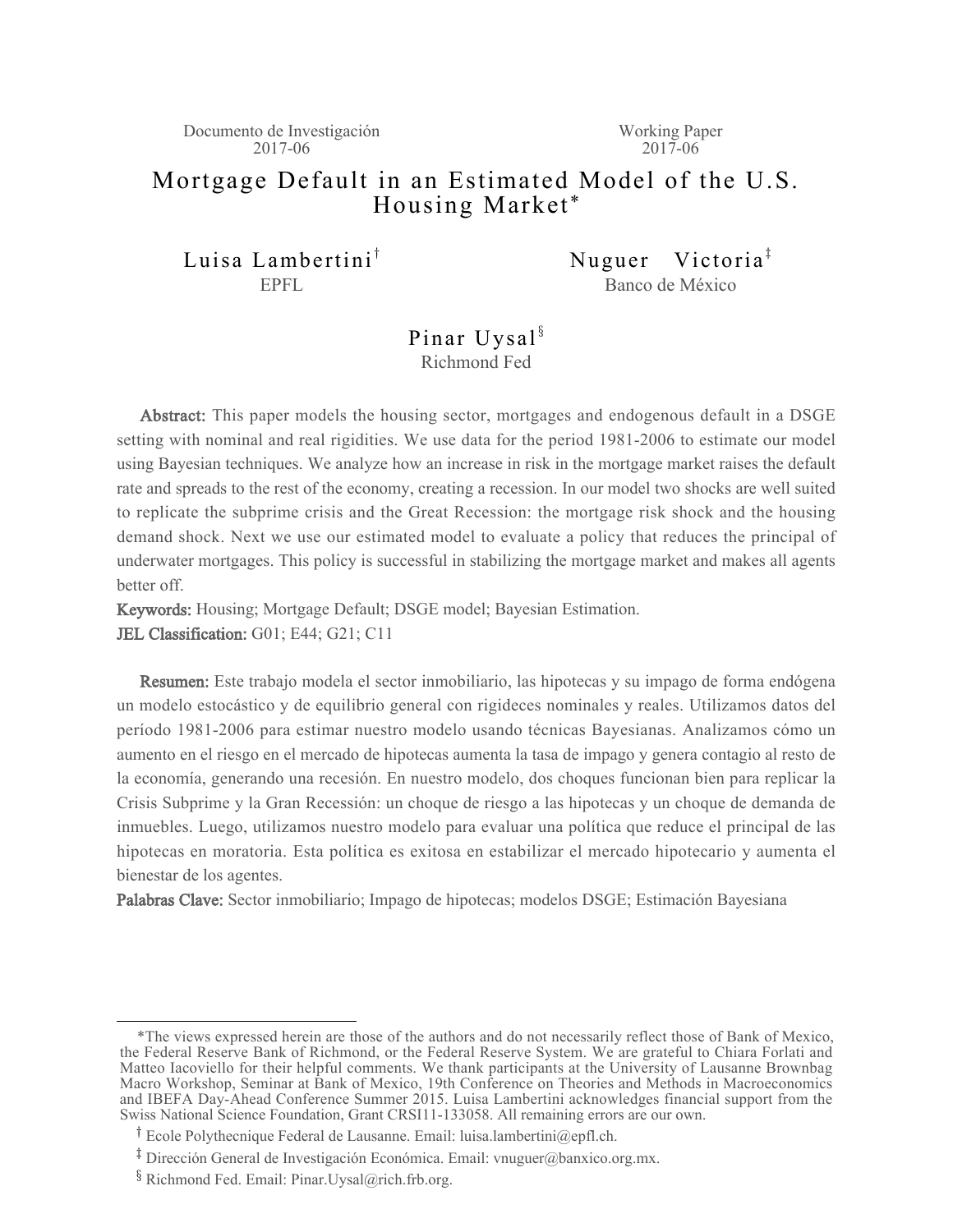Documento de Investigación 2017-06

Working Paper 2017-06

# Mortgage Default in an Estimated Model of the U.S. Housing Market*

Luisa Lambertini[†]
EPFL

Nuguer Victoria[‡]
Banco de México

Pinar Uysal[§]
Richmond Fed

**Abstract:** This paper models the housing sector, mortgages and endogenous default in a DSGE setting with nominal and real rigidities. We use data for the period 1981-2006 to estimate our model using Bayesian techniques. We analyze how an increase in risk in the mortgage market raises the default rate and spreads to the rest of the economy, creating a recession. In our model two shocks are well suited to replicate the subprime crisis and the Great Recession: the mortgage risk shock and the housing demand shock. Next we use our estimated model to evaluate a policy that reduces the principal of underwater mortgages. This policy is successful in stabilizing the mortgage market and makes all agents better off.

**Keywords:** Housing; Mortgage Default; DSGE model; Bayesian Estimation.

**JEL Classification:** G01; E44; G21; C11

**Resumen:** Este trabajo modela el sector inmobiliario, las hipotecas y su impago de forma endógena un modelo estocástico y de equilibrio general con rigideces nominales y reales. Utilizamos datos del período 1981-2006 para estimar nuestro modelo usando técnicas Bayesianas. Analizamos cómo un aumento en el riesgo en el mercado de hipotecas aumenta la tasa de impago y genera contagio al resto de la economía, generando una recesión. En nuestro modelo, dos choques funcionan bien para replicar la Crisis Subprime y la Gran Recessión: un choque de riesgo a las hipotecas y un choque de demanda de inmuebles. Luego, utilizamos nuestro modelo para evaluar una política que reduce el principal de las hipotecas en moratoria. Esta política es exitosa en estabilizar el mercado hipotecario y aumenta el bienestar de los agentes.

**Palabras Clave:** Sector inmobiliario; Impago de hipotecas; modelos DSGE; Estimación Bayesiana

*The views expressed herein are those of the authors and do not necessarily reflect those of Bank of Mexico, the Federal Reserve Bank of Richmond, or the Federal Reserve System. We are grateful to Chiara Forlati and Matteo Iacoviello for their helpful comments. We thank participants at the University of Lausanne Brownbag Macro Workshop, Seminar at Bank of Mexico, 19th Conference on Theories and Methods in Macroeconomics and IBEFA Day-Ahead Conference Summer 2015. Luisa Lambertini acknowledges financial support from the Swiss National Science Foundation, Grant CRSI11-133058. All remaining errors are our own.

[†] Ecole Polythecnique Federal de Lausanne. Email: luisa.lambertini@epfl.ch.

[‡] Dirección General de Investigación Económica. Email: vnuguer@banxico.org.mx.

[§] Richmond Fed. Email: Pinar.Uysal@rich.frb.org.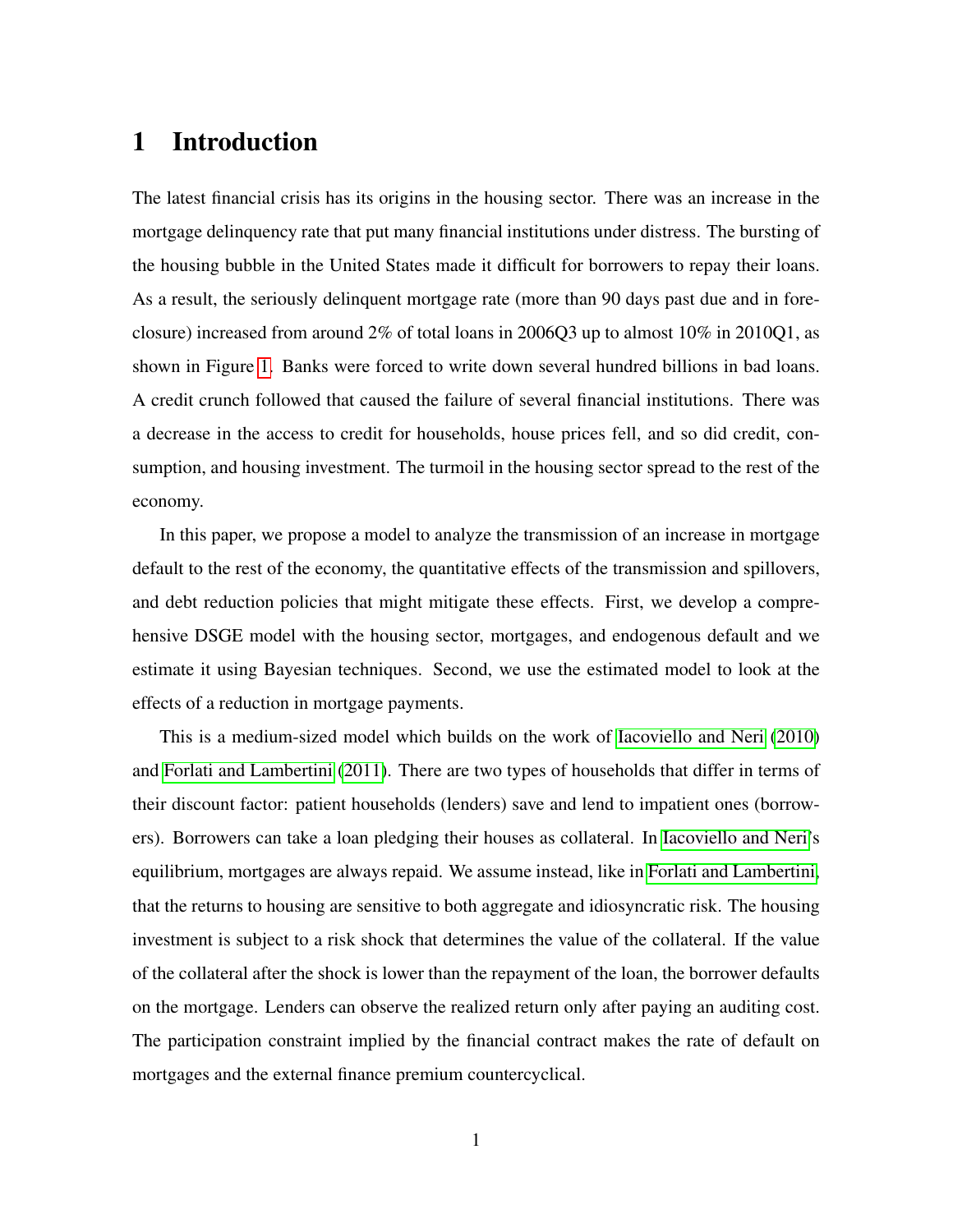# 1 Introduction

The latest financial crisis has its origins in the housing sector. There was an increase in the mortgage delinquency rate that put many financial institutions under distress. The bursting of the housing bubble in the United States made it difficult for borrowers to repay their loans. As a result, the seriously delinquent mortgage rate (more than 90 days past due and in foreclosure) increased from around 2% of total loans in 2006Q3 up to almost 10% in 2010Q1, as shown in Figure 1. Banks were forced to write down several hundred billions in bad loans. A credit crunch followed that caused the failure of several financial institutions. There was a decrease in the access to credit for households, house prices fell, and so did credit, consumption, and housing investment. The turmoil in the housing sector spread to the rest of the economy.

In this paper, we propose a model to analyze the transmission of an increase in mortgage default to the rest of the economy, the quantitative effects of the transmission and spillovers, and debt reduction policies that might mitigate these effects. First, we develop a comprehensive DSGE model with the housing sector, mortgages, and endogenous default and we estimate it using Bayesian techniques. Second, we use the estimated model to look at the effects of a reduction in mortgage payments.

This is a medium-sized model which builds on the work of Iacoviello and Neri (2010) and Forlati and Lambertini (2011). There are two types of households that differ in terms of their discount factor: patient households (lenders) save and lend to impatient ones (borrowers). Borrowers can take a loan pledging their houses as collateral. In Iacoviello and Neri's equilibrium, mortgages are always repaid. We assume instead, like in Forlati and Lambertini, that the returns to housing are sensitive to both aggregate and idiosyncratic risk. The housing investment is subject to a risk shock that determines the value of the collateral. If the value of the collateral after the shock is lower than the repayment of the loan, the borrower defaults on the mortgage. Lenders can observe the realized return only after paying an auditing cost. The participation constraint implied by the financial contract makes the rate of default on mortgages and the external finance premium countercyclical.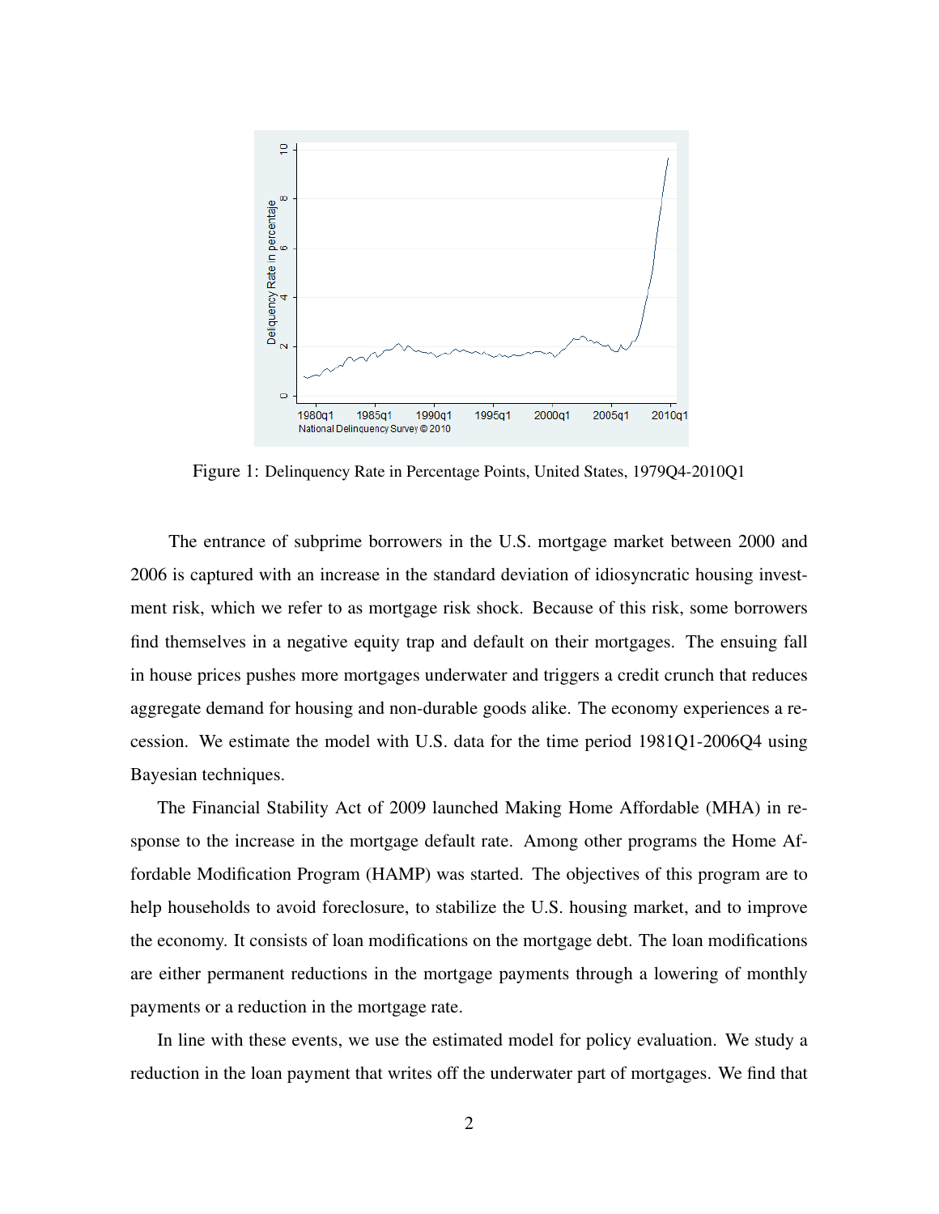Figure 1: Delinquency Rate in Percentage Points, United States, 1979Q4-2010Q1

The entrance of subprime borrowers in the U.S. mortgage market between 2000 and 2006 is captured with an increase in the standard deviation of idiosyncratic housing investment risk, which we refer to as mortgage risk shock. Because of this risk, some borrowers find themselves in a negative equity trap and default on their mortgages. The ensuing fall in house prices pushes more mortgages underwater and triggers a credit crunch that reduces aggregate demand for housing and non-durable goods alike. The economy experiences a recession. We estimate the model with U.S. data for the time period 1981Q1-2006Q4 using Bayesian techniques.

The Financial Stability Act of 2009 launched Making Home Affordable (MHA) in response to the increase in the mortgage default rate. Among other programs the Home Affordable Modification Program (HAMP) was started. The objectives of this program are to help households to avoid foreclosure, to stabilize the U.S. housing market, and to improve the economy. It consists of loan modifications on the mortgage debt. The loan modifications are either permanent reductions in the mortgage payments through a lowering of monthly payments or a reduction in the mortgage rate.

In line with these events, we use the estimated model for policy evaluation. We study a reduction in the loan payment that writes off the underwater part of mortgages. We find that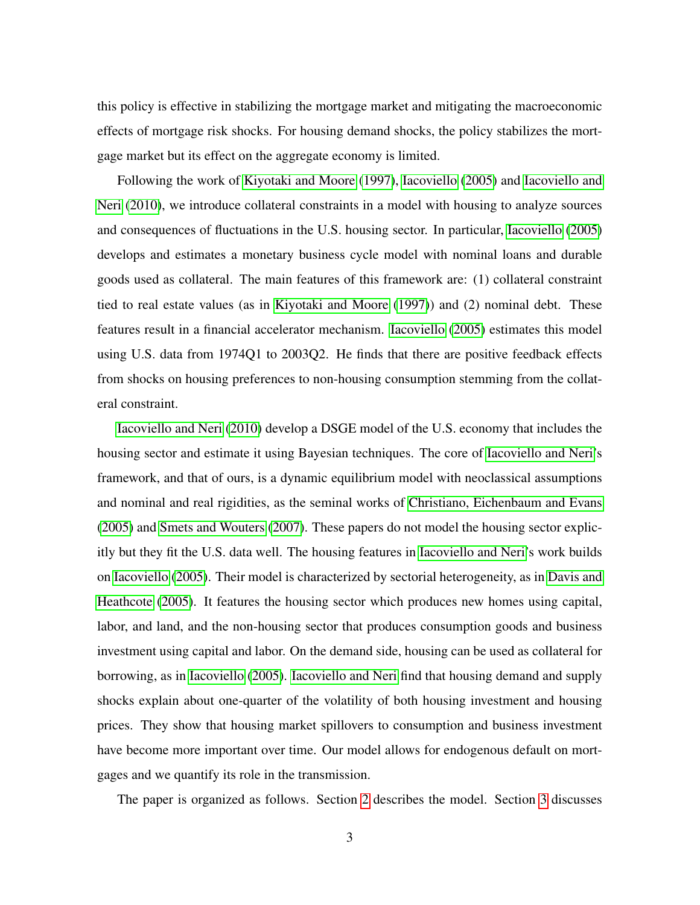this policy is effective in stabilizing the mortgage market and mitigating the macroeconomic effects of mortgage risk shocks. For housing demand shocks, the policy stabilizes the mortgage market but its effect on the aggregate economy is limited.

Following the work of Kiyotaki and Moore (1997), Iacoviello (2005) and Iacoviello and Neri (2010), we introduce collateral constraints in a model with housing to analyze sources and consequences of fluctuations in the U.S. housing sector. In particular, Iacoviello (2005) develops and estimates a monetary business cycle model with nominal loans and durable goods used as collateral. The main features of this framework are: (1) collateral constraint tied to real estate values (as in Kiyotaki and Moore (1997)) and (2) nominal debt. These features result in a financial accelerator mechanism. Iacoviello (2005) estimates this model using U.S. data from 1974Q1 to 2003Q2. He finds that there are positive feedback effects from shocks on housing preferences to non-housing consumption stemming from the collateral constraint.

Iacoviello and Neri (2010) develop a DSGE model of the U.S. economy that includes the housing sector and estimate it using Bayesian techniques. The core of Iacoviello and Neri's framework, and that of ours, is a dynamic equilibrium model with neoclassical assumptions and nominal and real rigidities, as the seminal works of Christiano, Eichenbaum and Evans (2005) and Smets and Wouters (2007). These papers do not model the housing sector explicitly but they fit the U.S. data well. The housing features in Iacoviello and Neri's work builds on Iacoviello (2005). Their model is characterized by sectorial heterogeneity, as in Davis and Heathcote (2005). It features the housing sector which produces new homes using capital, labor, and land, and the non-housing sector that produces consumption goods and business investment using capital and labor. On the demand side, housing can be used as collateral for borrowing, as in Iacoviello (2005). Iacoviello and Neri find that housing demand and supply shocks explain about one-quarter of the volatility of both housing investment and housing prices. They show that housing market spillovers to consumption and business investment have become more important over time. Our model allows for endogenous default on mortgages and we quantify its role in the transmission.

The paper is organized as follows. Section 2 describes the model. Section 3 discusses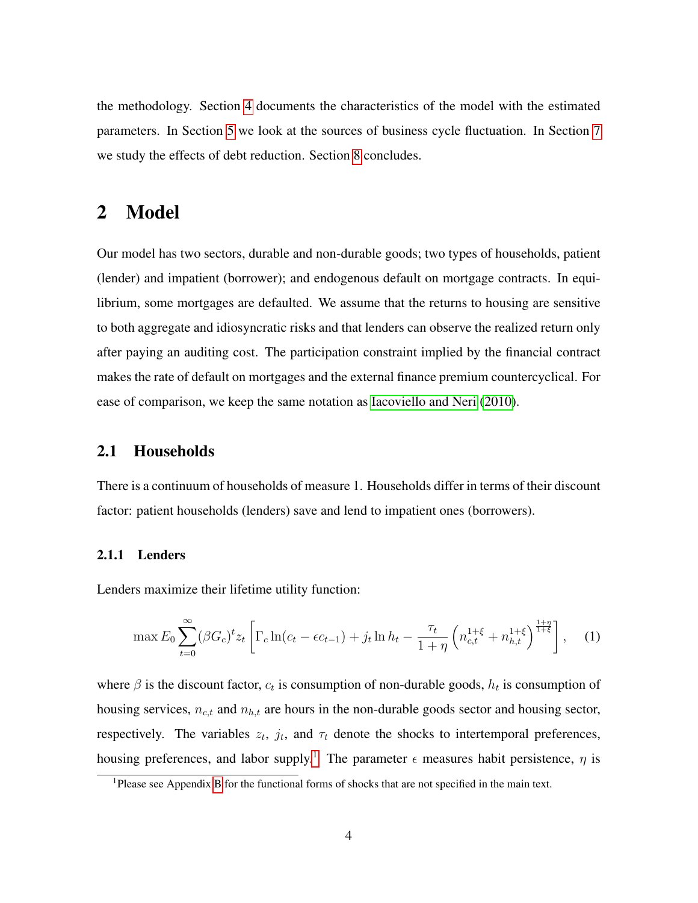the methodology. Section 4 documents the characteristics of the model with the estimated parameters. In Section 5 we look at the sources of business cycle fluctuation. In Section 7 we study the effects of debt reduction. Section 8 concludes.

# 2 Model

Our model has two sectors, durable and non-durable goods; two types of households, patient (lender) and impatient (borrower); and endogenous default on mortgage contracts. In equilibrium, some mortgages are defaulted. We assume that the returns to housing are sensitive to both aggregate and idiosyncratic risks and that lenders can observe the realized return only after paying an auditing cost. The participation constraint implied by the financial contract makes the rate of default on mortgages and the external finance premium countercyclical. For ease of comparison, we keep the same notation as Iacoviello and Neri (2010).

## 2.1 Households

There is a continuum of households of measure 1. Households differ in terms of their discount factor: patient households (lenders) save and lend to impatient ones (borrowers).

### 2.1.1 Lenders

Lenders maximize their lifetime utility function:

$$\max E_0 \sum_{t=0}^{\infty} (\beta G_c)^t z_t \left[ \Gamma_c \ln(c_t - \epsilon c_{t-1}) + j_t \ln h_t - \frac{\tau_t}{1+\eta} \left( n_{c,t}^{1+\xi} + n_{h,t}^{1+\xi} \right)^{\frac{1+\eta}{1+\xi}} \right], \quad (1)$$

where $\beta$ is the discount factor, $c_t$ is consumption of non-durable goods, $h_t$ is consumption of housing services, $n_{c,t}$ and $n_{h,t}$ are hours in the non-durable goods sector and housing sector, respectively. The variables $z_t$, $j_t$, and $\tau_t$ denote the shocks to intertemporal preferences, housing preferences, and labor supply.[1] The parameter $\epsilon$ measures habit persistence, $\eta$ is

[1] Please see Appendix B for the functional forms of shocks that are not specified in the main text.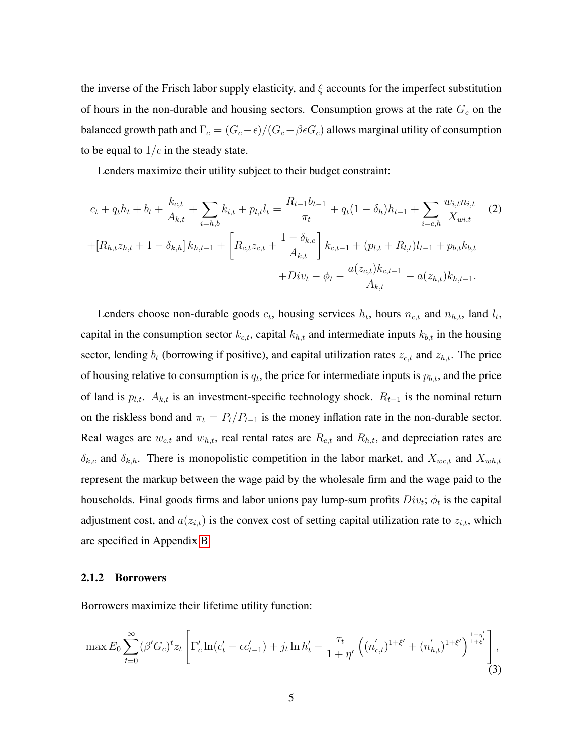the inverse of the Frisch labor supply elasticity, and $\xi$ accounts for the imperfect substitution of hours in the non-durable and housing sectors. Consumption grows at the rate $G_c$ on the balanced growth path and $\Gamma_c = (G_c - \epsilon)/(G_c - \beta\epsilon G_c)$ allows marginal utility of consumption to be equal to $1/c$ in the steady state.

Lenders maximize their utility subject to their budget constraint:

$$
\begin{aligned}
c_t + q_t h_t + b_t + \frac{k_{c,t}}{A_{k,t}} + \sum_{i=h,b} k_{i,t} + p_{l,t} l_t = \frac{R_{t-1} b_{t-1}}{\pi_t} + q_t (1 - \delta_h) h_{t-1} + \sum_{i=c,h} \frac{w_{i,t} n_{i,t}}{X_{wi,t}} \quad (2) \\
+ \left[ R_{h,t} z_{h,t} + 1 - \delta_{k,h} \right] k_{h,t-1} + \left[ R_{c,t} z_{c,t} + \frac{1 - \delta_{k,c}}{A_{k,t}} \right] k_{c,t-1} + (p_{l,t} + R_{l,t}) l_{t-1} + p_{b,t} k_{b,t} \\
+ Div_t - \phi_t - \frac{a(z_{c,t}) k_{c,t-1}}{A_{k,t}} - a(z_{h,t}) k_{h,t-1}.
\end{aligned}
$$

Lenders choose non-durable goods $c_t$, housing services $h_t$, hours $n_{c,t}$ and $n_{h,t}$, land $l_t$, capital in the consumption sector $k_{c,t}$, capital $k_{h,t}$ and intermediate inputs $k_{b,t}$ in the housing sector, lending $b_t$ (borrowing if positive), and capital utilization rates $z_{c,t}$ and $z_{h,t}$. The price of housing relative to consumption is $q_t$, the price for intermediate inputs is $p_{b,t}$, and the price of land is $p_{l,t}$. $A_{k,t}$ is an investment-specific technology shock. $R_{t-1}$ is the nominal return on the riskless bond and $\pi_t = P_t / P_{t-1}$ is the money inflation rate in the non-durable sector. Real wages are $w_{c,t}$ and $w_{h,t}$, real rental rates are $R_{c,t}$ and $R_{h,t}$, and depreciation rates are $\delta_{k,c}$ and $\delta_{k,h}$. There is monopolistic competition in the labor market, and $X_{wc,t}$ and $X_{wh,t}$ represent the markup between the wage paid by the wholesale firm and the wage paid to the households. Final goods firms and labor unions pay lump-sum profits $Div_t$; $\phi_t$ is the capital adjustment cost, and $a(z_{i,t})$ is the convex cost of setting capital utilization rate to $z_{i,t}$, which are specified in Appendix B.

### 2.1.2 Borrowers

Borrowers maximize their lifetime utility function:

$$
\max E_0 \sum_{t=0}^{\infty} (\beta' G_c)^t z_t \left[ \Gamma_c' \ln(c_t' - \epsilon c_{t-1}') + j_t \ln h_t' - \frac{\tau_t}{1 + \eta'} \left( (n_{c,t}')^{1+\xi'} + (n_{h,t}')^{1+\xi'} \right)^{\frac{1+\eta'}{1+\xi'}} \right], \quad (3)
$$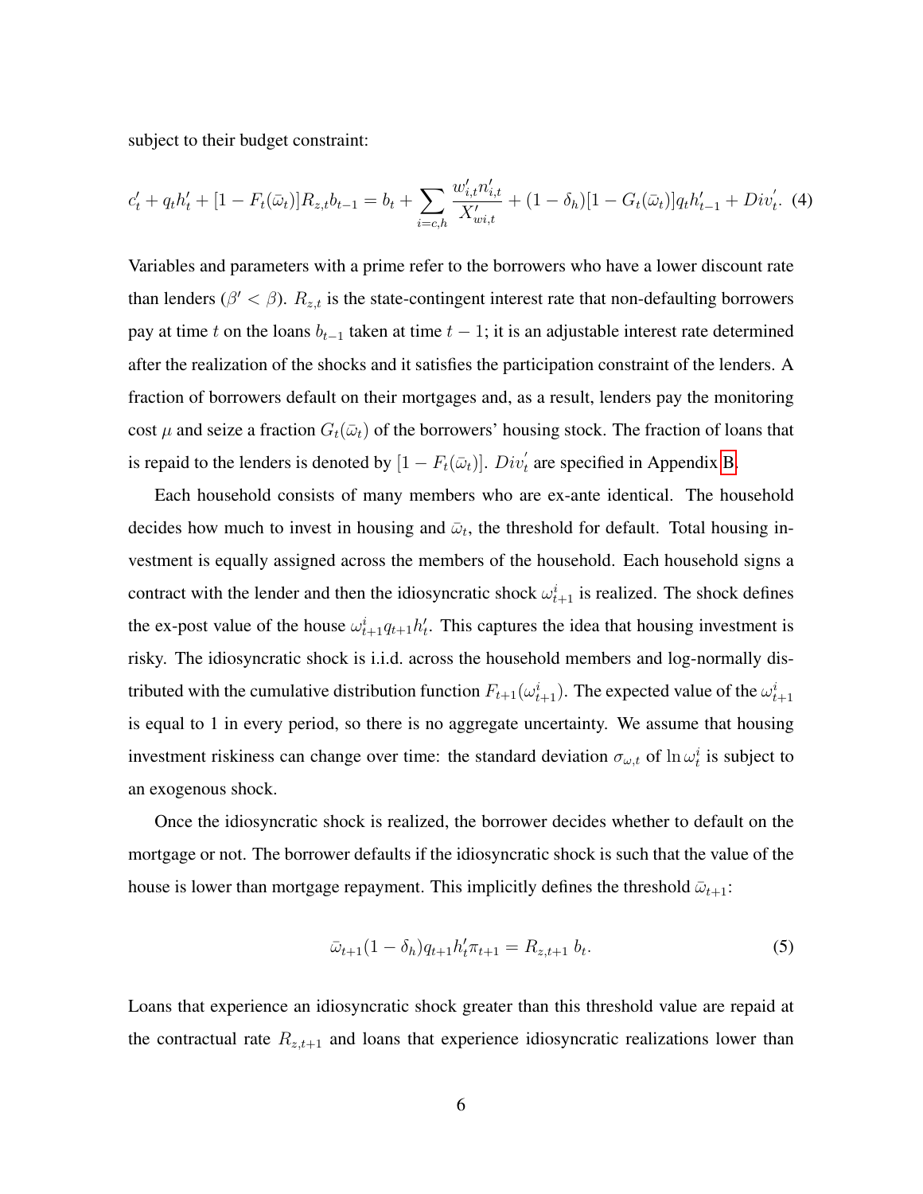subject to their budget constraint:

$$c_t' + q_t h_t' + [1 - F_t(\bar{\omega}_t)] R_{z,t} b_{t-1} = b_t + \sum_{i=c,h} \frac{w_{i,t}' n_{i,t}'}{X_{wi,t}'} + (1 - \delta_h)[1 - G_t(\bar{\omega}_t)] q_t h_{t-1}' + Div_t'. \quad (4)$$

Variables and parameters with a prime refer to the borrowers who have a lower discount rate than lenders ($\beta' < \beta$). $R_{z,t}$ is the state-contingent interest rate that non-defaulting borrowers pay at time $t$ on the loans $b_{t-1}$ taken at time $t-1$; it is an adjustable interest rate determined after the realization of the shocks and it satisfies the participation constraint of the lenders. A fraction of borrowers default on their mortgages and, as a result, lenders pay the monitoring cost $\mu$ and seize a fraction $G_t(\bar{\omega}_t)$ of the borrowers' housing stock. The fraction of loans that is repaid to the lenders is denoted by $[1 - F_t(\bar{\omega}_t)]$. $Div_t'$ are specified in Appendix B.

Each household consists of many members who are ex-ante identical. The household decides how much to invest in housing and $\bar{\omega}_t$, the threshold for default. Total housing investment is equally assigned across the members of the household. Each household signs a contract with the lender and then the idiosyncratic shock $\omega_{t+1}^i$ is realized. The shock defines the ex-post value of the house $\omega_{t+1}^i q_{t+1} h_t'$. This captures the idea that housing investment is risky. The idiosyncratic shock is i.i.d. across the household members and log-normally distributed with the cumulative distribution function $F_{t+1}(\omega_{t+1}^i)$. The expected value of the $\omega_{t+1}^i$ is equal to 1 in every period, so there is no aggregate uncertainty. We assume that housing investment riskiness can change over time: the standard deviation $\sigma_{\omega,t}$ of $\ln \omega_t^i$ is subject to an exogenous shock.

Once the idiosyncratic shock is realized, the borrower decides whether to default on the mortgage or not. The borrower defaults if the idiosyncratic shock is such that the value of the house is lower than mortgage repayment. This implicitly defines the threshold $\bar{\omega}_{t+1}$:

$$\bar{\omega}_{t+1}(1 - \delta_h) q_{t+1} h_t' \pi_{t+1} = R_{z,t+1} \, b_t. \quad (5)$$

Loans that experience an idiosyncratic shock greater than this threshold value are repaid at the contractual rate $R_{z,t+1}$ and loans that experience idiosyncratic realizations lower than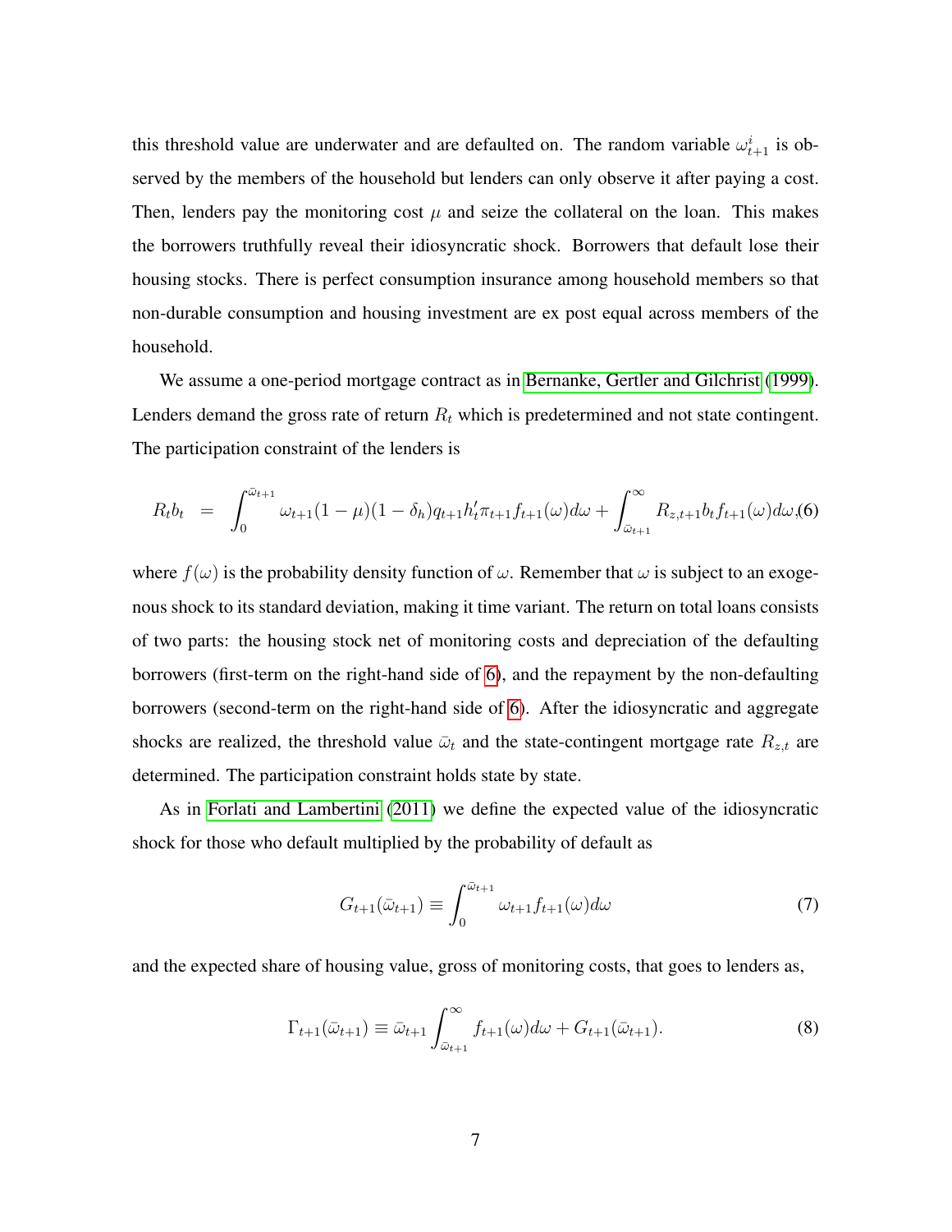this threshold value are underwater and are defaulted on. The random variable $\omega_{t+1}^{i}$ is observed by the members of the household but lenders can only observe it after paying a cost. Then, lenders pay the monitoring cost $\mu$ and seize the collateral on the loan. This makes the borrowers truthfully reveal their idiosyncratic shock. Borrowers that default lose their housing stocks. There is perfect consumption insurance among household members so that non-durable consumption and housing investment are ex post equal across members of the household.

We assume a one-period mortgage contract as in Bernanke, Gertler and Gilchrist (1999). Lenders demand the gross rate of return $R_t$ which is predetermined and not state contingent. The participation constraint of the lenders is

$$R_t b_t = \int_0^{\bar{\omega}_{t+1}} \omega_{t+1}(1-\mu)(1-\delta_h)q_{t+1}h_t'\pi_{t+1}f_{t+1}(\omega)d\omega + \int_{\bar{\omega}_{t+1}}^{\infty} R_{z,t+1}b_t f_{t+1}(\omega)d\omega, \quad (6)$$

where $f(\omega)$ is the probability density function of $\omega$. Remember that $\omega$ is subject to an exogenous shock to its standard deviation, making it time variant. The return on total loans consists of two parts: the housing stock net of monitoring costs and depreciation of the defaulting borrowers (first-term on the right-hand side of 6), and the repayment by the non-defaulting borrowers (second-term on the right-hand side of 6). After the idiosyncratic and aggregate shocks are realized, the threshold value $\bar{\omega}_t$ and the state-contingent mortgage rate $R_{z,t}$ are determined. The participation constraint holds state by state.

As in Forlati and Lambertini (2011) we define the expected value of the idiosyncratic shock for those who default multiplied by the probability of default as

$$G_{t+1}(\bar{\omega}_{t+1}) \equiv \int_0^{\bar{\omega}_{t+1}} \omega_{t+1}f_{t+1}(\omega)d\omega \quad (7)$$

and the expected share of housing value, gross of monitoring costs, that goes to lenders as,

$$\Gamma_{t+1}(\bar{\omega}_{t+1}) \equiv \bar{\omega}_{t+1}\int_{\bar{\omega}_{t+1}}^{\infty} f_{t+1}(\omega)d\omega + G_{t+1}(\bar{\omega}_{t+1}). \quad (8)$$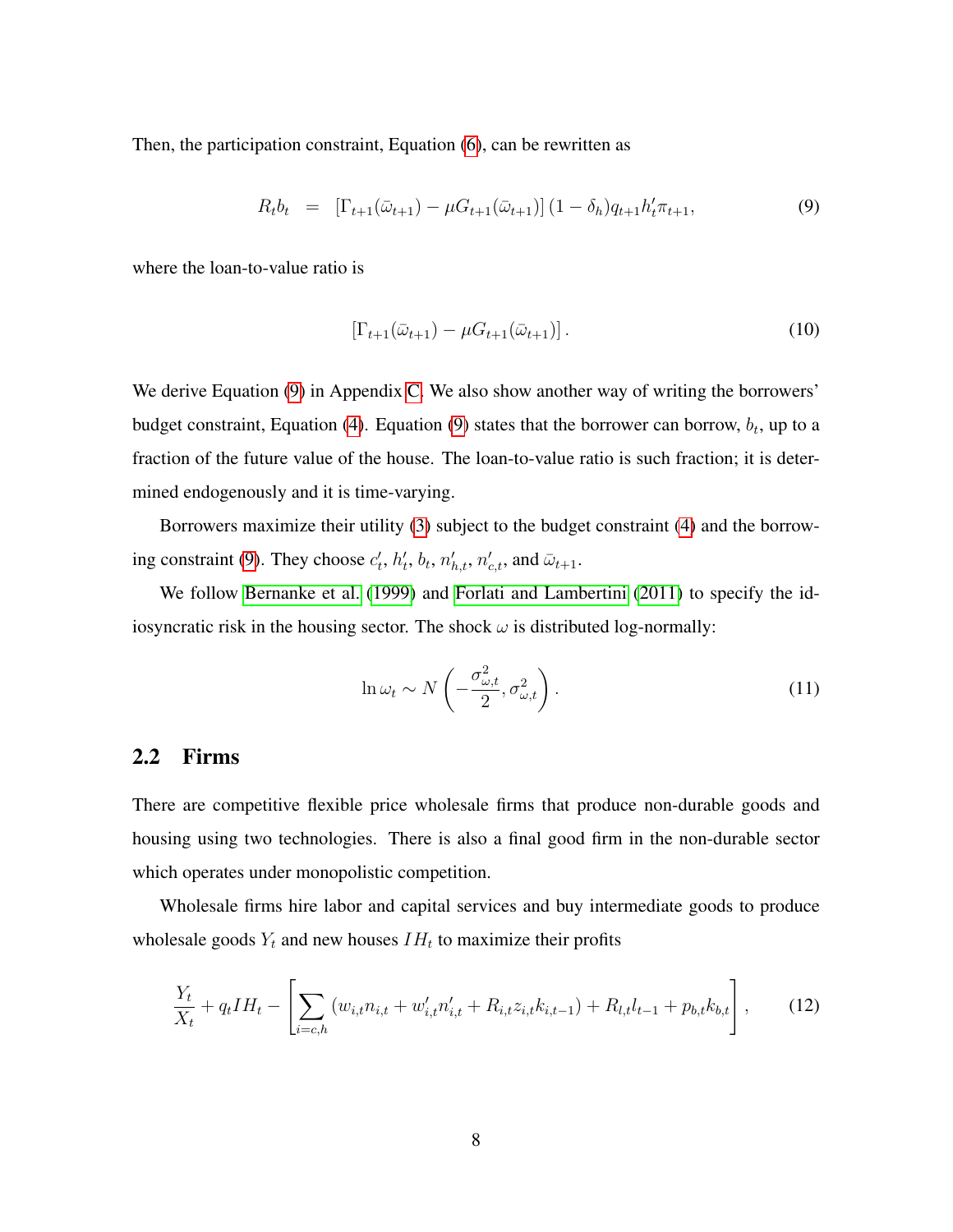Then, the participation constraint, Equation (6), can be rewritten as

$$R_t b_t = [\Gamma_{t+1}(\bar{\omega}_{t+1}) - \mu G_{t+1}(\bar{\omega}_{t+1})] (1 - \delta_h) q_{t+1} h'_t \pi_{t+1}, \tag{9}$$

where the loan-to-value ratio is

$$[\Gamma_{t+1}(\bar{\omega}_{t+1}) - \mu G_{t+1}(\bar{\omega}_{t+1})]. \tag{10}$$

We derive Equation (9) in Appendix C. We also show another way of writing the borrowers' budget constraint, Equation (4). Equation (9) states that the borrower can borrow, $b_t$, up to a fraction of the future value of the house. The loan-to-value ratio is such fraction; it is determined endogenously and it is time-varying.

Borrowers maximize their utility (3) subject to the budget constraint (4) and the borrowing constraint (9). They choose $c'_t$, $h'_t$, $b_t$, $n'_{h,t}$, $n'_{c,t}$, and $\bar{\omega}_{t+1}$.

We follow Bernanke et al. (1999) and Forlati and Lambertini (2011) to specify the idiosyncratic risk in the housing sector. The shock $\omega$ is distributed log-normally:

$$\ln \omega_t \sim N\left(-\frac{\sigma^2_{\omega,t}}{2}, \sigma^2_{\omega,t}\right). \tag{11}$$

## 2.2 Firms

There are competitive flexible price wholesale firms that produce non-durable goods and housing using two technologies. There is also a final good firm in the non-durable sector which operates under monopolistic competition.

Wholesale firms hire labor and capital services and buy intermediate goods to produce wholesale goods $Y_t$ and new houses $IH_t$ to maximize their profits

$$\frac{Y_t}{X_t} + q_t IH_t - \left[\sum_{i=c,h} (w_{i,t} n_{i,t} + w'_{i,t} n'_{i,t} + R_{i,t} z_{i,t} k_{i,t-1}) + R_{l,t} l_{t-1} + p_{b,t} k_{b,t}\right], \tag{12}$$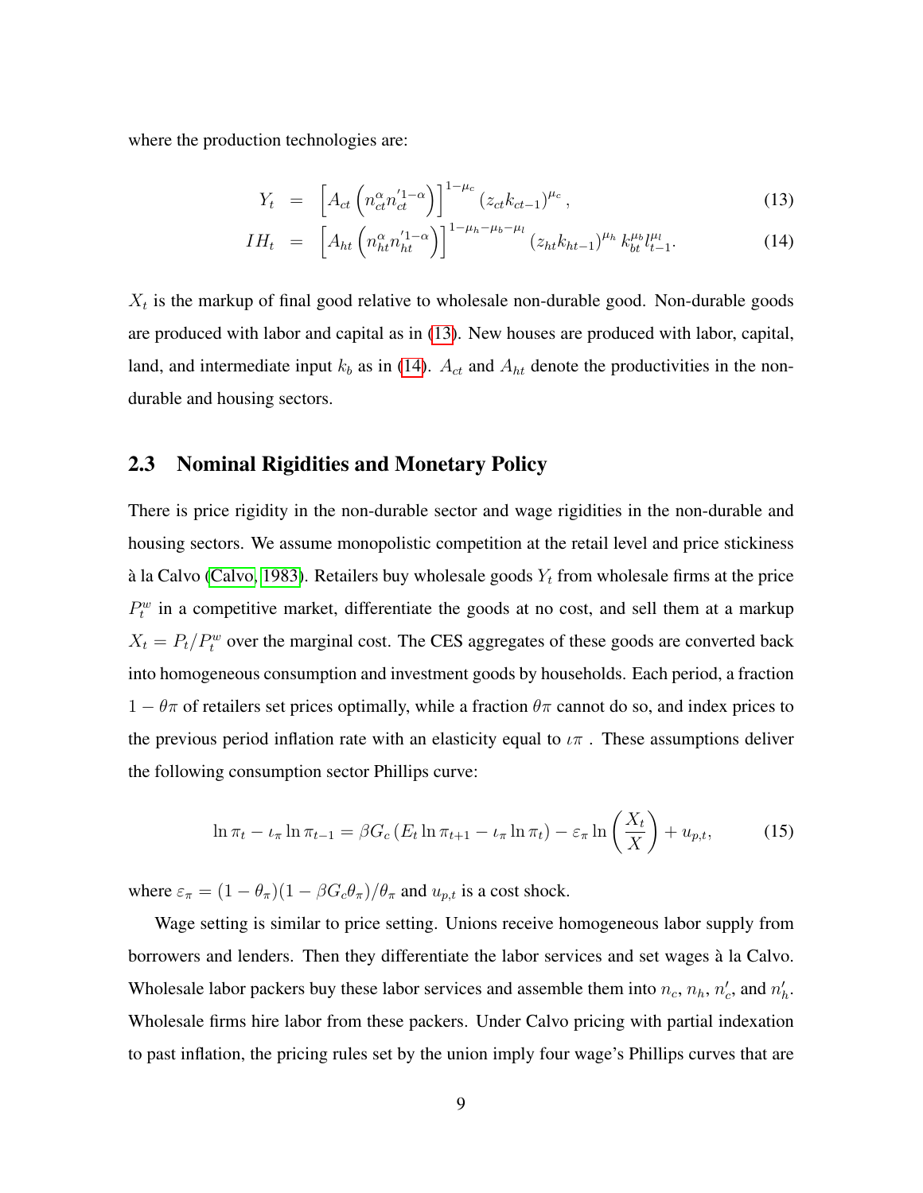where the production technologies are:

$$Y_t = \left[A_{ct}\left(n_{ct}^{\alpha}n_{ct}^{\prime 1-\alpha}\right)\right]^{1-\mu_c}(z_{ct}k_{ct-1})^{\mu_c}, \tag{13}$$

$$IH_t = \left[A_{ht}\left(n_{ht}^{\alpha}n_{ht}^{\prime 1-\alpha}\right)\right]^{1-\mu_h-\mu_b-\mu_l}(z_{ht}k_{ht-1})^{\mu_h}\,k_{bt}^{\mu_b}l_{t-1}^{\mu_l}. \tag{14}$$

$X_t$ is the markup of final good relative to wholesale non-durable good. Non-durable goods are produced with labor and capital as in (13). New houses are produced with labor, capital, land, and intermediate input $k_b$ as in (14). $A_{ct}$ and $A_{ht}$ denote the productivities in the non-durable and housing sectors.

## 2.3 Nominal Rigidities and Monetary Policy

There is price rigidity in the non-durable sector and wage rigidities in the non-durable and housing sectors. We assume monopolistic competition at the retail level and price stickiness à la Calvo (Calvo, 1983). Retailers buy wholesale goods $Y_t$ from wholesale firms at the price $P_t^w$ in a competitive market, differentiate the goods at no cost, and sell them at a markup $X_t = P_t/P_t^w$ over the marginal cost. The CES aggregates of these goods are converted back into homogeneous consumption and investment goods by households. Each period, a fraction $1-\theta\pi$ of retailers set prices optimally, while a fraction $\theta\pi$ cannot do so, and index prices to the previous period inflation rate with an elasticity equal to $\iota\pi$ . These assumptions deliver the following consumption sector Phillips curve:

$$\ln \pi_t - \iota_\pi \ln \pi_{t-1} = \beta G_c\left(E_t \ln \pi_{t+1} - \iota_\pi \ln \pi_t\right) - \varepsilon_\pi \ln\left(\frac{X_t}{X}\right) + u_{p,t}, \tag{15}$$

where $\varepsilon_\pi = (1-\theta_\pi)(1-\beta G_c\theta_\pi)/\theta_\pi$ and $u_{p,t}$ is a cost shock.

Wage setting is similar to price setting. Unions receive homogeneous labor supply from borrowers and lenders. Then they differentiate the labor services and set wages à la Calvo. Wholesale labor packers buy these labor services and assemble them into $n_c$, $n_h$, $n'_c$, and $n'_h$. Wholesale firms hire labor from these packers. Under Calvo pricing with partial indexation to past inflation, the pricing rules set by the union imply four wage's Phillips curves that are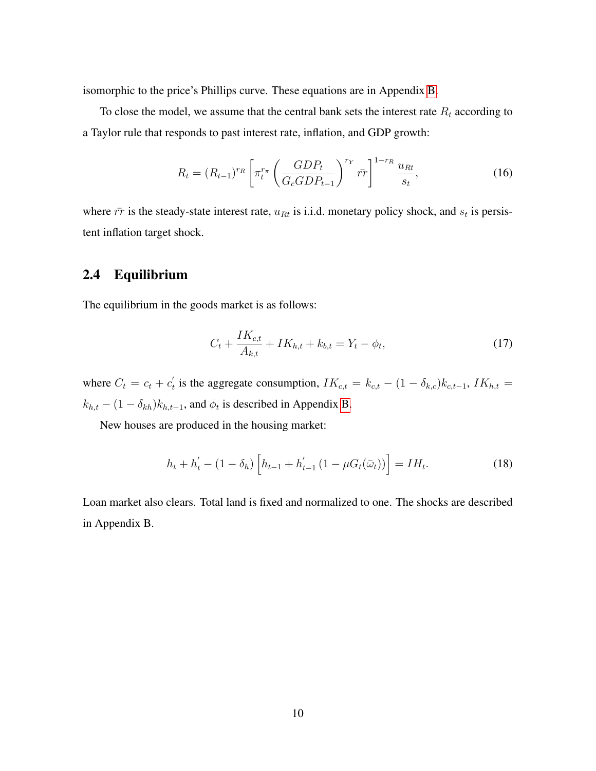isomorphic to the price's Phillips curve. These equations are in Appendix B.

To close the model, we assume that the central bank sets the interest rate $R_t$ according to a Taylor rule that responds to past interest rate, inflation, and GDP growth:

$$R_t = (R_{t-1})^{r_R} \left[ \pi_t^{r_\pi} \left( \frac{GDP_t}{G_c GDP_{t-1}} \right)^{r_Y} \bar{rr} \right]^{1-r_R} \frac{u_{Rt}}{s_t}, \tag{16}$$

where $\bar{rr}$ is the steady-state interest rate, $u_{Rt}$ is i.i.d. monetary policy shock, and $s_t$ is persistent inflation target shock.

## 2.4 Equilibrium

The equilibrium in the goods market is as follows:

$$C_t + \frac{IK_{c,t}}{A_{k,t}} + IK_{h,t} + k_{b,t} = Y_t - \phi_t, \tag{17}$$

where $C_t = c_t + c_t^{'}$ is the aggregate consumption, $IK_{c,t} = k_{c,t} - (1 - \delta_{k,c})k_{c,t-1}$, $IK_{h,t} = k_{h,t} - (1 - \delta_{kh})k_{h,t-1}$, and $\phi_t$ is described in Appendix B.

New houses are produced in the housing market:

$$h_t + h_t^{'} - (1 - \delta_h) \left[ h_{t-1} + h_{t-1}^{'} \left(1 - \mu G_t(\bar{\omega}_t)\right) \right] = IH_t. \tag{18}$$

Loan market also clears. Total land is fixed and normalized to one. The shocks are described in Appendix B.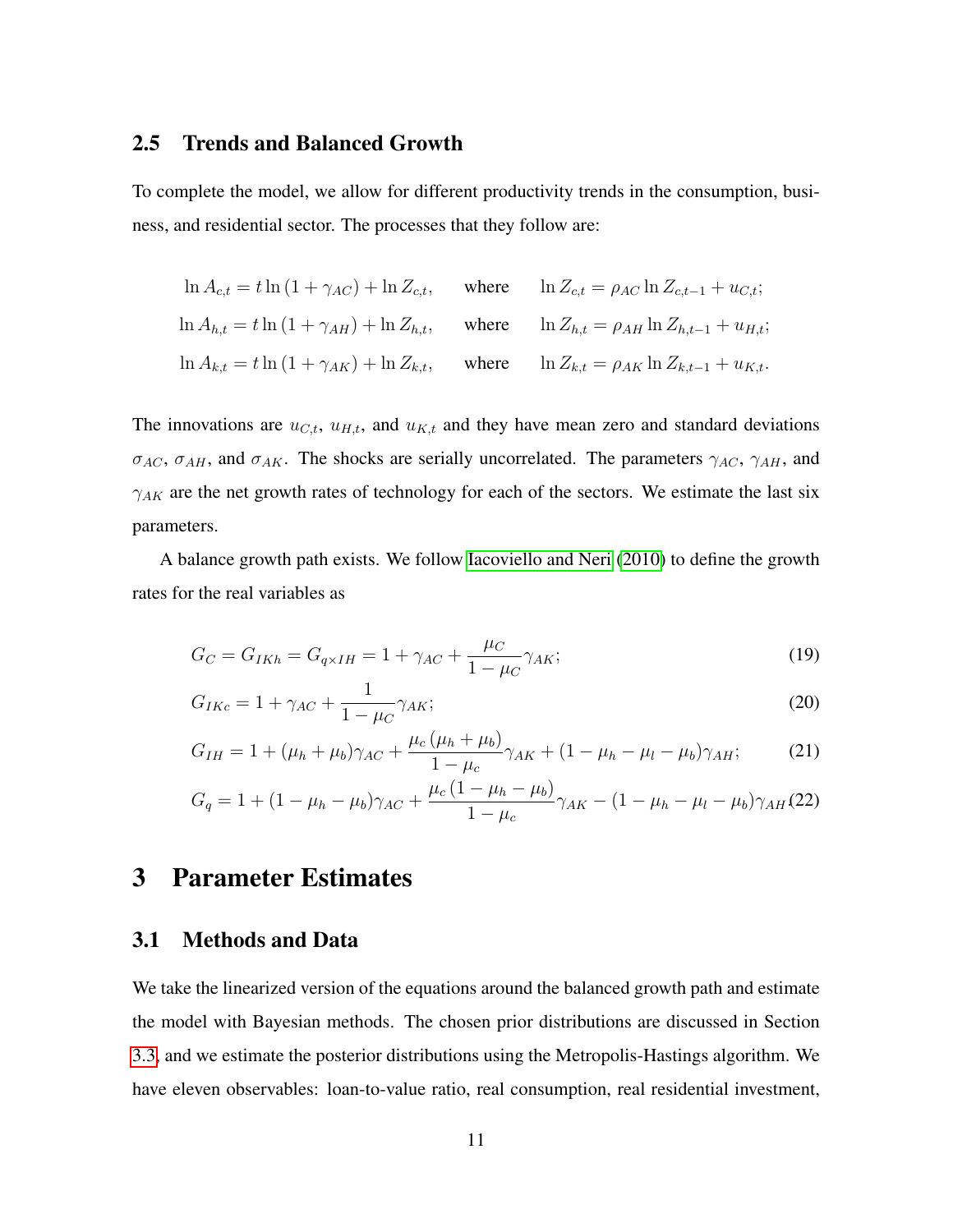## 2.5 Trends and Balanced Growth

To complete the model, we allow for different productivity trends in the consumption, business, and residential sector. The processes that they follow are:

$$\ln A_{c,t} = t \ln(1+\gamma_{AC}) + \ln Z_{c,t}, \quad \text{where} \quad \ln Z_{c,t} = \rho_{AC} \ln Z_{c,t-1} + u_{C,t};$$

$$\ln A_{h,t} = t \ln(1+\gamma_{AH}) + \ln Z_{h,t}, \quad \text{where} \quad \ln Z_{h,t} = \rho_{AH} \ln Z_{h,t-1} + u_{H,t};$$

$$\ln A_{k,t} = t \ln(1+\gamma_{AK}) + \ln Z_{k,t}, \quad \text{where} \quad \ln Z_{k,t} = \rho_{AK} \ln Z_{k,t-1} + u_{K,t}.$$

The innovations are $u_{C,t}$, $u_{H,t}$, and $u_{K,t}$ and they have mean zero and standard deviations $\sigma_{AC}$, $\sigma_{AH}$, and $\sigma_{AK}$. The shocks are serially uncorrelated. The parameters $\gamma_{AC}$, $\gamma_{AH}$, and $\gamma_{AK}$ are the net growth rates of technology for each of the sectors. We estimate the last six parameters.

A balance growth path exists. We follow Iacoviello and Neri (2010) to define the growth rates for the real variables as

$$G_C = G_{IKh} = G_{q \times IH} = 1 + \gamma_{AC} + \frac{\mu_C}{1-\mu_C}\gamma_{AK}; \tag{19}$$

$$G_{IKc} = 1 + \gamma_{AC} + \frac{1}{1-\mu_C}\gamma_{AK}; \tag{20}$$

$$G_{IH} = 1 + (\mu_h + \mu_b)\gamma_{AC} + \frac{\mu_c(\mu_h + \mu_b)}{1-\mu_c}\gamma_{AK} + (1 - \mu_h - \mu_l - \mu_b)\gamma_{AH}; \tag{21}$$

$$G_q = 1 + (1 - \mu_h - \mu_b)\gamma_{AC} + \frac{\mu_c(1 - \mu_h - \mu_b)}{1-\mu_c}\gamma_{AK} - (1 - \mu_h - \mu_l - \mu_b)\gamma_{AH}. \tag{22}$$

# 3 Parameter Estimates

## 3.1 Methods and Data

We take the linearized version of the equations around the balanced growth path and estimate the model with Bayesian methods. The chosen prior distributions are discussed in Section 3.3, and we estimate the posterior distributions using the Metropolis-Hastings algorithm. We have eleven observables: loan-to-value ratio, real consumption, real residential investment,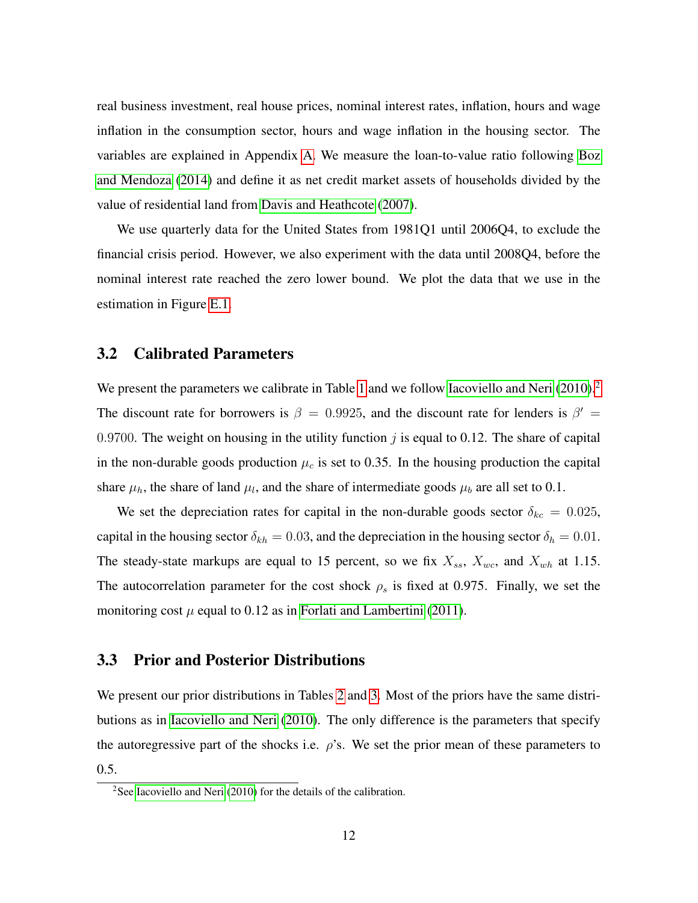real business investment, real house prices, nominal interest rates, inflation, hours and wage inflation in the consumption sector, hours and wage inflation in the housing sector. The variables are explained in Appendix A. We measure the loan-to-value ratio following Boz and Mendoza (2014) and define it as net credit market assets of households divided by the value of residential land from Davis and Heathcote (2007).

We use quarterly data for the United States from 1981Q1 until 2006Q4, to exclude the financial crisis period. However, we also experiment with the data until 2008Q4, before the nominal interest rate reached the zero lower bound. We plot the data that we use in the estimation in Figure E.1.

## 3.2 Calibrated Parameters

We present the parameters we calibrate in Table 1 and we follow Iacoviello and Neri (2010).[2] The discount rate for borrowers is $\beta = 0.9925$, and the discount rate for lenders is $\beta' = 0.9700$. The weight on housing in the utility function $j$ is equal to 0.12. The share of capital in the non-durable goods production $\mu_c$ is set to 0.35. In the housing production the capital share $\mu_h$, the share of land $\mu_l$, and the share of intermediate goods $\mu_b$ are all set to 0.1.

We set the depreciation rates for capital in the non-durable goods sector $\delta_{kc} = 0.025$, capital in the housing sector $\delta_{kh} = 0.03$, and the depreciation in the housing sector $\delta_h = 0.01$. The steady-state markups are equal to 15 percent, so we fix $X_{ss}$, $X_{wc}$, and $X_{wh}$ at 1.15. The autocorrelation parameter for the cost shock $\rho_s$ is fixed at 0.975. Finally, we set the monitoring cost $\mu$ equal to 0.12 as in Forlati and Lambertini (2011).

## 3.3 Prior and Posterior Distributions

We present our prior distributions in Tables 2 and 3. Most of the priors have the same distributions as in Iacoviello and Neri (2010). The only difference is the parameters that specify the autoregressive part of the shocks i.e. $\rho$'s. We set the prior mean of these parameters to 0.5.

[2] See Iacoviello and Neri (2010) for the details of the calibration.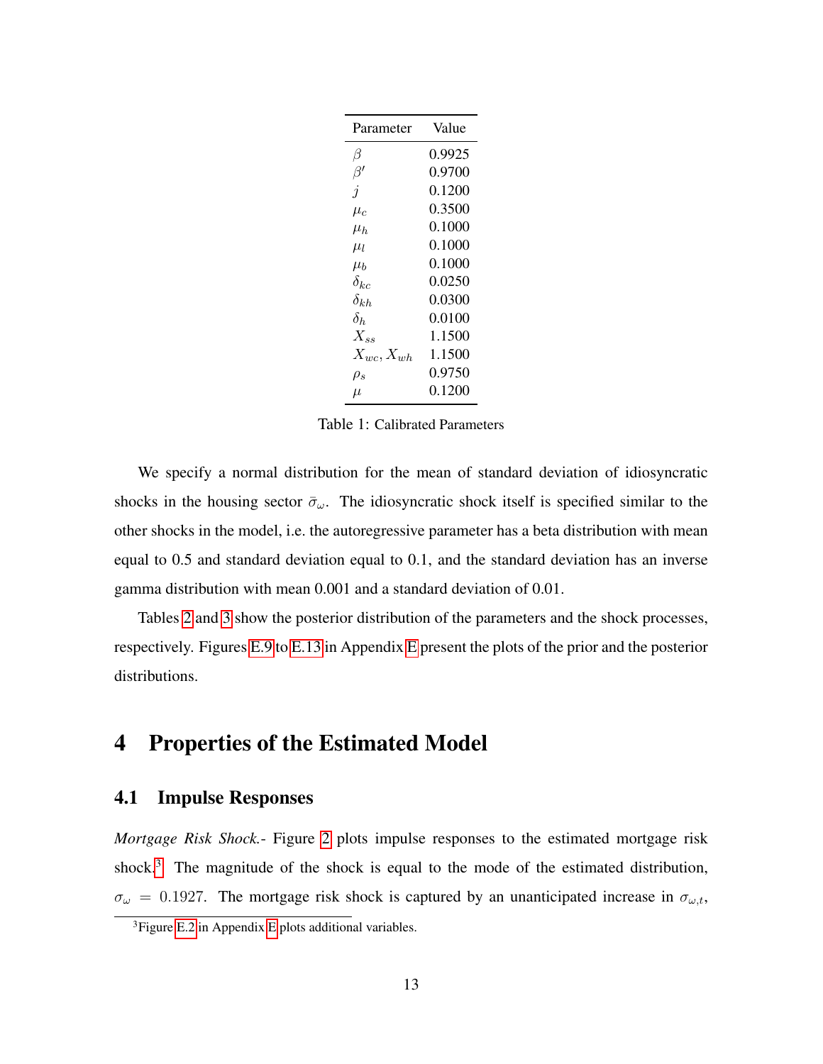| Parameter | Value |
| --- | --- |
| $\beta$ | 0.9925 |
| $\beta'$ | 0.9700 |
| $j$ | 0.1200 |
| $\mu_c$ | 0.3500 |
| $\mu_h$ | 0.1000 |
| $\mu_l$ | 0.1000 |
| $\mu_b$ | 0.1000 |
| $\delta_{kc}$ | 0.0250 |
| $\delta_{kh}$ | 0.0300 |
| $\delta_h$ | 0.0100 |
| $X_{ss}$ | 1.1500 |
| $X_{wc}, X_{wh}$ | 1.1500 |
| $\rho_s$ | 0.9750 |
| $\mu$ | 0.1200 |

Table 1: Calibrated Parameters

We specify a normal distribution for the mean of standard deviation of idiosyncratic shocks in the housing sector $\bar{\sigma}_\omega$. The idiosyncratic shock itself is specified similar to the other shocks in the model, i.e. the autoregressive parameter has a beta distribution with mean equal to 0.5 and standard deviation equal to 0.1, and the standard deviation has an inverse gamma distribution with mean 0.001 and a standard deviation of 0.01.

Tables 2 and 3 show the posterior distribution of the parameters and the shock processes, respectively. Figures E.9 to E.13 in Appendix E present the plots of the prior and the posterior distributions.

# 4 Properties of the Estimated Model

## 4.1 Impulse Responses

*Mortgage Risk Shock.-* Figure 2 plots impulse responses to the estimated mortgage risk shock.[3] The magnitude of the shock is equal to the mode of the estimated distribution, $\sigma_\omega = 0.1927$. The mortgage risk shock is captured by an unanticipated increase in $\sigma_{\omega,t}$,

[3] Figure E.2 in Appendix E plots additional variables.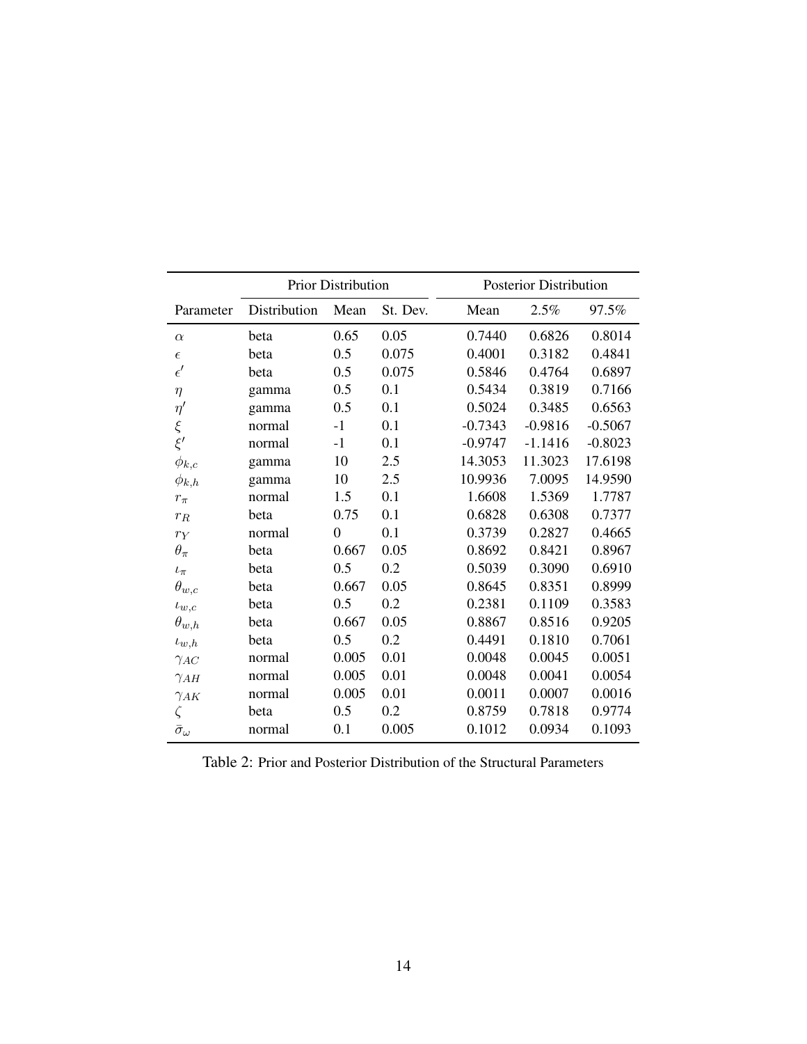| | Prior Distribution | | | Posterior Distribution | | |
|---|---|---|---|---|---|---|
| Parameter | Distribution | Mean | St. Dev. | Mean | 2.5% | 97.5% |
| $\alpha$ | beta | 0.65 | 0.05 | 0.7440 | 0.6826 | 0.8014 |
| $\epsilon$ | beta | 0.5 | 0.075 | 0.4001 | 0.3182 | 0.4841 |
| $\epsilon'$ | beta | 0.5 | 0.075 | 0.5846 | 0.4764 | 0.6897 |
| $\eta$ | gamma | 0.5 | 0.1 | 0.5434 | 0.3819 | 0.7166 |
| $\eta'$ | gamma | 0.5 | 0.1 | 0.5024 | 0.3485 | 0.6563 |
| $\xi$ | normal | -1 | 0.1 | -0.7343 | -0.9816 | -0.5067 |
| $\xi'$ | normal | -1 | 0.1 | -0.9747 | -1.1416 | -0.8023 |
| $\phi_{k,c}$ | gamma | 10 | 2.5 | 14.3053 | 11.3023 | 17.6198 |
| $\phi_{k,h}$ | gamma | 10 | 2.5 | 10.9936 | 7.0095 | 14.9590 |
| $r_\pi$ | normal | 1.5 | 0.1 | 1.6608 | 1.5369 | 1.7787 |
| $r_R$ | beta | 0.75 | 0.1 | 0.6828 | 0.6308 | 0.7377 |
| $r_Y$ | normal | 0 | 0.1 | 0.3739 | 0.2827 | 0.4665 |
| $\theta_\pi$ | beta | 0.667 | 0.05 | 0.8692 | 0.8421 | 0.8967 |
| $\iota_\pi$ | beta | 0.5 | 0.2 | 0.5039 | 0.3090 | 0.6910 |
| $\theta_{w,c}$ | beta | 0.667 | 0.05 | 0.8645 | 0.8351 | 0.8999 |
| $\iota_{w,c}$ | beta | 0.5 | 0.2 | 0.2381 | 0.1109 | 0.3583 |
| $\theta_{w,h}$ | beta | 0.667 | 0.05 | 0.8867 | 0.8516 | 0.9205 |
| $\iota_{w,h}$ | beta | 0.5 | 0.2 | 0.4491 | 0.1810 | 0.7061 |
| $\gamma_{AC}$ | normal | 0.005 | 0.01 | 0.0048 | 0.0045 | 0.0051 |
| $\gamma_{AH}$ | normal | 0.005 | 0.01 | 0.0048 | 0.0041 | 0.0054 |
| $\gamma_{AK}$ | normal | 0.005 | 0.01 | 0.0011 | 0.0007 | 0.0016 |
| $\zeta$ | beta | 0.5 | 0.2 | 0.8759 | 0.7818 | 0.9774 |
| $\bar{\sigma}_\omega$ | normal | 0.1 | 0.005 | 0.1012 | 0.0934 | 0.1093 |

Table 2: Prior and Posterior Distribution of the Structural Parameters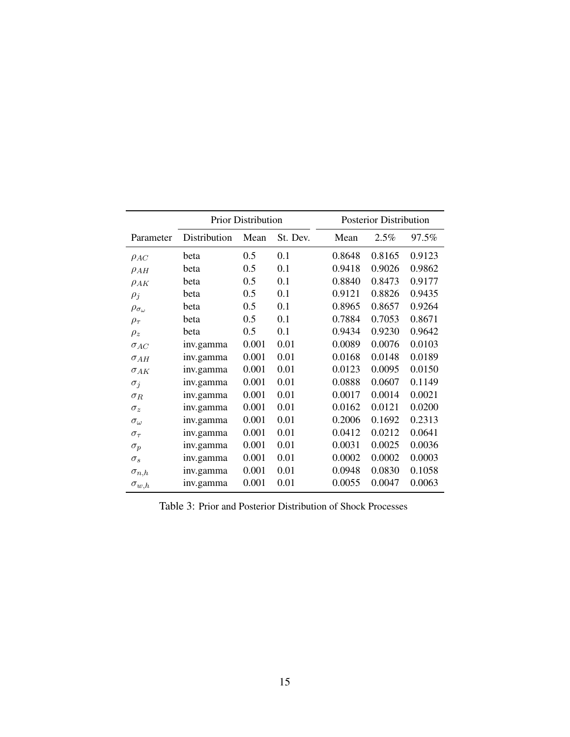| | Prior Distribution | | | Posterior Distribution | | |
|---|---|---|---|---|---|---|
| Parameter | Distribution | Mean | St. Dev. | Mean | 2.5% | 97.5% |
| $\rho_{AC}$ | beta | 0.5 | 0.1 | 0.8648 | 0.8165 | 0.9123 |
| $\rho_{AH}$ | beta | 0.5 | 0.1 | 0.9418 | 0.9026 | 0.9862 |
| $\rho_{AK}$ | beta | 0.5 | 0.1 | 0.8840 | 0.8473 | 0.9177 |
| $\rho_{j}$ | beta | 0.5 | 0.1 | 0.9121 | 0.8826 | 0.9435 |
| $\rho_{\sigma_\omega}$ | beta | 0.5 | 0.1 | 0.8965 | 0.8657 | 0.9264 |
| $\rho_{\tau}$ | beta | 0.5 | 0.1 | 0.7884 | 0.7053 | 0.8671 |
| $\rho_{z}$ | beta | 0.5 | 0.1 | 0.9434 | 0.9230 | 0.9642 |
| $\sigma_{AC}$ | inv.gamma | 0.001 | 0.01 | 0.0089 | 0.0076 | 0.0103 |
| $\sigma_{AH}$ | inv.gamma | 0.001 | 0.01 | 0.0168 | 0.0148 | 0.0189 |
| $\sigma_{AK}$ | inv.gamma | 0.001 | 0.01 | 0.0123 | 0.0095 | 0.0150 |
| $\sigma_{j}$ | inv.gamma | 0.001 | 0.01 | 0.0888 | 0.0607 | 0.1149 |
| $\sigma_{R}$ | inv.gamma | 0.001 | 0.01 | 0.0017 | 0.0014 | 0.0021 |
| $\sigma_{z}$ | inv.gamma | 0.001 | 0.01 | 0.0162 | 0.0121 | 0.0200 |
| $\sigma_{\omega}$ | inv.gamma | 0.001 | 0.01 | 0.2006 | 0.1692 | 0.2313 |
| $\sigma_{\tau}$ | inv.gamma | 0.001 | 0.01 | 0.0412 | 0.0212 | 0.0641 |
| $\sigma_{p}$ | inv.gamma | 0.001 | 0.01 | 0.0031 | 0.0025 | 0.0036 |
| $\sigma_{s}$ | inv.gamma | 0.001 | 0.01 | 0.0002 | 0.0002 | 0.0003 |
| $\sigma_{n,h}$ | inv.gamma | 0.001 | 0.01 | 0.0948 | 0.0830 | 0.1058 |
| $\sigma_{w,h}$ | inv.gamma | 0.001 | 0.01 | 0.0055 | 0.0047 | 0.0063 |

Table 3: Prior and Posterior Distribution of Shock Processes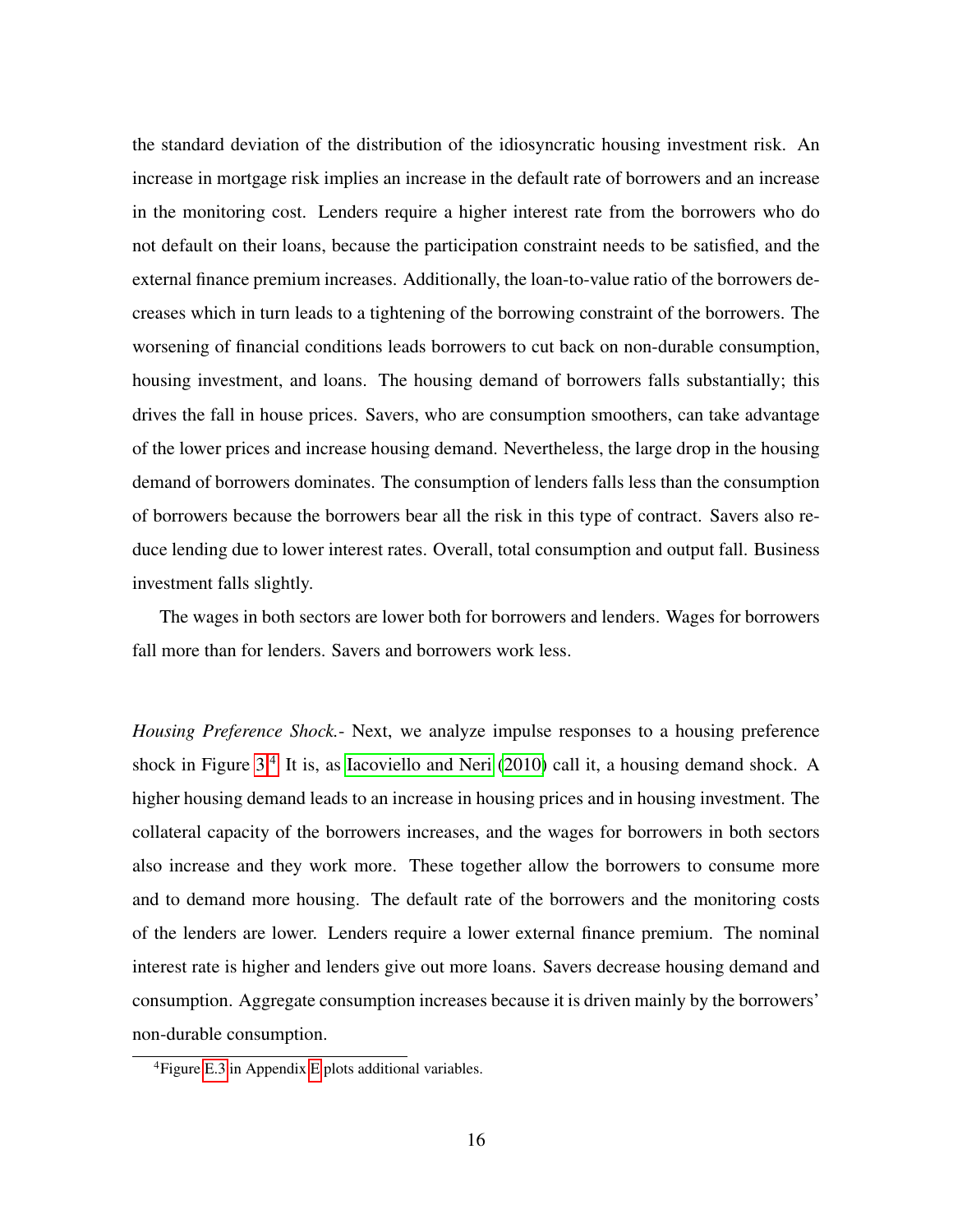the standard deviation of the distribution of the idiosyncratic housing investment risk. An increase in mortgage risk implies an increase in the default rate of borrowers and an increase in the monitoring cost. Lenders require a higher interest rate from the borrowers who do not default on their loans, because the participation constraint needs to be satisfied, and the external finance premium increases. Additionally, the loan-to-value ratio of the borrowers decreases which in turn leads to a tightening of the borrowing constraint of the borrowers. The worsening of financial conditions leads borrowers to cut back on non-durable consumption, housing investment, and loans. The housing demand of borrowers falls substantially; this drives the fall in house prices. Savers, who are consumption smoothers, can take advantage of the lower prices and increase housing demand. Nevertheless, the large drop in the housing demand of borrowers dominates. The consumption of lenders falls less than the consumption of borrowers because the borrowers bear all the risk in this type of contract. Savers also reduce lending due to lower interest rates. Overall, total consumption and output fall. Business investment falls slightly.

The wages in both sectors are lower both for borrowers and lenders. Wages for borrowers fall more than for lenders. Savers and borrowers work less.

*Housing Preference Shock.-* Next, we analyze impulse responses to a housing preference shock in Figure 3.[4] It is, as Iacoviello and Neri (2010) call it, a housing demand shock. A higher housing demand leads to an increase in housing prices and in housing investment. The collateral capacity of the borrowers increases, and the wages for borrowers in both sectors also increase and they work more. These together allow the borrowers to consume more and to demand more housing. The default rate of the borrowers and the monitoring costs of the lenders are lower. Lenders require a lower external finance premium. The nominal interest rate is higher and lenders give out more loans. Savers decrease housing demand and consumption. Aggregate consumption increases because it is driven mainly by the borrowers' non-durable consumption.

[4] Figure E.3 in Appendix E plots additional variables.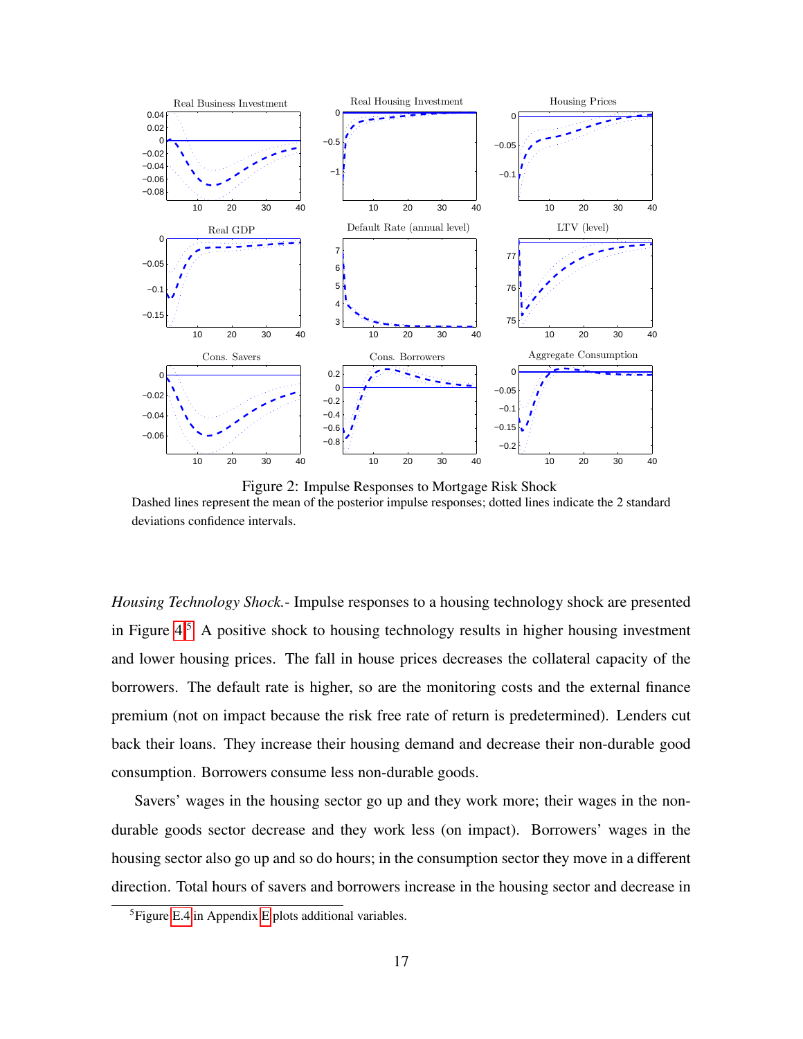Figure 2: Impulse Responses to Mortgage Risk Shock
Dashed lines represent the mean of the posterior impulse responses; dotted lines indicate the 2 standard deviations confidence intervals.

*Housing Technology Shock.-* Impulse responses to a housing technology shock are presented in Figure 4.[5] A positive shock to housing technology results in higher housing investment and lower housing prices. The fall in house prices decreases the collateral capacity of the borrowers. The default rate is higher, so are the monitoring costs and the external finance premium (not on impact because the risk free rate of return is predetermined). Lenders cut back their loans. They increase their housing demand and decrease their non-durable good consumption. Borrowers consume less non-durable goods.

Savers' wages in the housing sector go up and they work more; their wages in the non-durable goods sector decrease and they work less (on impact). Borrowers' wages in the housing sector also go up and so do hours; in the consumption sector they move in a different direction. Total hours of savers and borrowers increase in the housing sector and decrease in

[5] Figure E.4 in Appendix E plots additional variables.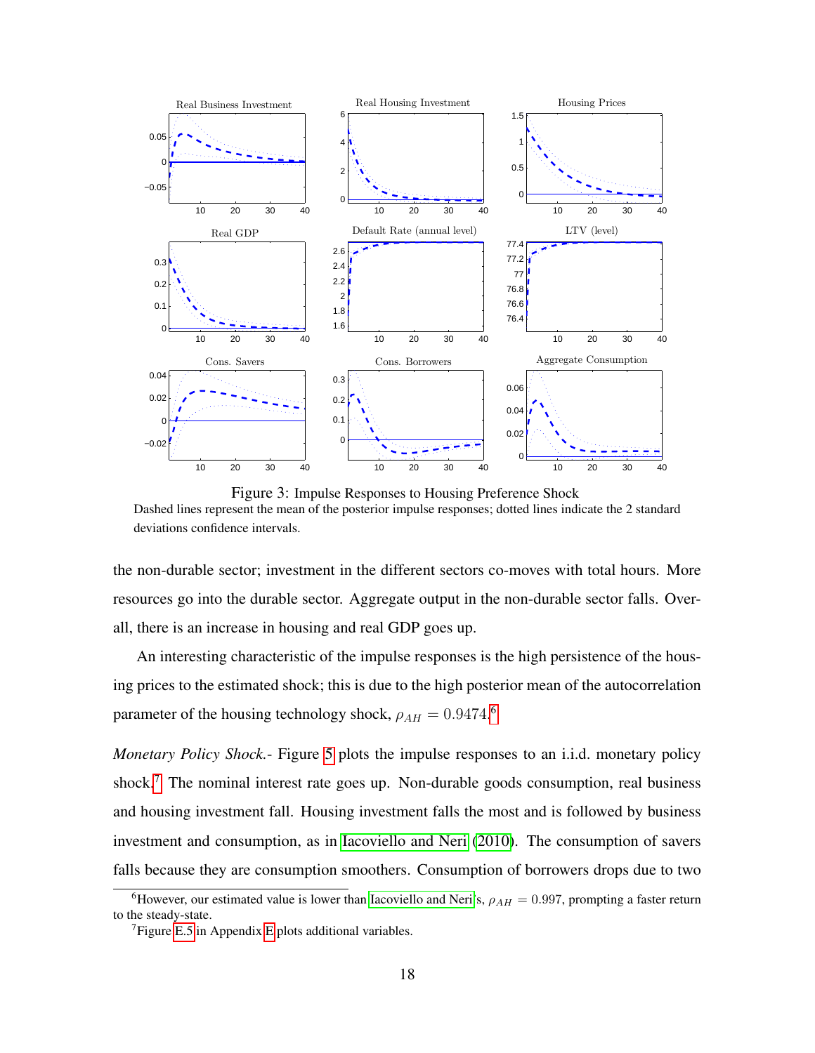Figure 3: Impulse Responses to Housing Preference Shock

Dashed lines represent the mean of the posterior impulse responses; dotted lines indicate the 2 standard deviations confidence intervals.

the non-durable sector; investment in the different sectors co-moves with total hours. More resources go into the durable sector. Aggregate output in the non-durable sector falls. Overall, there is an increase in housing and real GDP goes up.

An interesting characteristic of the impulse responses is the high persistence of the housing prices to the estimated shock; this is due to the high posterior mean of the autocorrelation parameter of the housing technology shock, $\rho_{AH} = 0.9474$.[6]

*Monetary Policy Shock.*- Figure 5 plots the impulse responses to an i.i.d. monetary policy shock.[7] The nominal interest rate goes up. Non-durable goods consumption, real business and housing investment fall. Housing investment falls the most and is followed by business investment and consumption, as in Iacoviello and Neri (2010). The consumption of savers falls because they are consumption smoothers. Consumption of borrowers drops due to two

[6] However, our estimated value is lower than Iacoviello and Neri's, $\rho_{AH} = 0.997$, prompting a faster return to the steady-state.

[7] Figure E.5 in Appendix E plots additional variables.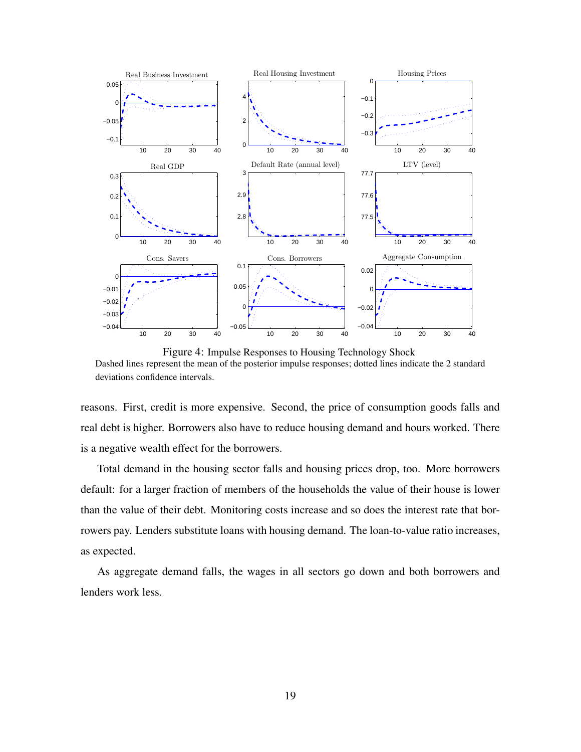Figure 4: Impulse Responses to Housing Technology Shock
Dashed lines represent the mean of the posterior impulse responses; dotted lines indicate the 2 standard deviations confidence intervals.

reasons. First, credit is more expensive. Second, the price of consumption goods falls and real debt is higher. Borrowers also have to reduce housing demand and hours worked. There is a negative wealth effect for the borrowers.

Total demand in the housing sector falls and housing prices drop, too. More borrowers default: for a larger fraction of members of the households the value of their house is lower than the value of their debt. Monitoring costs increase and so does the interest rate that borrowers pay. Lenders substitute loans with housing demand. The loan-to-value ratio increases, as expected.

As aggregate demand falls, the wages in all sectors go down and both borrowers and lenders work less.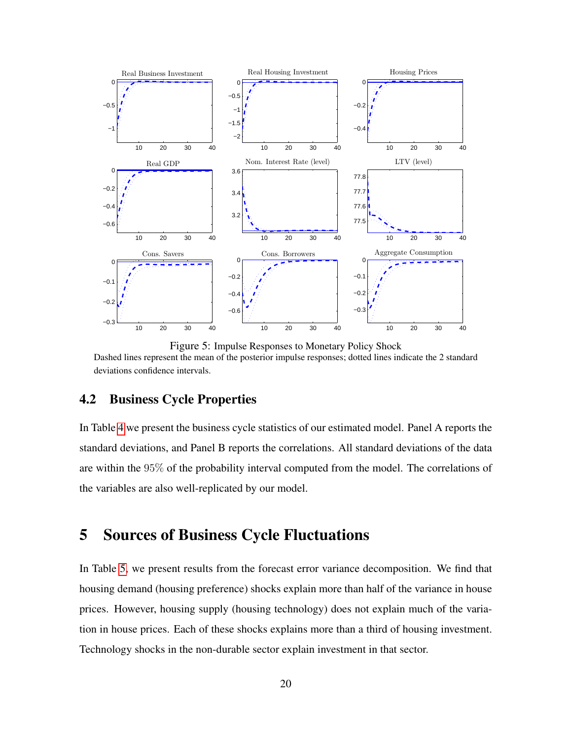Figure 5: Impulse Responses to Monetary Policy Shock
Dashed lines represent the mean of the posterior impulse responses; dotted lines indicate the 2 standard deviations confidence intervals.

## 4.2 Business Cycle Properties

In Table 4 we present the business cycle statistics of our estimated model. Panel A reports the standard deviations, and Panel B reports the correlations. All standard deviations of the data are within the 95% of the probability interval computed from the model. The correlations of the variables are also well-replicated by our model.

# 5 Sources of Business Cycle Fluctuations

In Table 5, we present results from the forecast error variance decomposition. We find that housing demand (housing preference) shocks explain more than half of the variance in house prices. However, housing supply (housing technology) does not explain much of the variation in house prices. Each of these shocks explains more than a third of housing investment. Technology shocks in the non-durable sector explain investment in that sector.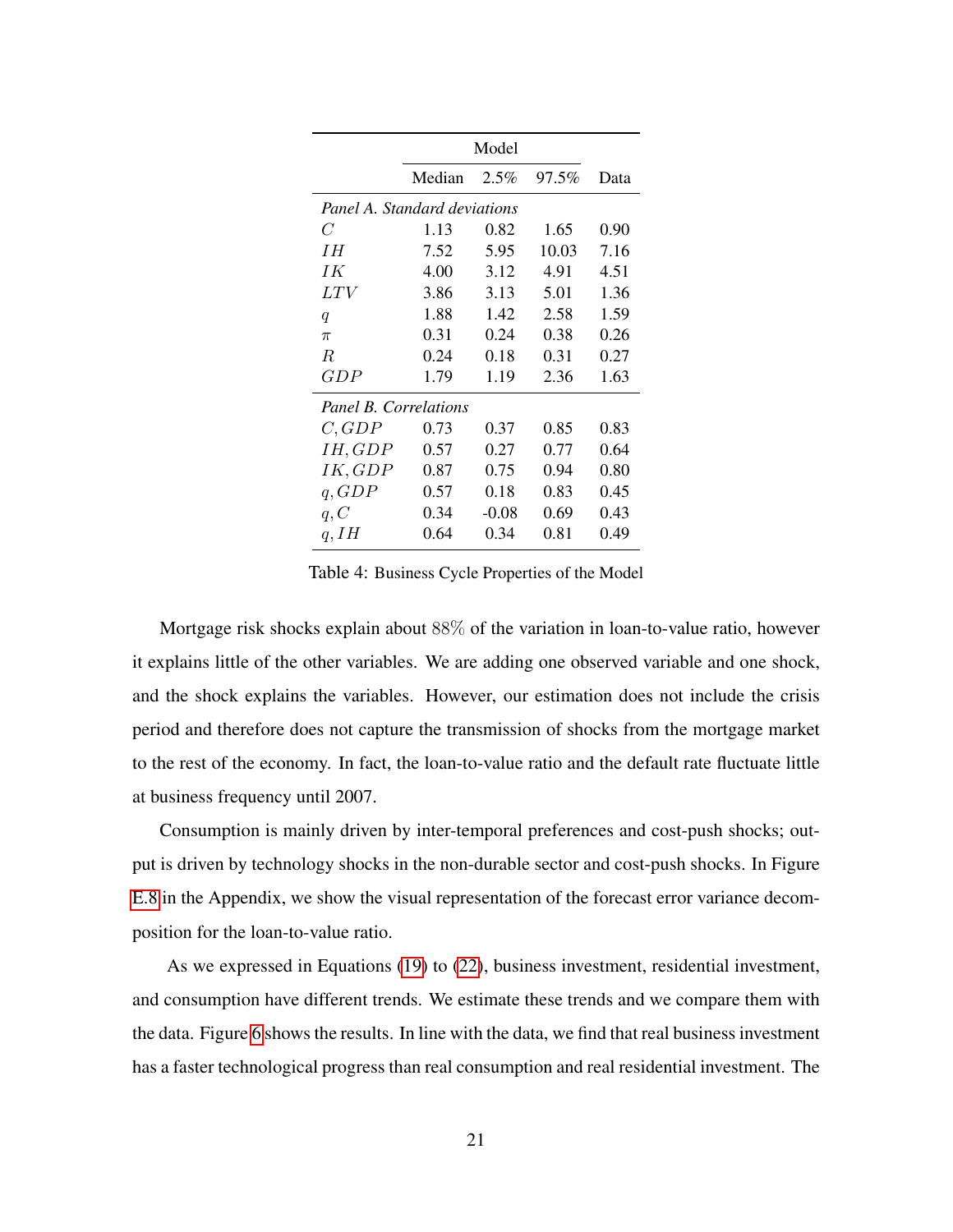| | Model | | | |
|---|---|---|---|---|
| | Median | 2.5% | 97.5% | Data |
| *Panel A. Standard deviations* | | | | |
| $C$ | 1.13 | 0.82 | 1.65 | 0.90 |
| $IH$ | 7.52 | 5.95 | 10.03 | 7.16 |
| $IK$ | 4.00 | 3.12 | 4.91 | 4.51 |
| $LTV$ | 3.86 | 3.13 | 5.01 | 1.36 |
| $q$ | 1.88 | 1.42 | 2.58 | 1.59 |
| $\pi$ | 0.31 | 0.24 | 0.38 | 0.26 |
| $R$ | 0.24 | 0.18 | 0.31 | 0.27 |
| $GDP$ | 1.79 | 1.19 | 2.36 | 1.63 |
| *Panel B. Correlations* | | | | |
| $C, GDP$ | 0.73 | 0.37 | 0.85 | 0.83 |
| $IH, GDP$ | 0.57 | 0.27 | 0.77 | 0.64 |
| $IK, GDP$ | 0.87 | 0.75 | 0.94 | 0.80 |
| $q, GDP$ | 0.57 | 0.18 | 0.83 | 0.45 |
| $q, C$ | 0.34 | -0.08 | 0.69 | 0.43 |
| $q, IH$ | 0.64 | 0.34 | 0.81 | 0.49 |

Table 4: Business Cycle Properties of the Model

Mortgage risk shocks explain about 88% of the variation in loan-to-value ratio, however it explains little of the other variables. We are adding one observed variable and one shock, and the shock explains the variables. However, our estimation does not include the crisis period and therefore does not capture the transmission of shocks from the mortgage market to the rest of the economy. In fact, the loan-to-value ratio and the default rate fluctuate little at business frequency until 2007.

Consumption is mainly driven by inter-temporal preferences and cost-push shocks; output is driven by technology shocks in the non-durable sector and cost-push shocks. In Figure E.8 in the Appendix, we show the visual representation of the forecast error variance decomposition for the loan-to-value ratio.

As we expressed in Equations (19) to (22), business investment, residential investment, and consumption have different trends. We estimate these trends and we compare them with the data. Figure 6 shows the results. In line with the data, we find that real business investment has a faster technological progress than real consumption and real residential investment. The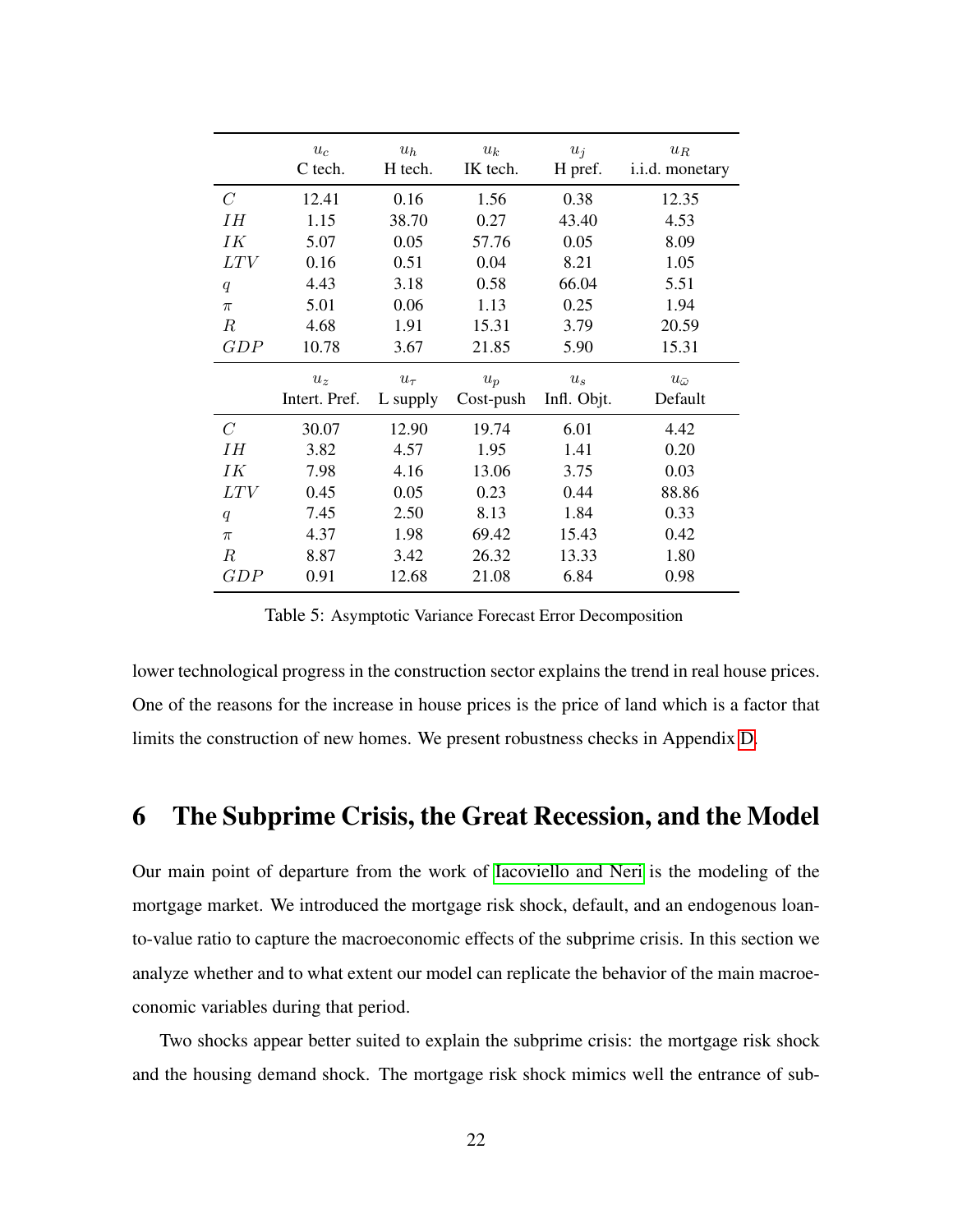| | $u_c$ C tech. | $u_h$ H tech. | $u_k$ IK tech. | $u_j$ H pref. | $u_R$ i.i.d. monetary |
|---|---|---|---|---|---|
| $C$ | 12.41 | 0.16 | 1.56 | 0.38 | 12.35 |
| $IH$ | 1.15 | 38.70 | 0.27 | 43.40 | 4.53 |
| $IK$ | 5.07 | 0.05 | 57.76 | 0.05 | 8.09 |
| $LTV$ | 0.16 | 0.51 | 0.04 | 8.21 | 1.05 |
| $q$ | 4.43 | 3.18 | 0.58 | 66.04 | 5.51 |
| $\pi$ | 5.01 | 0.06 | 1.13 | 0.25 | 1.94 |
| $R$ | 4.68 | 1.91 | 15.31 | 3.79 | 20.59 |
| $GDP$ | 10.78 | 3.67 | 21.85 | 5.90 | 15.31 |
| | $u_z$ Intert. Pref. | $u_\tau$ L supply | $u_p$ Cost-push | $u_s$ Infl. Objt. | $u_{\bar{\omega}}$ Default |
| $C$ | 30.07 | 12.90 | 19.74 | 6.01 | 4.42 |
| $IH$ | 3.82 | 4.57 | 1.95 | 1.41 | 0.20 |
| $IK$ | 7.98 | 4.16 | 13.06 | 3.75 | 0.03 |
| $LTV$ | 0.45 | 0.05 | 0.23 | 0.44 | 88.86 |
| $q$ | 7.45 | 2.50 | 8.13 | 1.84 | 0.33 |
| $\pi$ | 4.37 | 1.98 | 69.42 | 15.43 | 0.42 |
| $R$ | 8.87 | 3.42 | 26.32 | 13.33 | 1.80 |
| $GDP$ | 0.91 | 12.68 | 21.08 | 6.84 | 0.98 |

Table 5: Asymptotic Variance Forecast Error Decomposition

lower technological progress in the construction sector explains the trend in real house prices. One of the reasons for the increase in house prices is the price of land which is a factor that limits the construction of new homes. We present robustness checks in Appendix D.

# 6 The Subprime Crisis, the Great Recession, and the Model

Our main point of departure from the work of Iacoviello and Neri is the modeling of the mortgage market. We introduced the mortgage risk shock, default, and an endogenous loan-to-value ratio to capture the macroeconomic effects of the subprime crisis. In this section we analyze whether and to what extent our model can replicate the behavior of the main macroeconomic variables during that period.

Two shocks appear better suited to explain the subprime crisis: the mortgage risk shock and the housing demand shock. The mortgage risk shock mimics well the entrance of sub-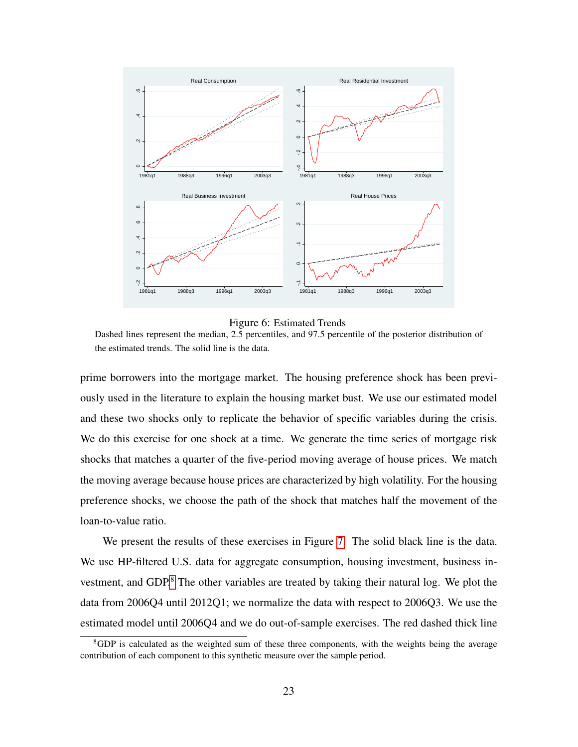Figure 6: Estimated Trends

Dashed lines represent the median, 2.5 percentiles, and 97.5 percentile of the posterior distribution of the estimated trends. The solid line is the data.

prime borrowers into the mortgage market. The housing preference shock has been previously used in the literature to explain the housing market bust. We use our estimated model and these two shocks only to replicate the behavior of specific variables during the crisis. We do this exercise for one shock at a time. We generate the time series of mortgage risk shocks that matches a quarter of the five-period moving average of house prices. We match the moving average because house prices are characterized by high volatility. For the housing preference shocks, we choose the path of the shock that matches half the movement of the loan-to-value ratio.

We present the results of these exercises in Figure 7. The solid black line is the data. We use HP-filtered U.S. data for aggregate consumption, housing investment, business investment, and GDP.[8] The other variables are treated by taking their natural log. We plot the data from 2006Q4 until 2012Q1; we normalize the data with respect to 2006Q3. We use the estimated model until 2006Q4 and we do out-of-sample exercises. The red dashed thick line

[8] GDP is calculated as the weighted sum of these three components, with the weights being the average contribution of each component to this synthetic measure over the sample period.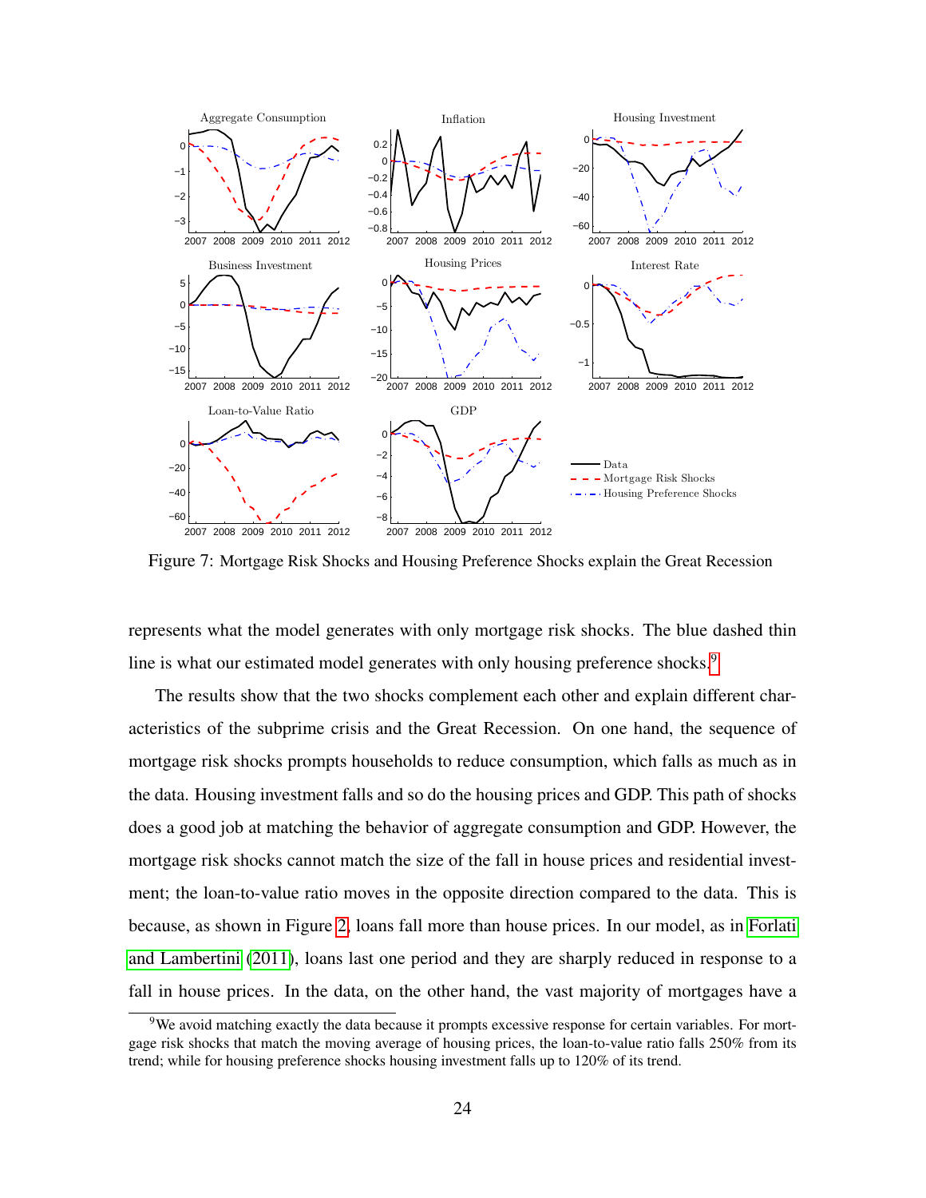Figure 7: Mortgage Risk Shocks and Housing Preference Shocks explain the Great Recession

represents what the model generates with only mortgage risk shocks. The blue dashed thin line is what our estimated model generates with only housing preference shocks.[9]

The results show that the two shocks complement each other and explain different characteristics of the subprime crisis and the Great Recession. On one hand, the sequence of mortgage risk shocks prompts households to reduce consumption, which falls as much as in the data. Housing investment falls and so do the housing prices and GDP. This path of shocks does a good job at matching the behavior of aggregate consumption and GDP. However, the mortgage risk shocks cannot match the size of the fall in house prices and residential investment; the loan-to-value ratio moves in the opposite direction compared to the data. This is because, as shown in Figure 2, loans fall more than house prices. In our model, as in Forlati and Lambertini (2011), loans last one period and they are sharply reduced in response to a fall in house prices. In the data, on the other hand, the vast majority of mortgages have a

[9] We avoid matching exactly the data because it prompts excessive response for certain variables. For mortgage risk shocks that match the moving average of housing prices, the loan-to-value ratio falls 250% from its trend; while for housing preference shocks housing investment falls up to 120% of its trend.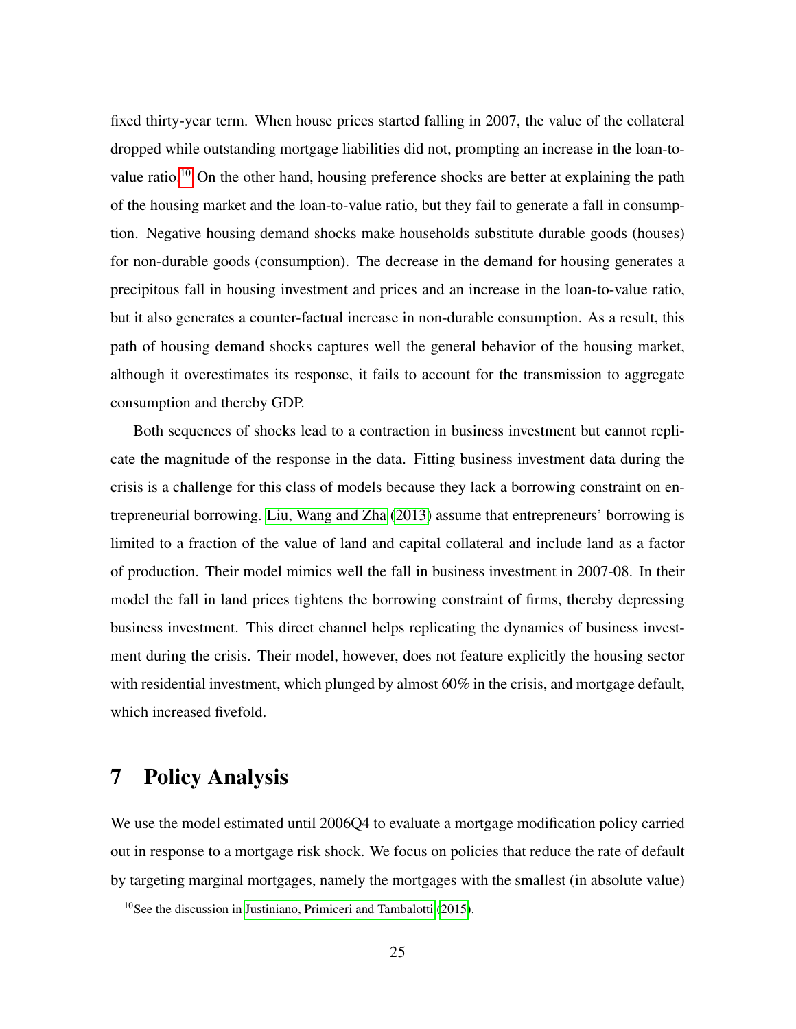fixed thirty-year term. When house prices started falling in 2007, the value of the collateral dropped while outstanding mortgage liabilities did not, prompting an increase in the loan-to-value ratio.[10] On the other hand, housing preference shocks are better at explaining the path of the housing market and the loan-to-value ratio, but they fail to generate a fall in consumption. Negative housing demand shocks make households substitute durable goods (houses) for non-durable goods (consumption). The decrease in the demand for housing generates a precipitous fall in housing investment and prices and an increase in the loan-to-value ratio, but it also generates a counter-factual increase in non-durable consumption. As a result, this path of housing demand shocks captures well the general behavior of the housing market, although it overestimates its response, it fails to account for the transmission to aggregate consumption and thereby GDP.

Both sequences of shocks lead to a contraction in business investment but cannot replicate the magnitude of the response in the data. Fitting business investment data during the crisis is a challenge for this class of models because they lack a borrowing constraint on entrepreneurial borrowing. Liu, Wang and Zha (2013) assume that entrepreneurs' borrowing is limited to a fraction of the value of land and capital collateral and include land as a factor of production. Their model mimics well the fall in business investment in 2007-08. In their model the fall in land prices tightens the borrowing constraint of firms, thereby depressing business investment. This direct channel helps replicating the dynamics of business investment during the crisis. Their model, however, does not feature explicitly the housing sector with residential investment, which plunged by almost 60% in the crisis, and mortgage default, which increased fivefold.

# 7 Policy Analysis

We use the model estimated until 2006Q4 to evaluate a mortgage modification policy carried out in response to a mortgage risk shock. We focus on policies that reduce the rate of default by targeting marginal mortgages, namely the mortgages with the smallest (in absolute value)

[10] See the discussion in Justiniano, Primiceri and Tambalotti (2015).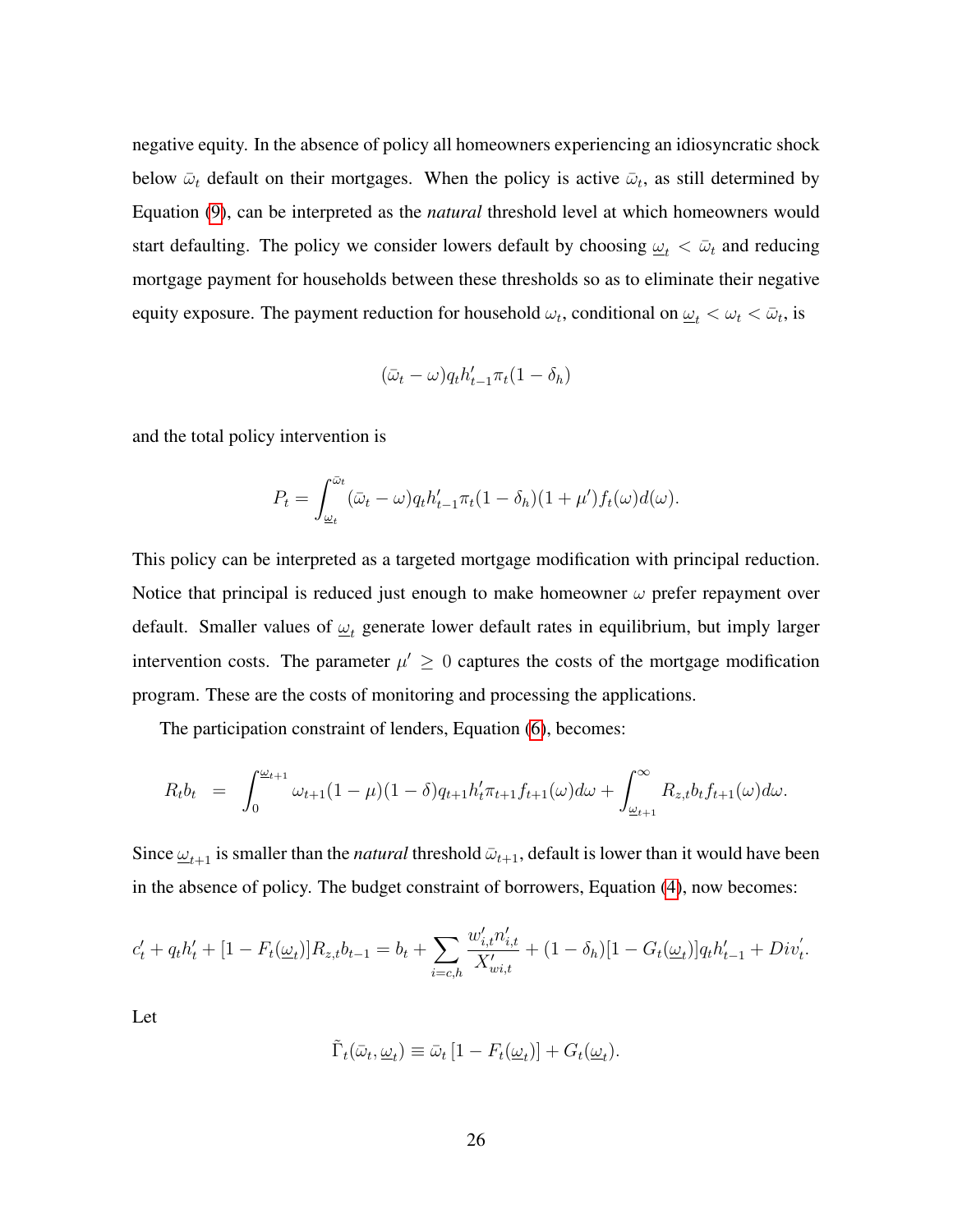negative equity. In the absence of policy all homeowners experiencing an idiosyncratic shock below $\bar{\omega}_t$ default on their mortgages. When the policy is active $\bar{\omega}_t$, as still determined by Equation (9), can be interpreted as the *natural* threshold level at which homeowners would start defaulting. The policy we consider lowers default by choosing $\underline{\omega}_t < \bar{\omega}_t$ and reducing mortgage payment for households between these thresholds so as to eliminate their negative equity exposure. The payment reduction for household $\omega_t$, conditional on $\underline{\omega}_t < \omega_t < \bar{\omega}_t$, is

$$(\bar{\omega}_t - \omega) q_t h'_{t-1} \pi_t (1 - \delta_h)$$

and the total policy intervention is

$$P_t = \int_{\underline{\omega}_t}^{\bar{\omega}_t} (\bar{\omega}_t - \omega) q_t h'_{t-1} \pi_t (1 - \delta_h)(1 + \mu') f_t(\omega) d(\omega).$$

This policy can be interpreted as a targeted mortgage modification with principal reduction. Notice that principal is reduced just enough to make homeowner $\omega$ prefer repayment over default. Smaller values of $\underline{\omega}_t$ generate lower default rates in equilibrium, but imply larger intervention costs. The parameter $\mu' \geq 0$ captures the costs of the mortgage modification program. These are the costs of monitoring and processing the applications.

The participation constraint of lenders, Equation (6), becomes:

$$R_t b_t = \int_0^{\underline{\omega}_{t+1}} \omega_{t+1} (1 - \mu)(1 - \delta) q_{t+1} h'_t \pi_{t+1} f_{t+1}(\omega) d\omega + \int_{\underline{\omega}_{t+1}}^{\infty} R_{z,t} b_t f_{t+1}(\omega) d\omega.$$

Since $\underline{\omega}_{t+1}$ is smaller than the *natural* threshold $\bar{\omega}_{t+1}$, default is lower than it would have been in the absence of policy. The budget constraint of borrowers, Equation (4), now becomes:

$$c'_t + q_t h'_t + [1 - F_t(\underline{\omega}_t)] R_{z,t} b_{t-1} = b_t + \sum_{i=c,h} \frac{w'_{i,t} n'_{i,t}}{X'_{wi,t}} + (1 - \delta_h)[1 - G_t(\underline{\omega}_t)] q_t h'_{t-1} + Div'_t.$$

Let

$$\tilde{\Gamma}_t(\bar{\omega}_t, \underline{\omega}_t) \equiv \bar{\omega}_t [1 - F_t(\underline{\omega}_t)] + G_t(\underline{\omega}_t).$$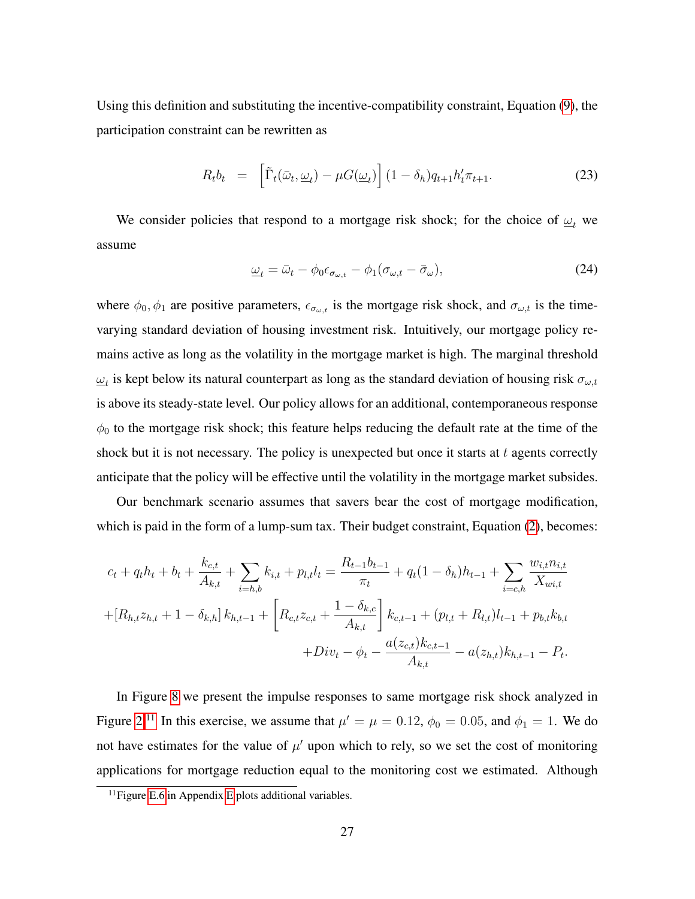Using this definition and substituting the incentive-compatibility constraint, Equation (9), the participation constraint can be rewritten as

$$R_t b_t \;\; = \;\; \left[\tilde{\Gamma}_t(\bar{\omega}_t, \underline{\omega}_t) - \mu G(\underline{\omega}_t)\right](1-\delta_h) q_{t+1} h_t' \pi_{t+1}. \tag{23}$$

We consider policies that respond to a mortgage risk shock; for the choice of $\underline{\omega}_t$ we assume

$$\underline{\omega}_t = \bar{\omega}_t - \phi_0 \epsilon_{\sigma_{\omega,t}} - \phi_1(\sigma_{\omega,t} - \bar{\sigma}_\omega), \tag{24}$$

where $\phi_0, \phi_1$ are positive parameters, $\epsilon_{\sigma_{\omega,t}}$ is the mortgage risk shock, and $\sigma_{\omega,t}$ is the time-varying standard deviation of housing investment risk. Intuitively, our mortgage policy remains active as long as the volatility in the mortgage market is high. The marginal threshold $\underline{\omega}_t$ is kept below its natural counterpart as long as the standard deviation of housing risk $\sigma_{\omega,t}$ is above its steady-state level. Our policy allows for an additional, contemporaneous response $\phi_0$ to the mortgage risk shock; this feature helps reducing the default rate at the time of the shock but it is not necessary. The policy is unexpected but once it starts at $t$ agents correctly anticipate that the policy will be effective until the volatility in the mortgage market subsides.

Our benchmark scenario assumes that savers bear the cost of mortgage modification, which is paid in the form of a lump-sum tax. Their budget constraint, Equation (2), becomes:

$$
\begin{aligned}
c_t + q_t h_t + b_t + \frac{k_{c,t}}{A_{k,t}} + \sum_{i=h,b} k_{i,t} + p_{l,t} l_t &= \frac{R_{t-1} b_{t-1}}{\pi_t} + q_t(1-\delta_h) h_{t-1} + \sum_{i=c,h} \frac{w_{i,t} n_{i,t}}{X_{wi,t}} \\
+\left[R_{h,t} z_{h,t} + 1 - \delta_{k,h}\right] k_{h,t-1} &+ \left[R_{c,t} z_{c,t} + \frac{1-\delta_{k,c}}{A_{k,t}}\right] k_{c,t-1} + (p_{l,t} + R_{l,t}) l_{t-1} + p_{b,t} k_{b,t} \\
&+ Div_t - \phi_t - \frac{a(z_{c,t}) k_{c,t-1}}{A_{k,t}} - a(z_{h,t}) k_{h,t-1} - P_t.
\end{aligned}
$$

In Figure 8 we present the impulse responses to same mortgage risk shock analyzed in Figure 2.[11] In this exercise, we assume that $\mu' = \mu = 0.12$, $\phi_0 = 0.05$, and $\phi_1 = 1$. We do not have estimates for the value of $\mu'$ upon which to rely, so we set the cost of monitoring applications for mortgage reduction equal to the monitoring cost we estimated. Although

[11] Figure E.6 in Appendix E plots additional variables.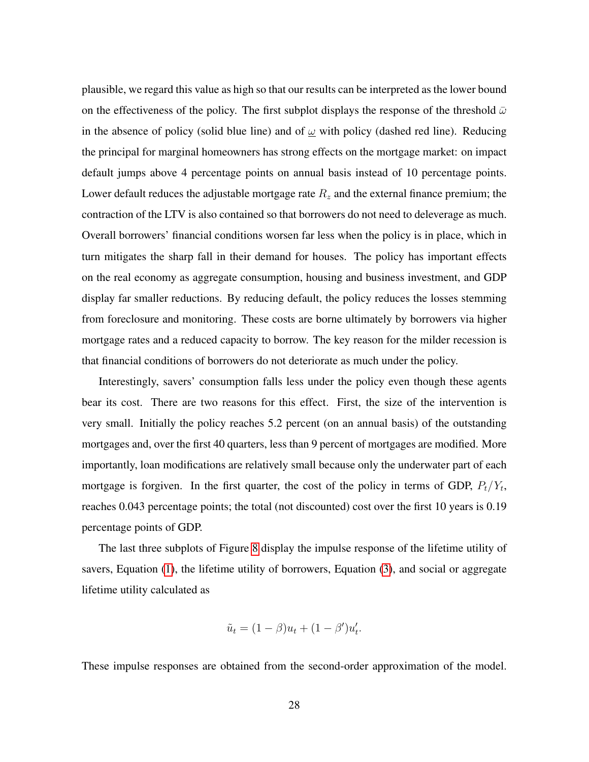plausible, we regard this value as high so that our results can be interpreted as the lower bound on the effectiveness of the policy. The first subplot displays the response of the threshold $\bar{\omega}$ in the absence of policy (solid blue line) and of $\underline{\omega}$ with policy (dashed red line). Reducing the principal for marginal homeowners has strong effects on the mortgage market: on impact default jumps above 4 percentage points on annual basis instead of 10 percentage points. Lower default reduces the adjustable mortgage rate $R_z$ and the external finance premium; the contraction of the LTV is also contained so that borrowers do not need to deleverage as much. Overall borrowers' financial conditions worsen far less when the policy is in place, which in turn mitigates the sharp fall in their demand for houses. The policy has important effects on the real economy as aggregate consumption, housing and business investment, and GDP display far smaller reductions. By reducing default, the policy reduces the losses stemming from foreclosure and monitoring. These costs are borne ultimately by borrowers via higher mortgage rates and a reduced capacity to borrow. The key reason for the milder recession is that financial conditions of borrowers do not deteriorate as much under the policy.

Interestingly, savers' consumption falls less under the policy even though these agents bear its cost. There are two reasons for this effect. First, the size of the intervention is very small. Initially the policy reaches 5.2 percent (on an annual basis) of the outstanding mortgages and, over the first 40 quarters, less than 9 percent of mortgages are modified. More importantly, loan modifications are relatively small because only the underwater part of each mortgage is forgiven. In the first quarter, the cost of the policy in terms of GDP, $P_t/Y_t$, reaches 0.043 percentage points; the total (not discounted) cost over the first 10 years is 0.19 percentage points of GDP.

The last three subplots of Figure 8 display the impulse response of the lifetime utility of savers, Equation (1), the lifetime utility of borrowers, Equation (3), and social or aggregate lifetime utility calculated as

$$\tilde{u}_t = (1-\beta)u_t + (1-\beta')u'_t.$$

These impulse responses are obtained from the second-order approximation of the model.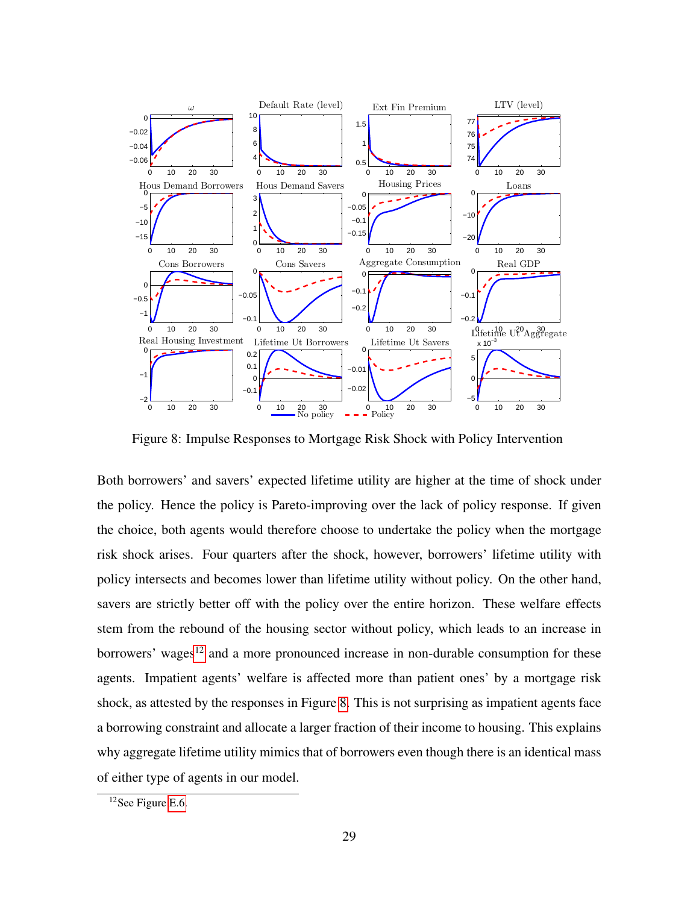Figure 8: Impulse Responses to Mortgage Risk Shock with Policy Intervention

Both borrowers' and savers' expected lifetime utility are higher at the time of shock under the policy. Hence the policy is Pareto-improving over the lack of policy response. If given the choice, both agents would therefore choose to undertake the policy when the mortgage risk shock arises. Four quarters after the shock, however, borrowers' lifetime utility with policy intersects and becomes lower than lifetime utility without policy. On the other hand, savers are strictly better off with the policy over the entire horizon. These welfare effects stem from the rebound of the housing sector without policy, which leads to an increase in borrowers' wages[12] and a more pronounced increase in non-durable consumption for these agents. Impatient agents' welfare is affected more than patient ones' by a mortgage risk shock, as attested by the responses in Figure 8. This is not surprising as impatient agents face a borrowing constraint and allocate a larger fraction of their income to housing. This explains why aggregate lifetime utility mimics that of borrowers even though there is an identical mass of either type of agents in our model.

[12] See Figure E.6.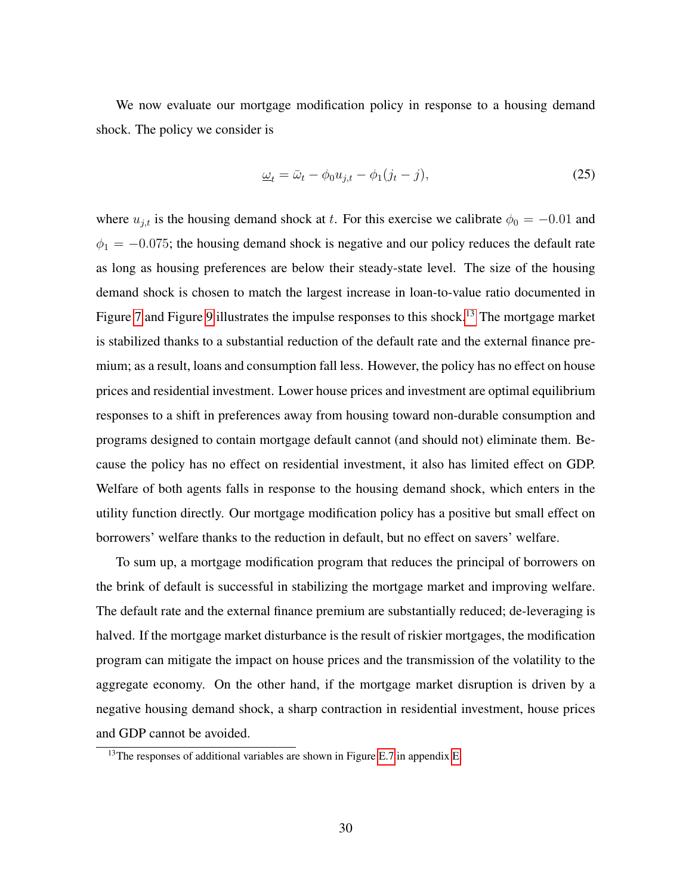We now evaluate our mortgage modification policy in response to a housing demand shock. The policy we consider is

$$\underline{\omega}_t = \bar{\omega}_t - \phi_0 u_{j,t} - \phi_1 (j_t - j), \tag{25}$$

where $u_{j,t}$ is the housing demand shock at $t$. For this exercise we calibrate $\phi_0 = -0.01$ and $\phi_1 = -0.075$; the housing demand shock is negative and our policy reduces the default rate as long as housing preferences are below their steady-state level. The size of the housing demand shock is chosen to match the largest increase in loan-to-value ratio documented in Figure 7 and Figure 9 illustrates the impulse responses to this shock.[13] The mortgage market is stabilized thanks to a substantial reduction of the default rate and the external finance premium; as a result, loans and consumption fall less. However, the policy has no effect on house prices and residential investment. Lower house prices and investment are optimal equilibrium responses to a shift in preferences away from housing toward non-durable consumption and programs designed to contain mortgage default cannot (and should not) eliminate them. Because the policy has no effect on residential investment, it also has limited effect on GDP. Welfare of both agents falls in response to the housing demand shock, which enters in the utility function directly. Our mortgage modification policy has a positive but small effect on borrowers' welfare thanks to the reduction in default, but no effect on savers' welfare.

To sum up, a mortgage modification program that reduces the principal of borrowers on the brink of default is successful in stabilizing the mortgage market and improving welfare. The default rate and the external finance premium are substantially reduced; de-leveraging is halved. If the mortgage market disturbance is the result of riskier mortgages, the modification program can mitigate the impact on house prices and the transmission of the volatility to the aggregate economy. On the other hand, if the mortgage market disruption is driven by a negative housing demand shock, a sharp contraction in residential investment, house prices and GDP cannot be avoided.

[13] The responses of additional variables are shown in Figure E.7 in appendix E.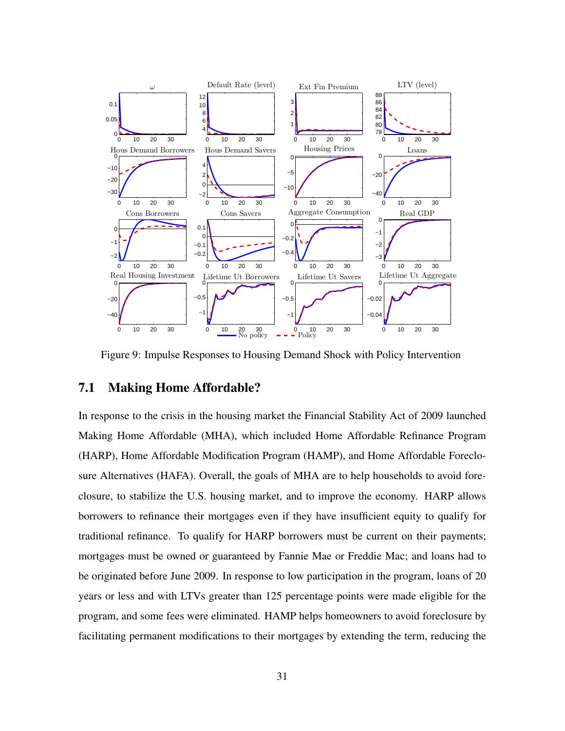Figure 9: Impulse Responses to Housing Demand Shock with Policy Intervention

## 7.1 Making Home Affordable?

In response to the crisis in the housing market the Financial Stability Act of 2009 launched Making Home Affordable (MHA), which included Home Affordable Refinance Program (HARP), Home Affordable Modification Program (HAMP), and Home Affordable Foreclosure Alternatives (HAFA). Overall, the goals of MHA are to help households to avoid foreclosure, to stabilize the U.S. housing market, and to improve the economy. HARP allows borrowers to refinance their mortgages even if they have insufficient equity to qualify for traditional refinance. To qualify for HARP borrowers must be current on their payments; mortgages must be owned or guaranteed by Fannie Mae or Freddie Mac; and loans had to be originated before June 2009. In response to low participation in the program, loans of 20 years or less and with LTVs greater than 125 percentage points were made eligible for the program, and some fees were eliminated. HAMP helps homeowners to avoid foreclosure by facilitating permanent modifications to their mortgages by extending the term, reducing the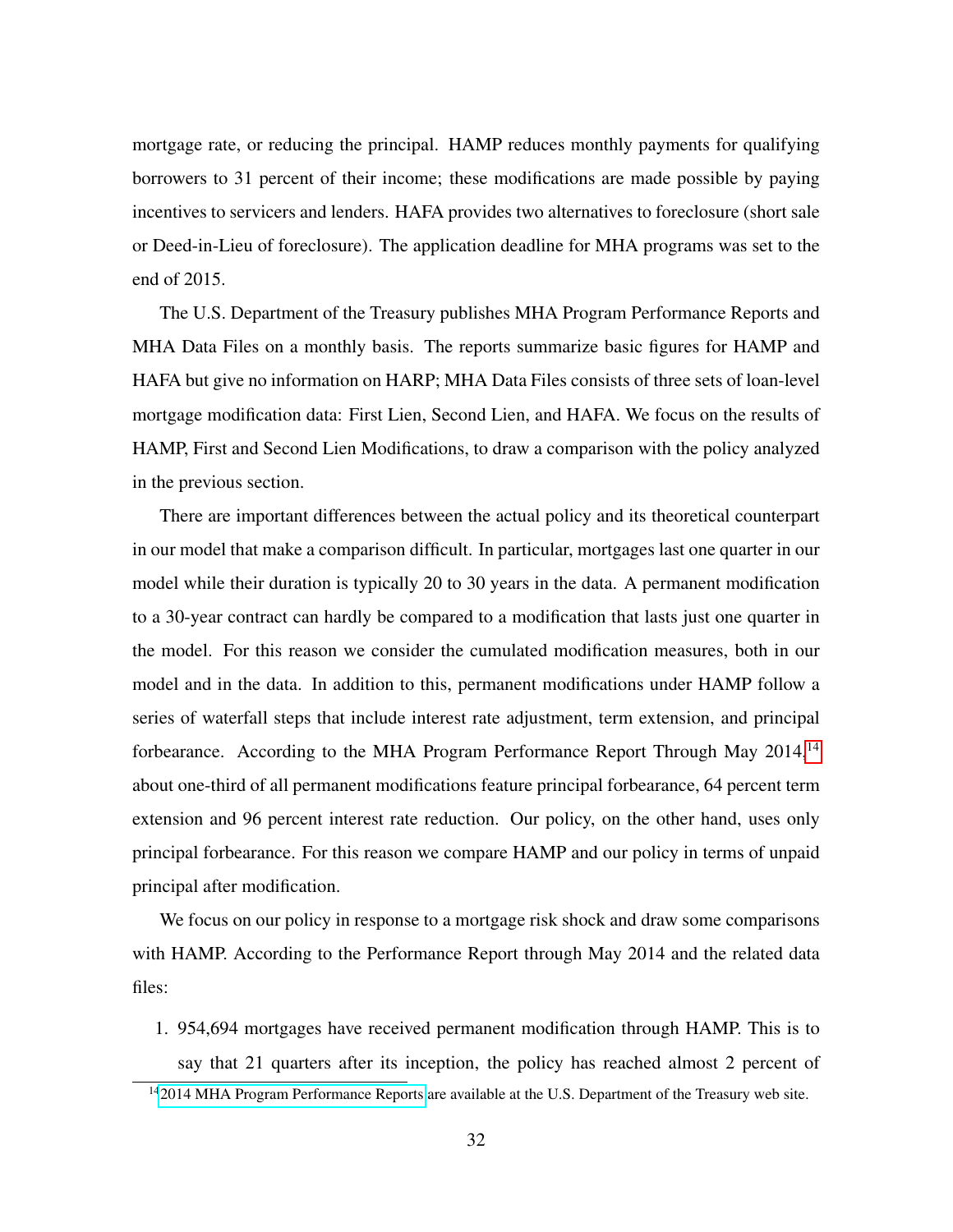mortgage rate, or reducing the principal. HAMP reduces monthly payments for qualifying borrowers to 31 percent of their income; these modifications are made possible by paying incentives to servicers and lenders. HAFA provides two alternatives to foreclosure (short sale or Deed-in-Lieu of foreclosure). The application deadline for MHA programs was set to the end of 2015.

The U.S. Department of the Treasury publishes MHA Program Performance Reports and MHA Data Files on a monthly basis. The reports summarize basic figures for HAMP and HAFA but give no information on HARP; MHA Data Files consists of three sets of loan-level mortgage modification data: First Lien, Second Lien, and HAFA. We focus on the results of HAMP, First and Second Lien Modifications, to draw a comparison with the policy analyzed in the previous section.

There are important differences between the actual policy and its theoretical counterpart in our model that make a comparison difficult. In particular, mortgages last one quarter in our model while their duration is typically 20 to 30 years in the data. A permanent modification to a 30-year contract can hardly be compared to a modification that lasts just one quarter in the model. For this reason we consider the cumulated modification measures, both in our model and in the data. In addition to this, permanent modifications under HAMP follow a series of waterfall steps that include interest rate adjustment, term extension, and principal forbearance. According to the MHA Program Performance Report Through May 2014,[14] about one-third of all permanent modifications feature principal forbearance, 64 percent term extension and 96 percent interest rate reduction. Our policy, on the other hand, uses only principal forbearance. For this reason we compare HAMP and our policy in terms of unpaid principal after modification.

We focus on our policy in response to a mortgage risk shock and draw some comparisons with HAMP. According to the Performance Report through May 2014 and the related data files:

1. 954,694 mortgages have received permanent modification through HAMP. This is to say that 21 quarters after its inception, the policy has reached almost 2 percent of

[14] 2014 MHA Program Performance Reports are available at the U.S. Department of the Treasury web site.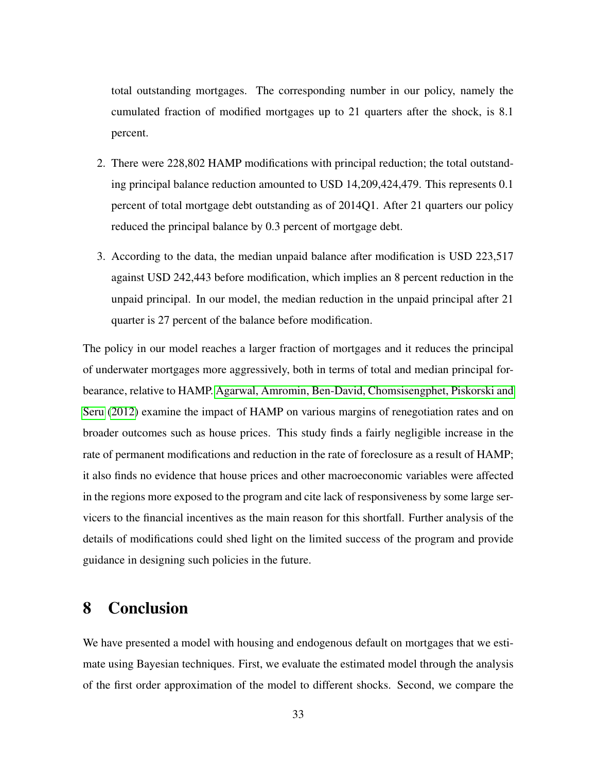total outstanding mortgages. The corresponding number in our policy, namely the cumulated fraction of modified mortgages up to 21 quarters after the shock, is 8.1 percent.

2. There were 228,802 HAMP modifications with principal reduction; the total outstanding principal balance reduction amounted to USD 14,209,424,479. This represents 0.1 percent of total mortgage debt outstanding as of 2014Q1. After 21 quarters our policy reduced the principal balance by 0.3 percent of mortgage debt.

3. According to the data, the median unpaid balance after modification is USD 223,517 against USD 242,443 before modification, which implies an 8 percent reduction in the unpaid principal. In our model, the median reduction in the unpaid principal after 21 quarter is 27 percent of the balance before modification.

The policy in our model reaches a larger fraction of mortgages and it reduces the principal of underwater mortgages more aggressively, both in terms of total and median principal forbearance, relative to HAMP. Agarwal, Amromin, Ben-David, Chomsisengphet, Piskorski and Seru (2012) examine the impact of HAMP on various margins of renegotiation rates and on broader outcomes such as house prices. This study finds a fairly negligible increase in the rate of permanent modifications and reduction in the rate of foreclosure as a result of HAMP; it also finds no evidence that house prices and other macroeconomic variables were affected in the regions more exposed to the program and cite lack of responsiveness by some large servicers to the financial incentives as the main reason for this shortfall. Further analysis of the details of modifications could shed light on the limited success of the program and provide guidance in designing such policies in the future.

# 8 Conclusion

We have presented a model with housing and endogenous default on mortgages that we estimate using Bayesian techniques. First, we evaluate the estimated model through the analysis of the first order approximation of the model to different shocks. Second, we compare the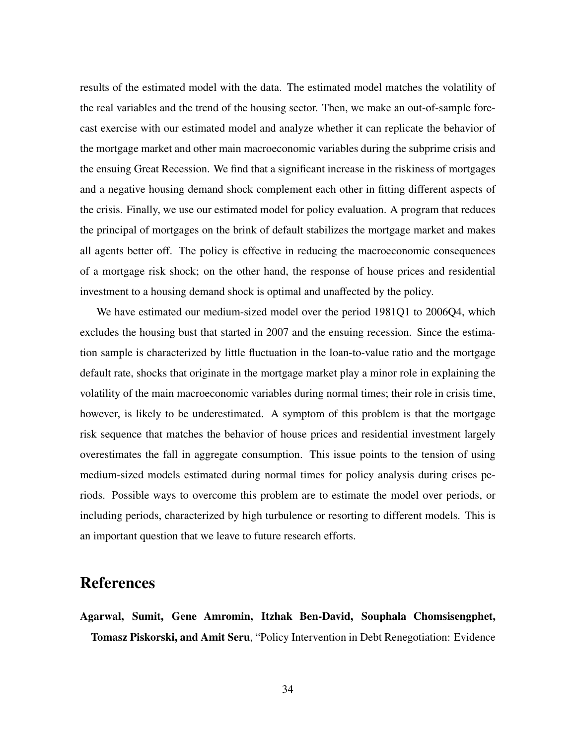results of the estimated model with the data. The estimated model matches the volatility of the real variables and the trend of the housing sector. Then, we make an out-of-sample forecast exercise with our estimated model and analyze whether it can replicate the behavior of the mortgage market and other main macroeconomic variables during the subprime crisis and the ensuing Great Recession. We find that a significant increase in the riskiness of mortgages and a negative housing demand shock complement each other in fitting different aspects of the crisis. Finally, we use our estimated model for policy evaluation. A program that reduces the principal of mortgages on the brink of default stabilizes the mortgage market and makes all agents better off. The policy is effective in reducing the macroeconomic consequences of a mortgage risk shock; on the other hand, the response of house prices and residential investment to a housing demand shock is optimal and unaffected by the policy.

We have estimated our medium-sized model over the period 1981Q1 to 2006Q4, which excludes the housing bust that started in 2007 and the ensuing recession. Since the estimation sample is characterized by little fluctuation in the loan-to-value ratio and the mortgage default rate, shocks that originate in the mortgage market play a minor role in explaining the volatility of the main macroeconomic variables during normal times; their role in crisis time, however, is likely to be underestimated. A symptom of this problem is that the mortgage risk sequence that matches the behavior of house prices and residential investment largely overestimates the fall in aggregate consumption. This issue points to the tension of using medium-sized models estimated during normal times for policy analysis during crises periods. Possible ways to overcome this problem are to estimate the model over periods, or including periods, characterized by high turbulence or resorting to different models. This is an important question that we leave to future research efforts.

# References

**Agarwal, Sumit, Gene Amromin, Itzhak Ben-David, Souphala Chomsisengphet, Tomasz Piskorski, and Amit Seru**, "Policy Intervention in Debt Renegotiation: Evidence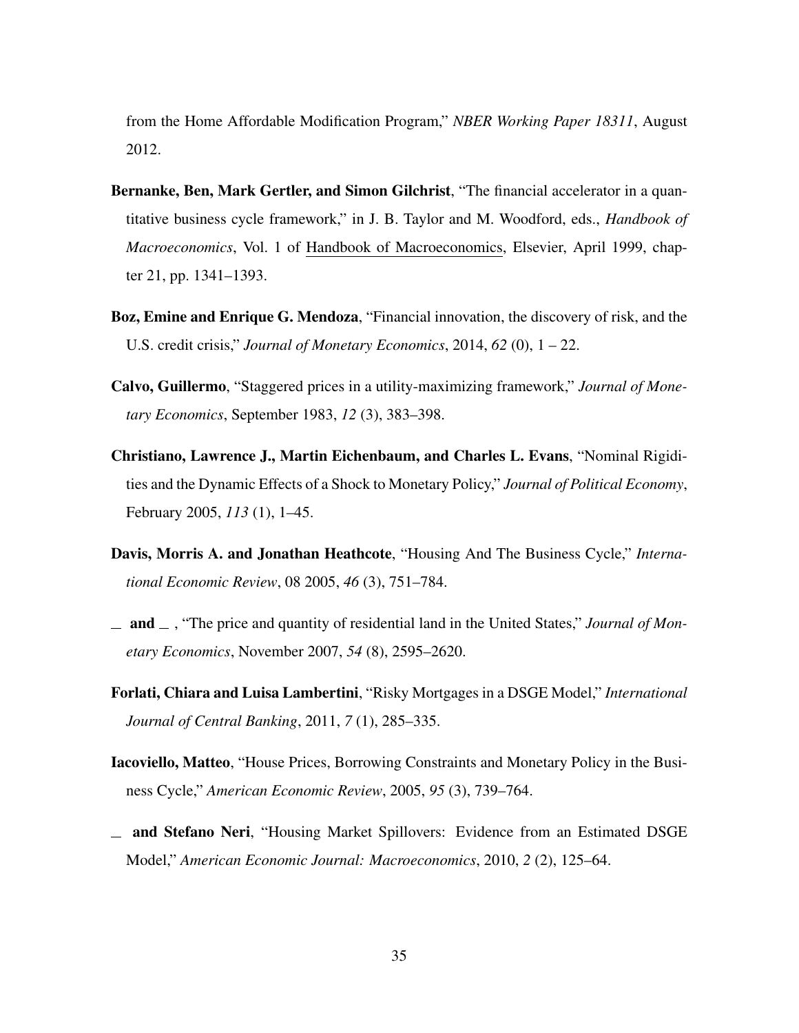from the Home Affordable Modification Program," *NBER Working Paper 18311*, August 2012.

**Bernanke, Ben, Mark Gertler, and Simon Gilchrist**, "The financial accelerator in a quantitative business cycle framework," in J. B. Taylor and M. Woodford, eds., *Handbook of Macroeconomics*, Vol. 1 of Handbook of Macroeconomics, Elsevier, April 1999, chapter 21, pp. 1341–1393.

**Boz, Emine and Enrique G. Mendoza**, "Financial innovation, the discovery of risk, and the U.S. credit crisis," *Journal of Monetary Economics*, 2014, *62* (0), 1 – 22.

**Calvo, Guillermo**, "Staggered prices in a utility-maximizing framework," *Journal of Monetary Economics*, September 1983, *12* (3), 383–398.

**Christiano, Lawrence J., Martin Eichenbaum, and Charles L. Evans**, "Nominal Rigidities and the Dynamic Effects of a Shock to Monetary Policy," *Journal of Political Economy*, February 2005, *113* (1), 1–45.

**Davis, Morris A. and Jonathan Heathcote**, "Housing And The Business Cycle," *International Economic Review*, 08 2005, *46* (3), 751–784.

**_ and _** , "The price and quantity of residential land in the United States," *Journal of Monetary Economics*, November 2007, *54* (8), 2595–2620.

**Forlati, Chiara and Luisa Lambertini**, "Risky Mortgages in a DSGE Model," *International Journal of Central Banking*, 2011, *7* (1), 285–335.

**Iacoviello, Matteo**, "House Prices, Borrowing Constraints and Monetary Policy in the Business Cycle," *American Economic Review*, 2005, *95* (3), 739–764.

**_ and Stefano Neri**, "Housing Market Spillovers: Evidence from an Estimated DSGE Model," *American Economic Journal: Macroeconomics*, 2010, *2* (2), 125–64.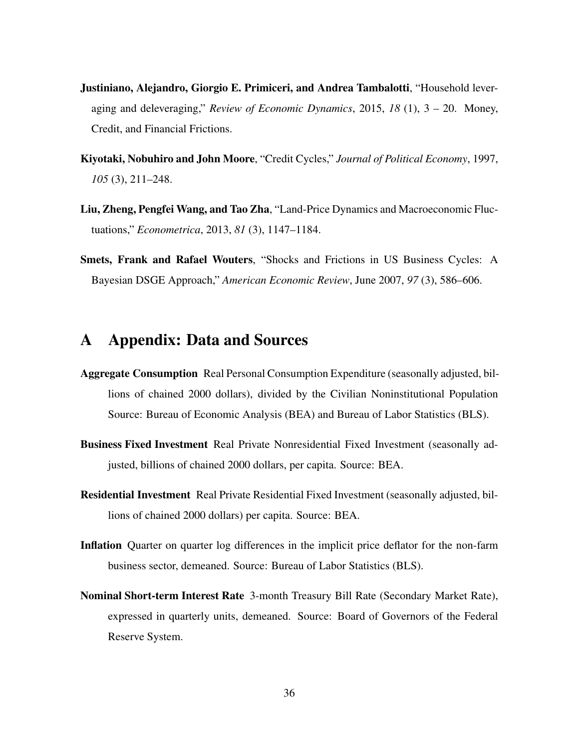**Justiniano, Alejandro, Giorgio E. Primiceri, and Andrea Tambalotti**, "Household leveraging and deleveraging," *Review of Economic Dynamics*, 2015, *18* (1), 3 – 20. Money, Credit, and Financial Frictions.

**Kiyotaki, Nobuhiro and John Moore**, "Credit Cycles," *Journal of Political Economy*, 1997, *105* (3), 211–248.

**Liu, Zheng, Pengfei Wang, and Tao Zha**, "Land-Price Dynamics and Macroeconomic Fluctuations," *Econometrica*, 2013, *81* (3), 1147–1184.

**Smets, Frank and Rafael Wouters**, "Shocks and Frictions in US Business Cycles: A Bayesian DSGE Approach," *American Economic Review*, June 2007, *97* (3), 586–606.

# A Appendix: Data and Sources

**Aggregate Consumption** Real Personal Consumption Expenditure (seasonally adjusted, billions of chained 2000 dollars), divided by the Civilian Noninstitutional Population Source: Bureau of Economic Analysis (BEA) and Bureau of Labor Statistics (BLS).

**Business Fixed Investment** Real Private Nonresidential Fixed Investment (seasonally adjusted, billions of chained 2000 dollars, per capita. Source: BEA.

**Residential Investment** Real Private Residential Fixed Investment (seasonally adjusted, billions of chained 2000 dollars) per capita. Source: BEA.

**Inflation** Quarter on quarter log differences in the implicit price deflator for the non-farm business sector, demeaned. Source: Bureau of Labor Statistics (BLS).

**Nominal Short-term Interest Rate** 3-month Treasury Bill Rate (Secondary Market Rate), expressed in quarterly units, demeaned. Source: Board of Governors of the Federal Reserve System.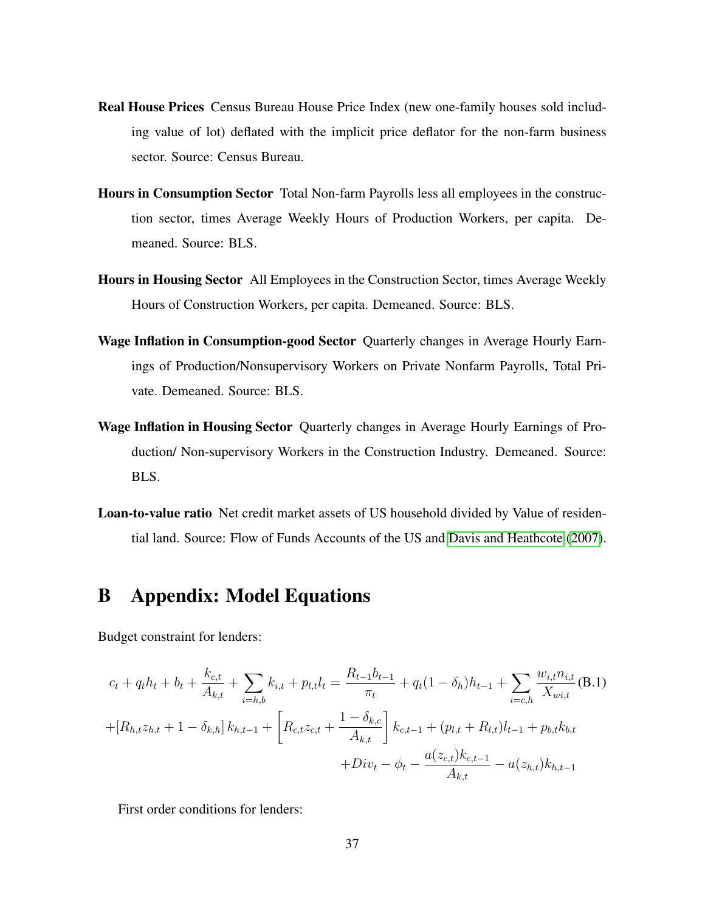**Real House Prices** Census Bureau House Price Index (new one-family houses sold including value of lot) deflated with the implicit price deflator for the non-farm business sector. Source: Census Bureau.

**Hours in Consumption Sector** Total Non-farm Payrolls less all employees in the construction sector, times Average Weekly Hours of Production Workers, per capita. Demeaned. Source: BLS.

**Hours in Housing Sector** All Employees in the Construction Sector, times Average Weekly Hours of Construction Workers, per capita. Demeaned. Source: BLS.

**Wage Inflation in Consumption-good Sector** Quarterly changes in Average Hourly Earnings of Production/Nonsupervisory Workers on Private Nonfarm Payrolls, Total Private. Demeaned. Source: BLS.

**Wage Inflation in Housing Sector** Quarterly changes in Average Hourly Earnings of Production/ Non-supervisory Workers in the Construction Industry. Demeaned. Source: BLS.

**Loan-to-value ratio** Net credit market assets of US household divided by Value of residential land. Source: Flow of Funds Accounts of the US and Davis and Heathcote (2007).

# B Appendix: Model Equations

Budget constraint for lenders:

$$c_t + q_t h_t + b_t + \frac{k_{c,t}}{A_{k,t}} + \sum_{i=h,b} k_{i,t} + p_{l,t} l_t = \frac{R_{t-1} b_{t-1}}{\pi_t} + q_t(1-\delta_h) h_{t-1} + \sum_{i=c,h} \frac{w_{i,t} n_{i,t}}{X_{wi,t}} \quad \text{(B.1)}$$

$$+ \left[R_{h,t} z_{h,t} + 1 - \delta_{k,h}\right] k_{h,t-1} + \left[R_{c,t} z_{c,t} + \frac{1-\delta_{k,c}}{A_{k,t}}\right] k_{c,t-1} + (p_{l,t} + R_{l,t}) l_{t-1} + p_{b,t} k_{b,t}$$

$$+ Div_t - \phi_t - \frac{a(z_{c,t}) k_{c,t-1}}{A_{k,t}} - a(z_{h,t}) k_{h,t-1}$$

First order conditions for lenders: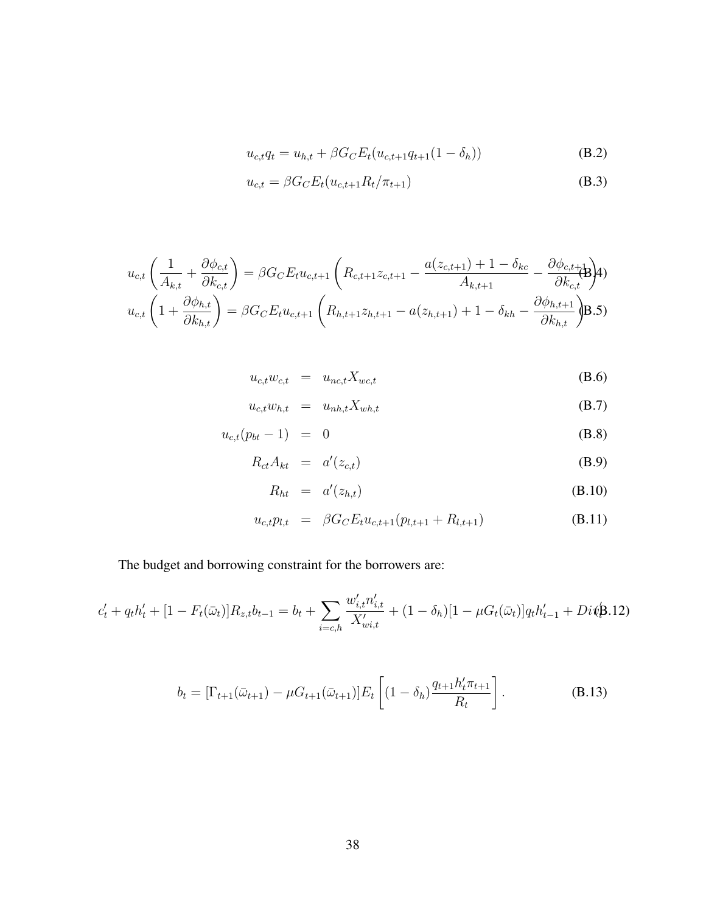$$u_{c,t}q_t = u_{h,t} + \beta G_C E_t(u_{c,t+1}q_{t+1}(1-\delta_h)) \tag{B.2}$$

$$u_{c,t} = \beta G_C E_t(u_{c,t+1}R_t/\pi_{t+1}) \tag{B.3}$$

$$u_{c,t}\left(\frac{1}{A_{k,t}} + \frac{\partial \phi_{c,t}}{\partial k_{c,t}}\right) = \beta G_C E_t u_{c,t+1}\left(R_{c,t+1}z_{c,t+1} - \frac{a(z_{c,t+1}) + 1 - \delta_{kc}}{A_{k,t+1}} - \frac{\partial \phi_{c,t+1}}{\partial k_{c,t}}\right) \tag{B.4}$$

$$u_{c,t}\left(1 + \frac{\partial \phi_{h,t}}{\partial k_{h,t}}\right) = \beta G_C E_t u_{c,t+1}\left(R_{h,t+1}z_{h,t+1} - a(z_{h,t+1}) + 1 - \delta_{kh} - \frac{\partial \phi_{h,t+1}}{\partial k_{h,t}}\right) \tag{B.5}$$

$$u_{c,t}w_{c,t} = u_{nc,t}X_{wc,t} \tag{B.6}$$

$$u_{c,t}w_{h,t} = u_{nh,t}X_{wh,t} \tag{B.7}$$

$$u_{c,t}(p_{bt} - 1) = 0 \tag{B.8}$$

$$R_{ct}A_{kt} = a'(z_{c,t}) \tag{B.9}$$

$$R_{ht} = a'(z_{h,t}) \tag{B.10}$$

$$u_{c,t}p_{l,t} = \beta G_C E_t u_{c,t+1}(p_{l,t+1} + R_{l,t+1}) \tag{B.11}$$

The budget and borrowing constraint for the borrowers are:

$$c'_t + q_t h'_t + [1 - F_t(\bar{\omega}_t)]R_{z,t}b_{t-1} = b_t + \sum_{i=c,h} \frac{w'_{i,t}n'_{i,t}}{X'_{wi,t}} + (1-\delta_h)[1 - \mu G_t(\bar{\omega}_t)]q_t h'_{t-1} + Div'_t \tag{B.12}$$

$$b_t = [\Gamma_{t+1}(\bar{\omega}_{t+1}) - \mu G_{t+1}(\bar{\omega}_{t+1})]E_t\left[(1-\delta_h)\frac{q_{t+1}h'_t\pi_{t+1}}{R_t}\right]. \tag{B.13}$$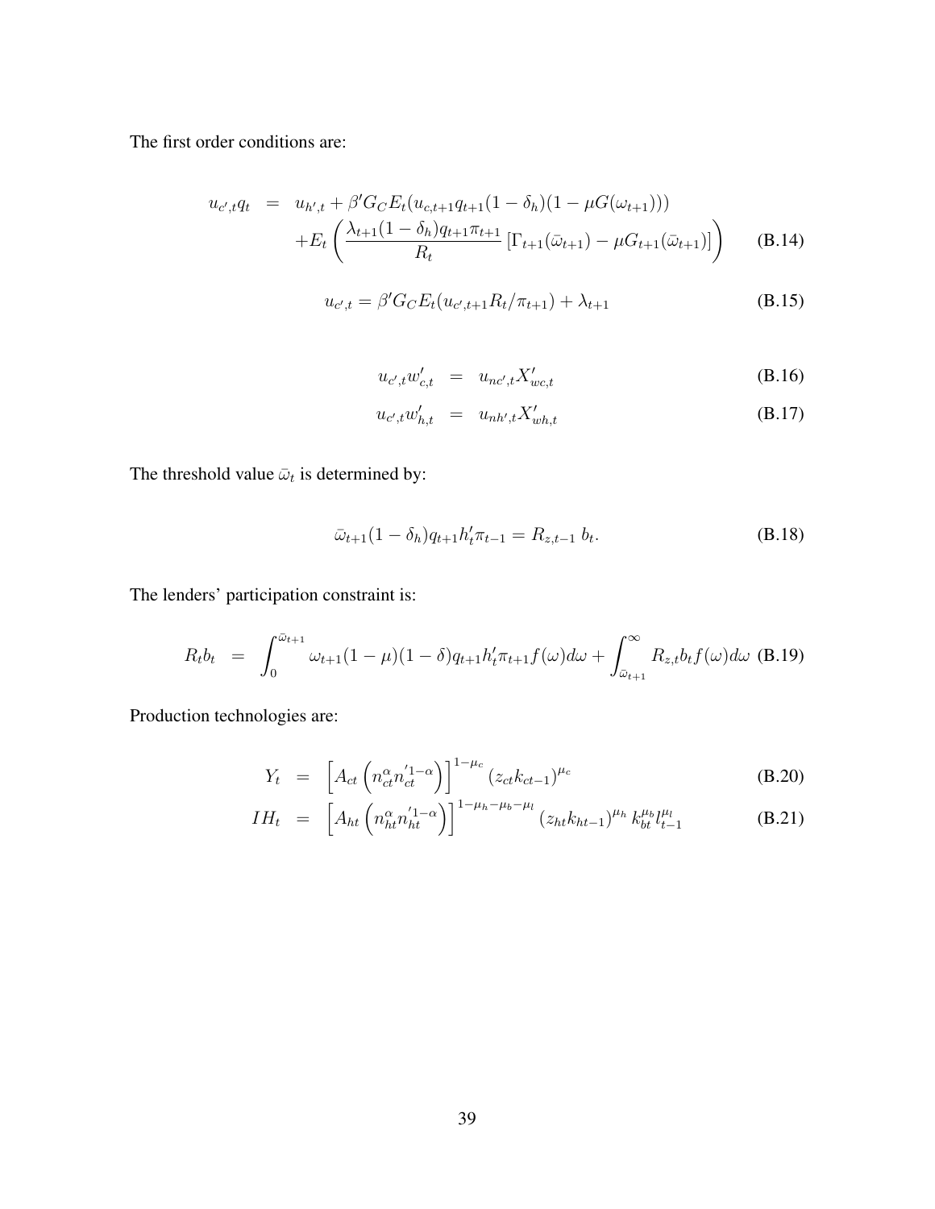The first order conditions are:

$$
\begin{aligned}
u_{c',t} q_t &= u_{h',t} + \beta' G_C E_t (u_{c,t+1} q_{t+1} (1-\delta_h)(1-\mu G(\omega_{t+1}))) \\
&\quad + E_t \left( \frac{\lambda_{t+1}(1-\delta_h) q_{t+1} \pi_{t+1}}{R_t} \left[ \Gamma_{t+1}(\bar{\omega}_{t+1}) - \mu G_{t+1}(\bar{\omega}_{t+1}) \right] \right)
\end{aligned} \tag{B.14}
$$

$$
u_{c',t} = \beta' G_C E_t (u_{c',t+1} R_t / \pi_{t+1}) + \lambda_{t+1} \tag{B.15}
$$

$$
u_{c',t} w'_{c,t} = u_{nc',t} X'_{wc,t} \tag{B.16}
$$

$$
u_{c',t} w'_{h,t} = u_{nh',t} X'_{wh,t} \tag{B.17}
$$

The threshold value $\bar{\omega}_t$ is determined by:

$$
\bar{\omega}_{t+1} (1-\delta_h) q_{t+1} h'_t \pi_{t-1} = R_{z,t-1} \, b_t. \tag{B.18}
$$

The lenders' participation constraint is:

$$
R_t b_t = \int_0^{\bar{\omega}_{t+1}} \omega_{t+1} (1-\mu)(1-\delta) q_{t+1} h'_t \pi_{t+1} f(\omega) d\omega + \int_{\bar{\omega}_{t+1}}^{\infty} R_{z,t} b_t f(\omega) d\omega \tag{B.19}
$$

Production technologies are:

$$
Y_t = \left[ A_{ct} \left( n_{ct}^{\alpha} n_{ct}^{'1-\alpha} \right) \right]^{1-\mu_c} (z_{ct} k_{ct-1})^{\mu_c} \tag{B.20}
$$

$$
IH_t = \left[ A_{ht} \left( n_{ht}^{\alpha} n_{ht}^{'1-\alpha} \right) \right]^{1-\mu_h-\mu_b-\mu_l} (z_{ht} k_{ht-1})^{\mu_h} k_{bt}^{\mu_b} l_{t-1}^{\mu_l} \tag{B.21}
$$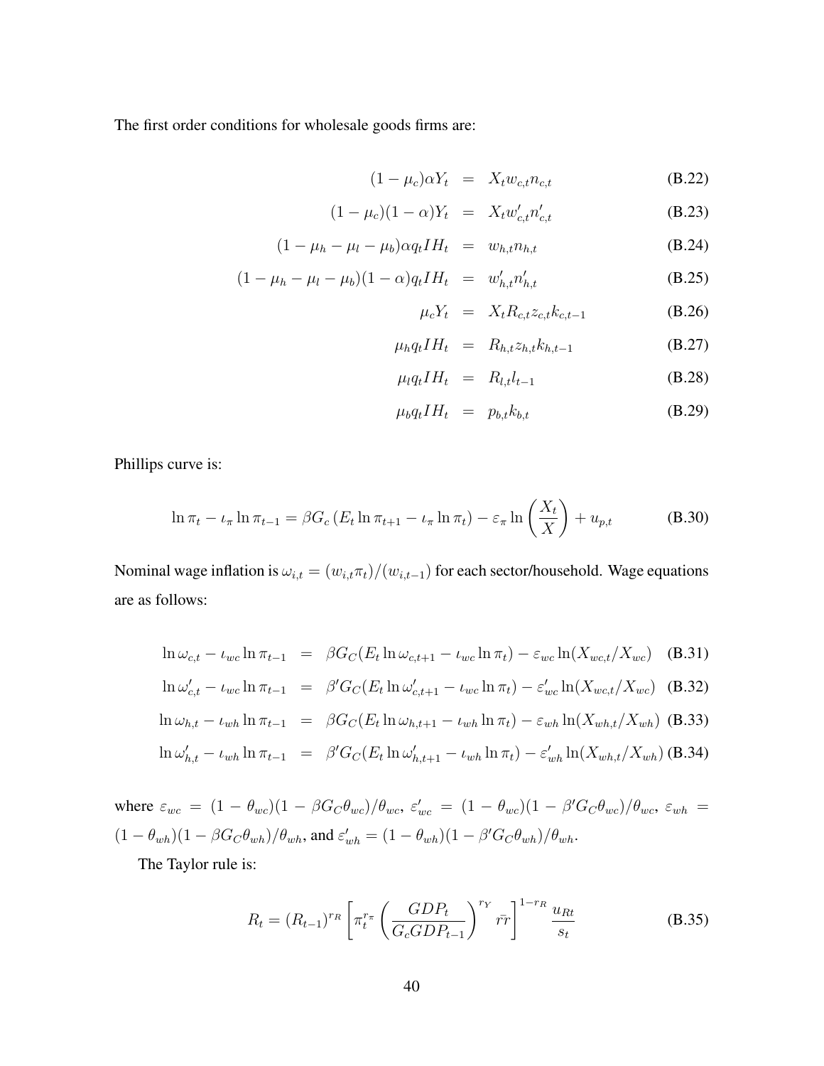The first order conditions for wholesale goods firms are:

$$
\begin{aligned}
(1-\mu_c)\alpha Y_t &= X_t w_{c,t} n_{c,t} && \text{(B.22)}\\
(1-\mu_c)(1-\alpha) Y_t &= X_t w'_{c,t} n'_{c,t} && \text{(B.23)}\\
(1-\mu_h-\mu_l-\mu_b)\alpha q_t IH_t &= w_{h,t} n_{h,t} && \text{(B.24)}\\
(1-\mu_h-\mu_l-\mu_b)(1-\alpha) q_t IH_t &= w'_{h,t} n'_{h,t} && \text{(B.25)}\\
\mu_c Y_t &= X_t R_{c,t} z_{c,t} k_{c,t-1} && \text{(B.26)}\\
\mu_h q_t IH_t &= R_{h,t} z_{h,t} k_{h,t-1} && \text{(B.27)}\\
\mu_l q_t IH_t &= R_{l,t} l_{t-1} && \text{(B.28)}\\
\mu_b q_t IH_t &= p_{b,t} k_{b,t} && \text{(B.29)}
\end{aligned}
$$

Phillips curve is:

$$
\ln \pi_t - \iota_\pi \ln \pi_{t-1} = \beta G_c \left( E_t \ln \pi_{t+1} - \iota_\pi \ln \pi_t \right) - \varepsilon_\pi \ln\left(\frac{X_t}{X}\right) + u_{p,t} \qquad \text{(B.30)}
$$

Nominal wage inflation is $\omega_{i,t} = (w_{i,t}\pi_t)/(w_{i,t-1})$ for each sector/household. Wage equations are as follows:

$$
\begin{aligned}
\ln \omega_{c,t} - \iota_{wc} \ln \pi_{t-1} &= \beta G_C (E_t \ln \omega_{c,t+1} - \iota_{wc} \ln \pi_t) - \varepsilon_{wc} \ln(X_{wc,t}/X_{wc}) && \text{(B.31)}\\
\ln \omega'_{c,t} - \iota_{wc} \ln \pi_{t-1} &= \beta' G_C (E_t \ln \omega'_{c,t+1} - \iota_{wc} \ln \pi_t) - \varepsilon'_{wc} \ln(X_{wc,t}/X_{wc}) && \text{(B.32)}\\
\ln \omega_{h,t} - \iota_{wh} \ln \pi_{t-1} &= \beta G_C (E_t \ln \omega_{h,t+1} - \iota_{wh} \ln \pi_t) - \varepsilon_{wh} \ln(X_{wh,t}/X_{wh}) && \text{(B.33)}\\
\ln \omega'_{h,t} - \iota_{wh} \ln \pi_{t-1} &= \beta' G_C (E_t \ln \omega'_{h,t+1} - \iota_{wh} \ln \pi_t) - \varepsilon'_{wh} \ln(X_{wh,t}/X_{wh}) && \text{(B.34)}
\end{aligned}
$$

where $\varepsilon_{wc} = (1-\theta_{wc})(1-\beta G_C \theta_{wc})/\theta_{wc}$, $\varepsilon'_{wc} = (1-\theta_{wc})(1-\beta' G_C \theta_{wc})/\theta_{wc}$, $\varepsilon_{wh} = (1-\theta_{wh})(1-\beta G_C \theta_{wh})/\theta_{wh}$, and $\varepsilon'_{wh} = (1-\theta_{wh})(1-\beta' G_C \theta_{wh})/\theta_{wh}$.

The Taylor rule is:

$$
R_t = (R_{t-1})^{r_R} \left[ \pi_t^{r_\pi} \left( \frac{GDP_t}{G_c GDP_{t-1}} \right)^{r_Y} \bar{rr} \right]^{1-r_R} \frac{u_{Rt}}{s_t} \qquad \text{(B.35)}
$$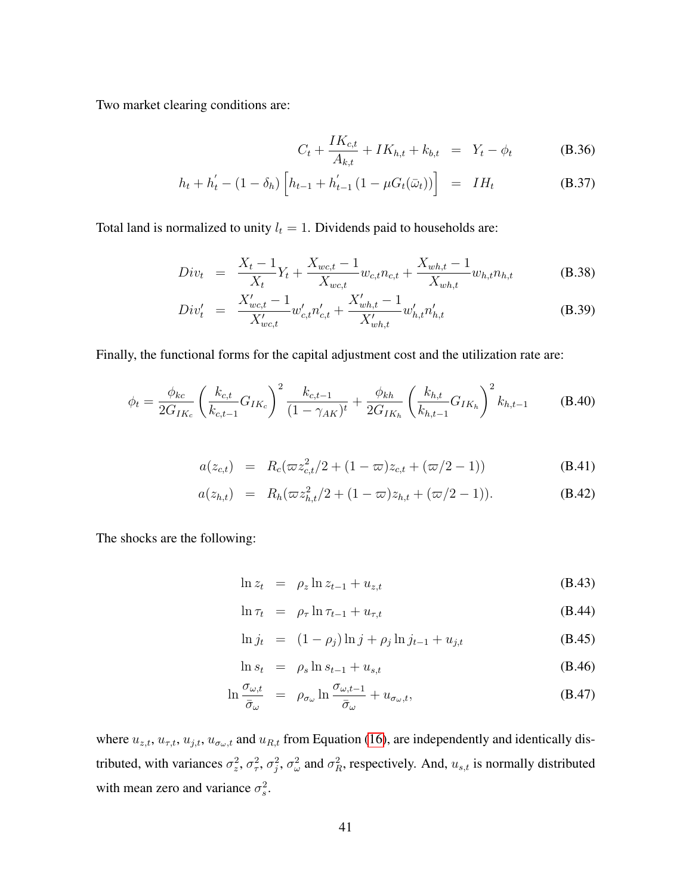Two market clearing conditions are:

$$C_t + \frac{IK_{c,t}}{A_{k,t}} + IK_{h,t} + k_{b,t} = Y_t - \phi_t \tag{B.36}$$

$$h_t + h_t^{'} - (1-\delta_h)\left[h_{t-1} + h_{t-1}^{'}\left(1 - \mu G_t(\bar{\omega}_t)\right)\right] = IH_t \tag{B.37}$$

Total land is normalized to unity $l_t = 1$. Dividends paid to households are:

$$Div_t = \frac{X_t - 1}{X_t} Y_t + \frac{X_{wc,t} - 1}{X_{wc,t}} w_{c,t} n_{c,t} + \frac{X_{wh,t} - 1}{X_{wh,t}} w_{h,t} n_{h,t} \tag{B.38}$$

$$Div_t' = \frac{X_{wc,t}' - 1}{X_{wc,t}'} w_{c,t}' n_{c,t}' + \frac{X_{wh,t}' - 1}{X_{wh,t}'} w_{h,t}' n_{h,t}' \tag{B.39}$$

Finally, the functional forms for the capital adjustment cost and the utilization rate are:

$$\phi_t = \frac{\phi_{kc}}{2G_{IK_c}}\left(\frac{k_{c,t}}{k_{c,t-1}} G_{IK_c}\right)^2 \frac{k_{c,t-1}}{(1-\gamma_{AK})^t} + \frac{\phi_{kh}}{2G_{IK_h}}\left(\frac{k_{h,t}}{k_{h,t-1}} G_{IK_h}\right)^2 k_{h,t-1} \tag{B.40}$$

$$a(z_{c,t}) = R_c(\varpi z_{c,t}^2/2 + (1-\varpi) z_{c,t} + (\varpi/2 - 1)) \tag{B.41}$$

$$a(z_{h,t}) = R_h(\varpi z_{h,t}^2/2 + (1-\varpi) z_{h,t} + (\varpi/2 - 1)). \tag{B.42}$$

The shocks are the following:

$$\ln z_t = \rho_z \ln z_{t-1} + u_{z,t} \tag{B.43}$$

$$\ln \tau_t = \rho_\tau \ln \tau_{t-1} + u_{\tau,t} \tag{B.44}$$

$$\ln j_t = (1-\rho_j)\ln j + \rho_j \ln j_{t-1} + u_{j,t} \tag{B.45}$$

$$\ln s_t = \rho_s \ln s_{t-1} + u_{s,t} \tag{B.46}$$

$$\ln \frac{\sigma_{\omega,t}}{\bar{\sigma}_\omega} = \rho_{\sigma_\omega} \ln \frac{\sigma_{\omega,t-1}}{\bar{\sigma}_\omega} + u_{\sigma_\omega,t}, \tag{B.47}$$

where $u_{z,t}$, $u_{\tau,t}$, $u_{j,t}$, $u_{\sigma_\omega,t}$ and $u_{R,t}$ from Equation (16), are independently and identically distributed, with variances $\sigma_z^2$, $\sigma_\tau^2$, $\sigma_j^2$, $\sigma_\omega^2$ and $\sigma_R^2$, respectively. And, $u_{s,t}$ is normally distributed with mean zero and variance $\sigma_s^2$.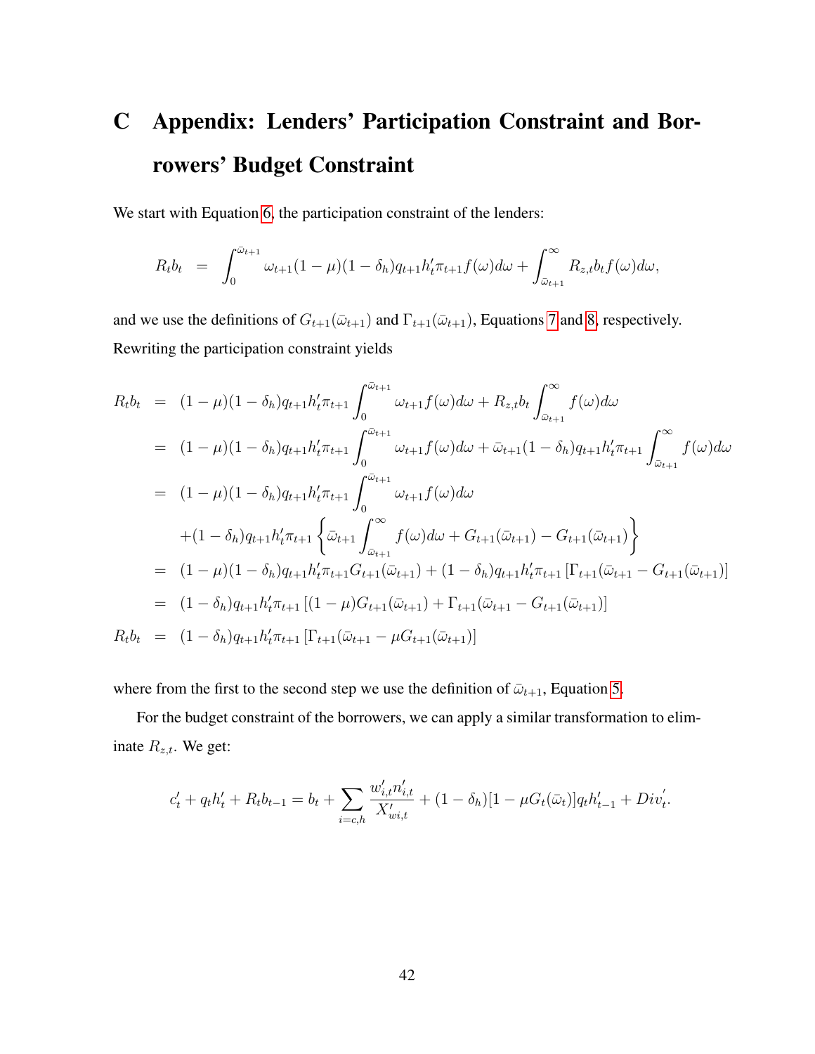# C Appendix: Lenders' Participation Constraint and Borrowers' Budget Constraint

We start with Equation 6, the participation constraint of the lenders:

$$R_t b_t = \int_0^{\bar{\omega}_{t+1}} \omega_{t+1}(1-\mu)(1-\delta_h)q_{t+1}h_t'\pi_{t+1}f(\omega)d\omega + \int_{\bar{\omega}_{t+1}}^{\infty} R_{z,t}b_t f(\omega)d\omega,$$

and we use the definitions of $G_{t+1}(\bar{\omega}_{t+1})$ and $\Gamma_{t+1}(\bar{\omega}_{t+1})$, Equations 7 and 8, respectively. Rewriting the participation constraint yields

$$\begin{aligned}
R_t b_t &= (1-\mu)(1-\delta_h)q_{t+1}h_t'\pi_{t+1}\int_0^{\bar{\omega}_{t+1}} \omega_{t+1}f(\omega)d\omega + R_{z,t}b_t\int_{\bar{\omega}_{t+1}}^{\infty} f(\omega)d\omega \\
&= (1-\mu)(1-\delta_h)q_{t+1}h_t'\pi_{t+1}\int_0^{\bar{\omega}_{t+1}} \omega_{t+1}f(\omega)d\omega + \bar{\omega}_{t+1}(1-\delta_h)q_{t+1}h_t'\pi_{t+1}\int_{\bar{\omega}_{t+1}}^{\infty} f(\omega)d\omega \\
&= (1-\mu)(1-\delta_h)q_{t+1}h_t'\pi_{t+1}\int_0^{\bar{\omega}_{t+1}} \omega_{t+1}f(\omega)d\omega \\
&\quad +(1-\delta_h)q_{t+1}h_t'\pi_{t+1}\left\{\bar{\omega}_{t+1}\int_{\bar{\omega}_{t+1}}^{\infty} f(\omega)d\omega + G_{t+1}(\bar{\omega}_{t+1}) - G_{t+1}(\bar{\omega}_{t+1})\right\} \\
&= (1-\mu)(1-\delta_h)q_{t+1}h_t'\pi_{t+1}G_{t+1}(\bar{\omega}_{t+1}) + (1-\delta_h)q_{t+1}h_t'\pi_{t+1}\left[\Gamma_{t+1}(\bar{\omega}_{t+1} - G_{t+1}(\bar{\omega}_{t+1})\right] \\
&= (1-\delta_h)q_{t+1}h_t'\pi_{t+1}\left[(1-\mu)G_{t+1}(\bar{\omega}_{t+1}) + \Gamma_{t+1}(\bar{\omega}_{t+1} - G_{t+1}(\bar{\omega}_{t+1})\right] \\
R_t b_t &= (1-\delta_h)q_{t+1}h_t'\pi_{t+1}\left[\Gamma_{t+1}(\bar{\omega}_{t+1} - \mu G_{t+1}(\bar{\omega}_{t+1})\right]
\end{aligned}$$

where from the first to the second step we use the definition of $\bar{\omega}_{t+1}$, Equation 5.

For the budget constraint of the borrowers, we can apply a similar transformation to eliminate $R_{z,t}$. We get:

$$c_t' + q_t h_t' + R_t b_{t-1} = b_t + \sum_{i=c,h}\frac{w_{i,t}'n_{i,t}'}{X_{wi,t}'} + (1-\delta_h)[1-\mu G_t(\bar{\omega}_t)]q_t h_{t-1}' + Div_t'.$$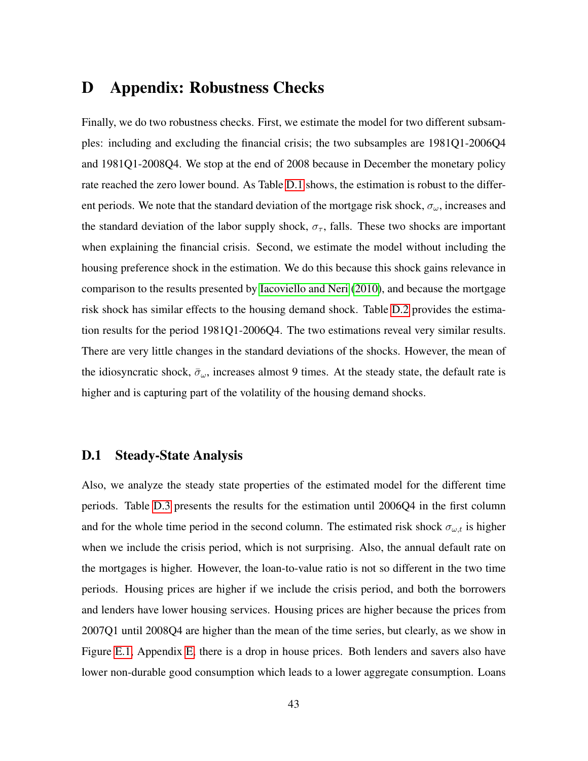# D Appendix: Robustness Checks

Finally, we do two robustness checks. First, we estimate the model for two different subsamples: including and excluding the financial crisis; the two subsamples are 1981Q1-2006Q4 and 1981Q1-2008Q4. We stop at the end of 2008 because in December the monetary policy rate reached the zero lower bound. As Table D.1 shows, the estimation is robust to the different periods. We note that the standard deviation of the mortgage risk shock, $\sigma_{\omega}$, increases and the standard deviation of the labor supply shock, $\sigma_{\tau}$, falls. These two shocks are important when explaining the financial crisis. Second, we estimate the model without including the housing preference shock in the estimation. We do this because this shock gains relevance in comparison to the results presented by Iacoviello and Neri (2010), and because the mortgage risk shock has similar effects to the housing demand shock. Table D.2 provides the estimation results for the period 1981Q1-2006Q4. The two estimations reveal very similar results. There are very little changes in the standard deviations of the shocks. However, the mean of the idiosyncratic shock, $\bar{\sigma}_{\omega}$, increases almost 9 times. At the steady state, the default rate is higher and is capturing part of the volatility of the housing demand shocks.

## D.1 Steady-State Analysis

Also, we analyze the steady state properties of the estimated model for the different time periods. Table D.3 presents the results for the estimation until 2006Q4 in the first column and for the whole time period in the second column. The estimated risk shock $\sigma_{\omega,t}$ is higher when we include the crisis period, which is not surprising. Also, the annual default rate on the mortgages is higher. However, the loan-to-value ratio is not so different in the two time periods. Housing prices are higher if we include the crisis period, and both the borrowers and lenders have lower housing services. Housing prices are higher because the prices from 2007Q1 until 2008Q4 are higher than the mean of the time series, but clearly, as we show in Figure E.1, Appendix E, there is a drop in house prices. Both lenders and savers also have lower non-durable good consumption which leads to a lower aggregate consumption. Loans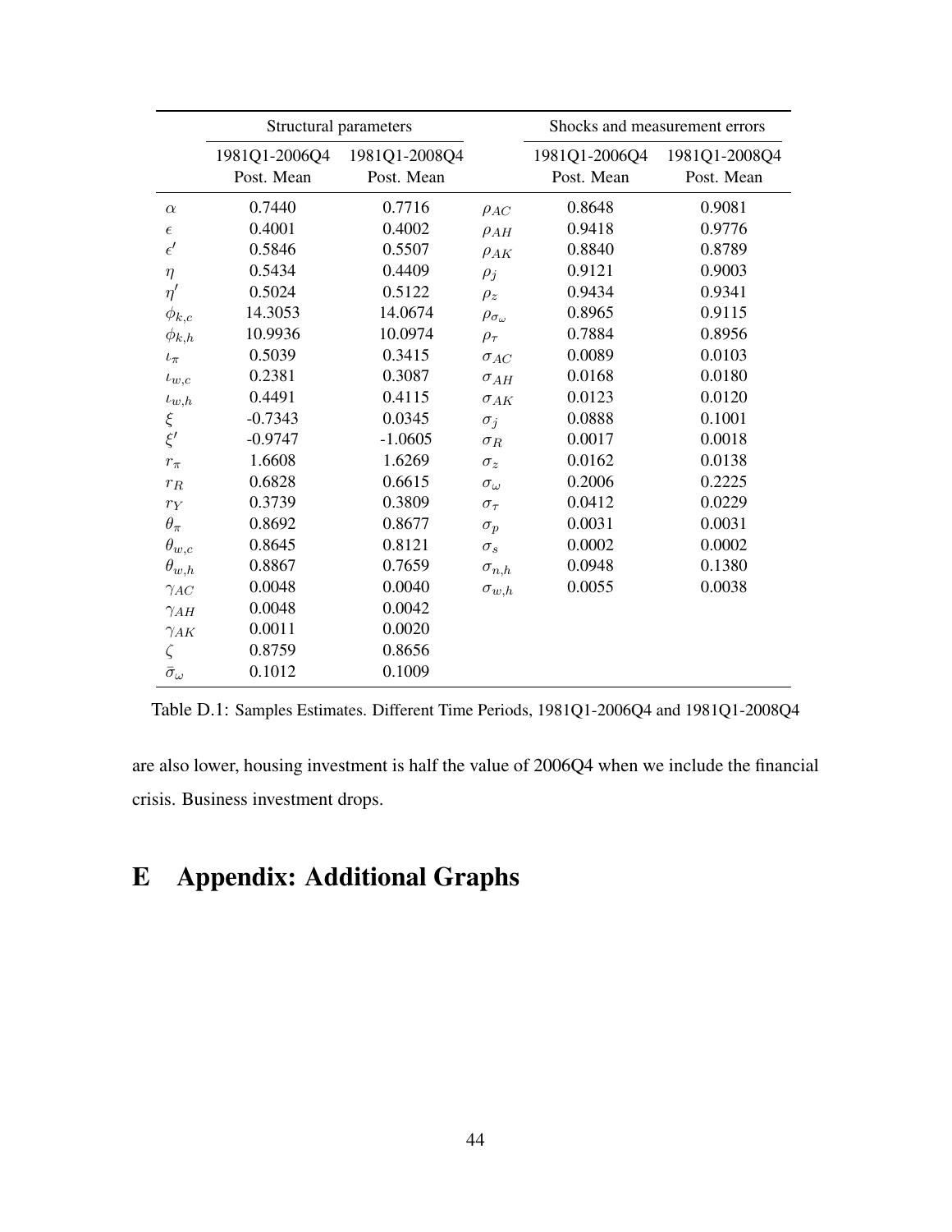| | Structural parameters | | | Shocks and measurement errors | |
|---|---|---|---|---|---|
| | 1981Q1-2006Q4 Post. Mean | 1981Q1-2008Q4 Post. Mean | | 1981Q1-2006Q4 Post. Mean | 1981Q1-2008Q4 Post. Mean |
| $\alpha$ | 0.7440 | 0.7716 | $\rho_{AC}$ | 0.8648 | 0.9081 |
| $\epsilon$ | 0.4001 | 0.4002 | $\rho_{AH}$ | 0.9418 | 0.9776 |
| $\epsilon'$ | 0.5846 | 0.5507 | $\rho_{AK}$ | 0.8840 | 0.8789 |
| $\eta$ | 0.5434 | 0.4409 | $\rho_j$ | 0.9121 | 0.9003 |
| $\eta'$ | 0.5024 | 0.5122 | $\rho_z$ | 0.9434 | 0.9341 |
| $\phi_{k,c}$ | 14.3053 | 14.0674 | $\rho_{\sigma_\omega}$ | 0.8965 | 0.9115 |
| $\phi_{k,h}$ | 10.9936 | 10.0974 | $\rho_\tau$ | 0.7884 | 0.8956 |
| $\iota_\pi$ | 0.5039 | 0.3415 | $\sigma_{AC}$ | 0.0089 | 0.0103 |
| $\iota_{w,c}$ | 0.2381 | 0.3087 | $\sigma_{AH}$ | 0.0168 | 0.0180 |
| $\iota_{w,h}$ | 0.4491 | 0.4115 | $\sigma_{AK}$ | 0.0123 | 0.0120 |
| $\xi$ | -0.7343 | 0.0345 | $\sigma_j$ | 0.0888 | 0.1001 |
| $\xi'$ | -0.9747 | -1.0605 | $\sigma_R$ | 0.0017 | 0.0018 |
| $r_\pi$ | 1.6608 | 1.6269 | $\sigma_z$ | 0.0162 | 0.0138 |
| $r_R$ | 0.6828 | 0.6615 | $\sigma_\omega$ | 0.2006 | 0.2225 |
| $r_Y$ | 0.3739 | 0.3809 | $\sigma_\tau$ | 0.0412 | 0.0229 |
| $\theta_\pi$ | 0.8692 | 0.8677 | $\sigma_p$ | 0.0031 | 0.0031 |
| $\theta_{w,c}$ | 0.8645 | 0.8121 | $\sigma_s$ | 0.0002 | 0.0002 |
| $\theta_{w,h}$ | 0.8867 | 0.7659 | $\sigma_{n,h}$ | 0.0948 | 0.1380 |
| $\gamma_{AC}$ | 0.0048 | 0.0040 | $\sigma_{w,h}$ | 0.0055 | 0.0038 |
| $\gamma_{AH}$ | 0.0048 | 0.0042 | | | |
| $\gamma_{AK}$ | 0.0011 | 0.0020 | | | |
| $\zeta$ | 0.8759 | 0.8656 | | | |
| $\bar{\sigma}_\omega$ | 0.1012 | 0.1009 | | | |

Table D.1: Samples Estimates. Different Time Periods, 1981Q1-2006Q4 and 1981Q1-2008Q4

are also lower, housing investment is half the value of 2006Q4 when we include the financial crisis. Business investment drops.

# E Appendix: Additional Graphs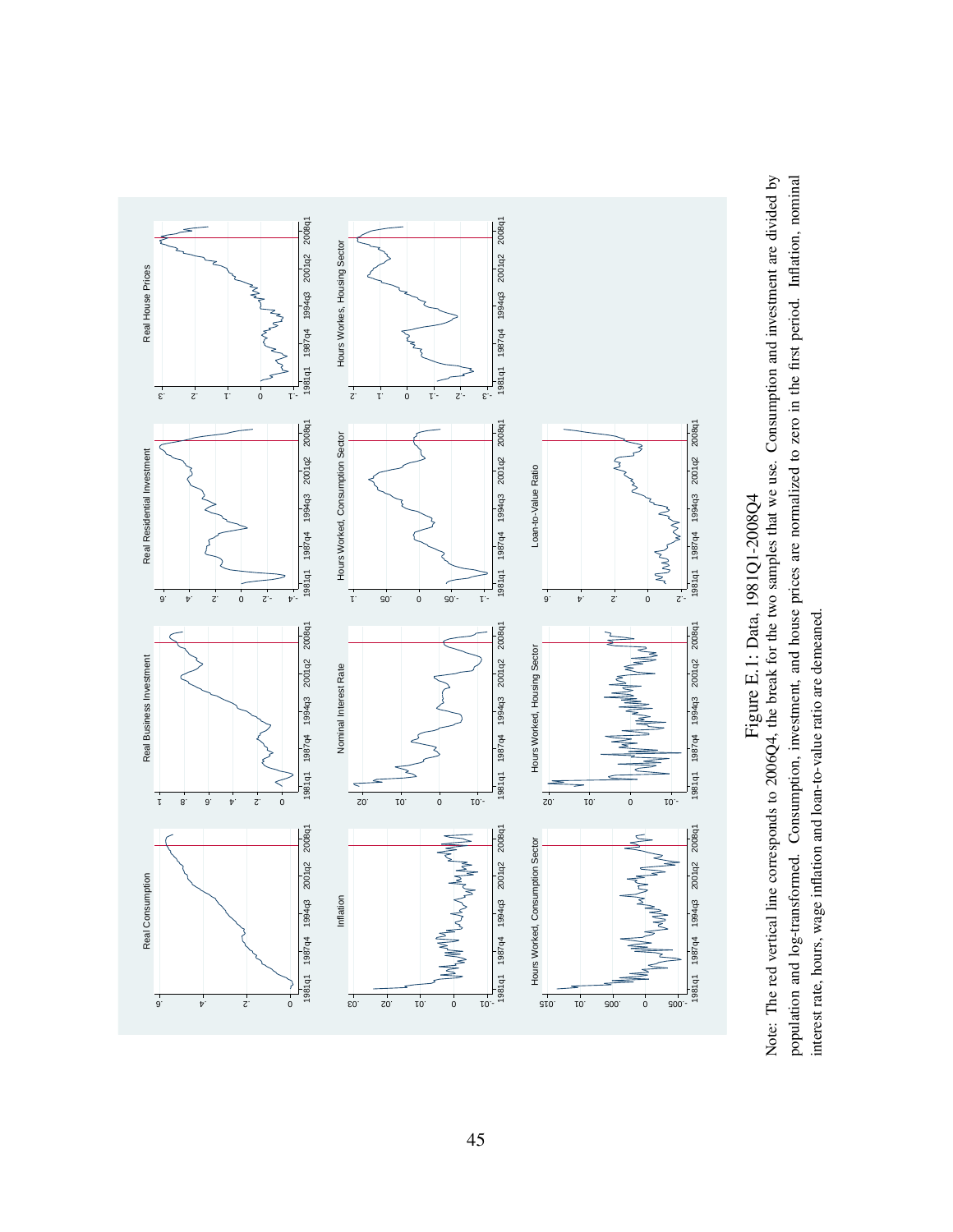Figure E.1: Data, 1981Q1-2008Q4

Note: The red vertical line corresponds to 2006Q4, the break for the two samples that we use. Consumption and investment are divided by population and log-transformed. Consumption, investment, and house prices are normalized to zero in the first period. Inflation, nominal interest rate, hours, wage inflation and loan-to-value ratio are demeaned.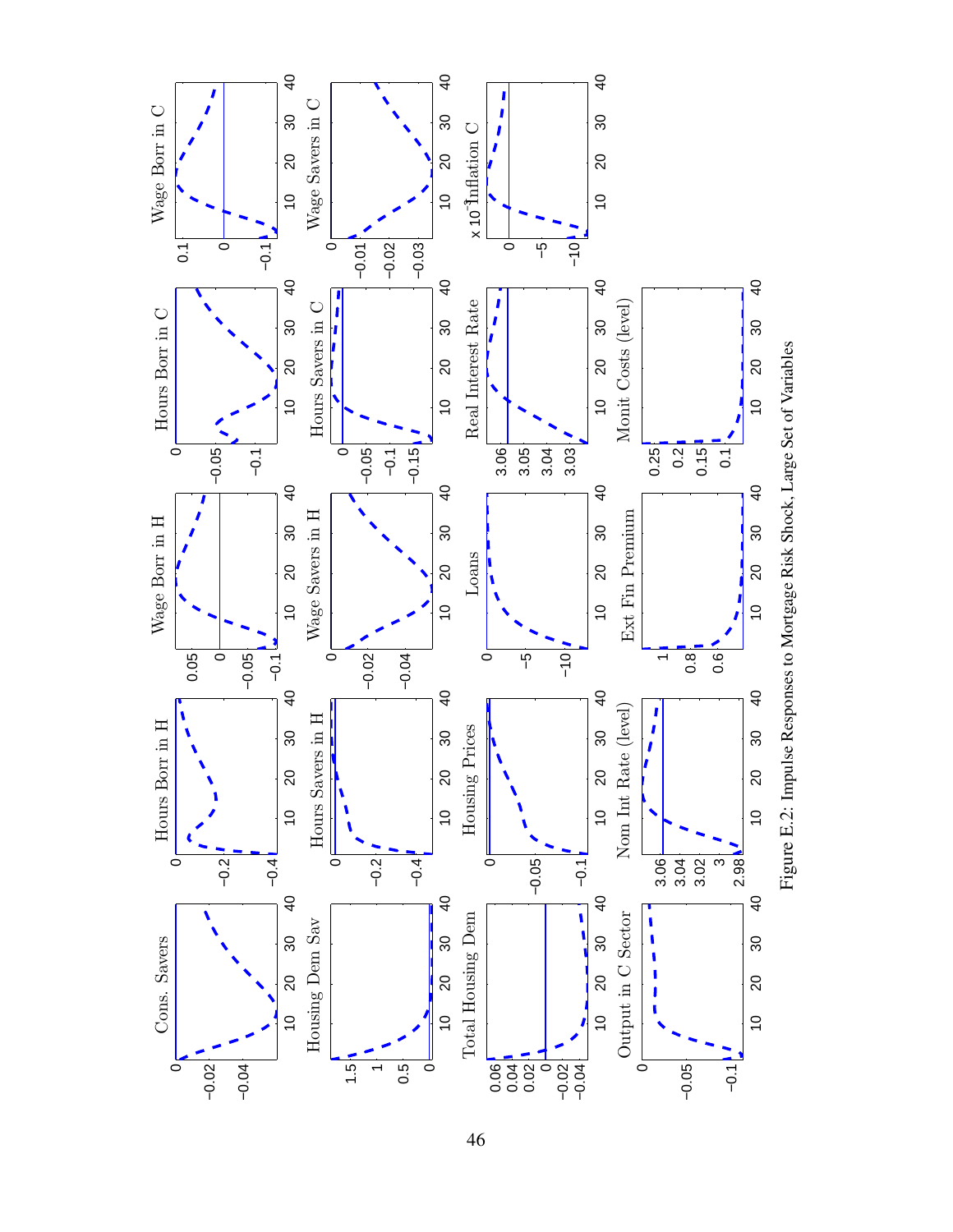Figure E.2: Impulse Responses to Mortgage Risk Shock, Large Set of Variables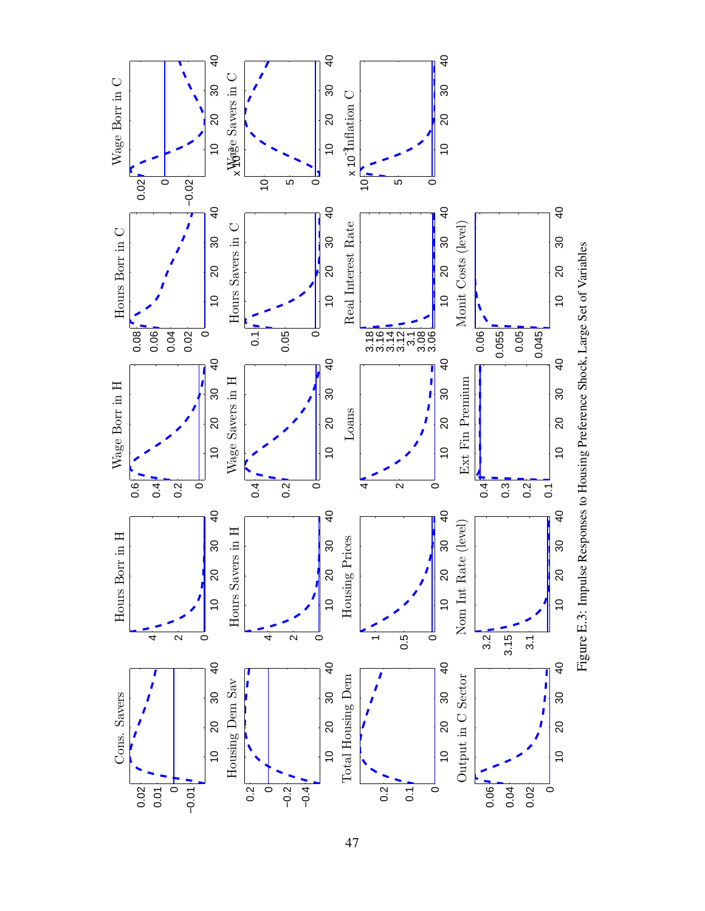Figure E.3: Impulse Responses to Housing Preference Shock, Large Set of Variables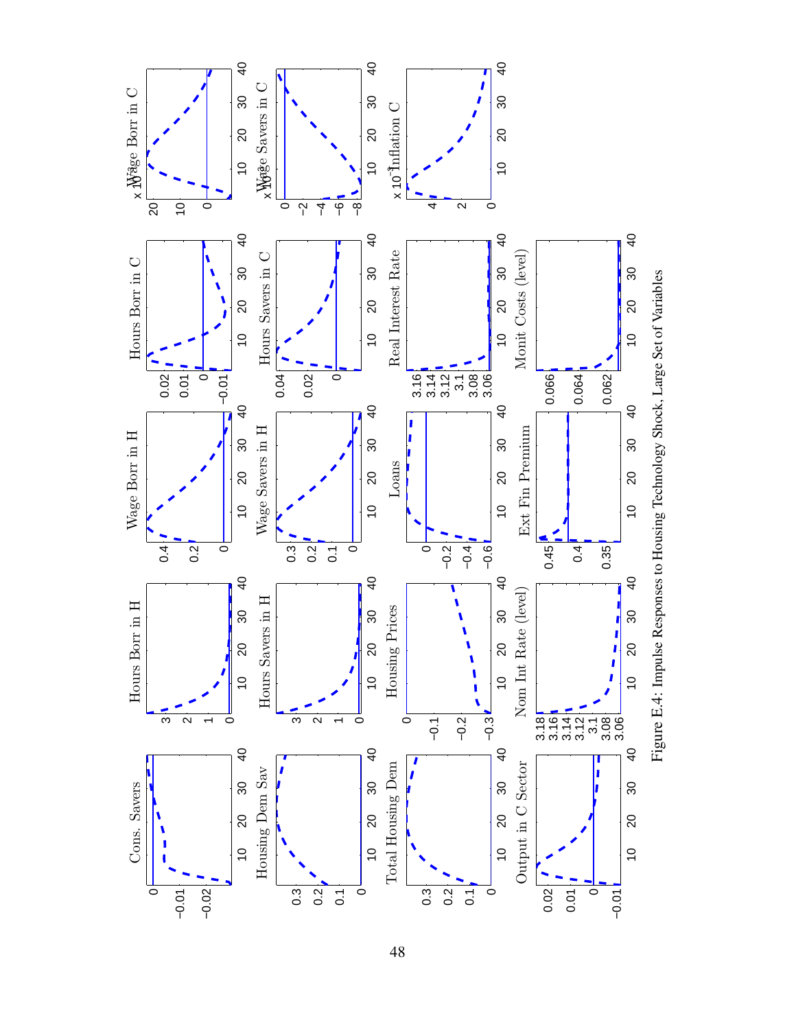Figure E.4: Impulse Responses to Housing Technology Shock, Large Set of Variables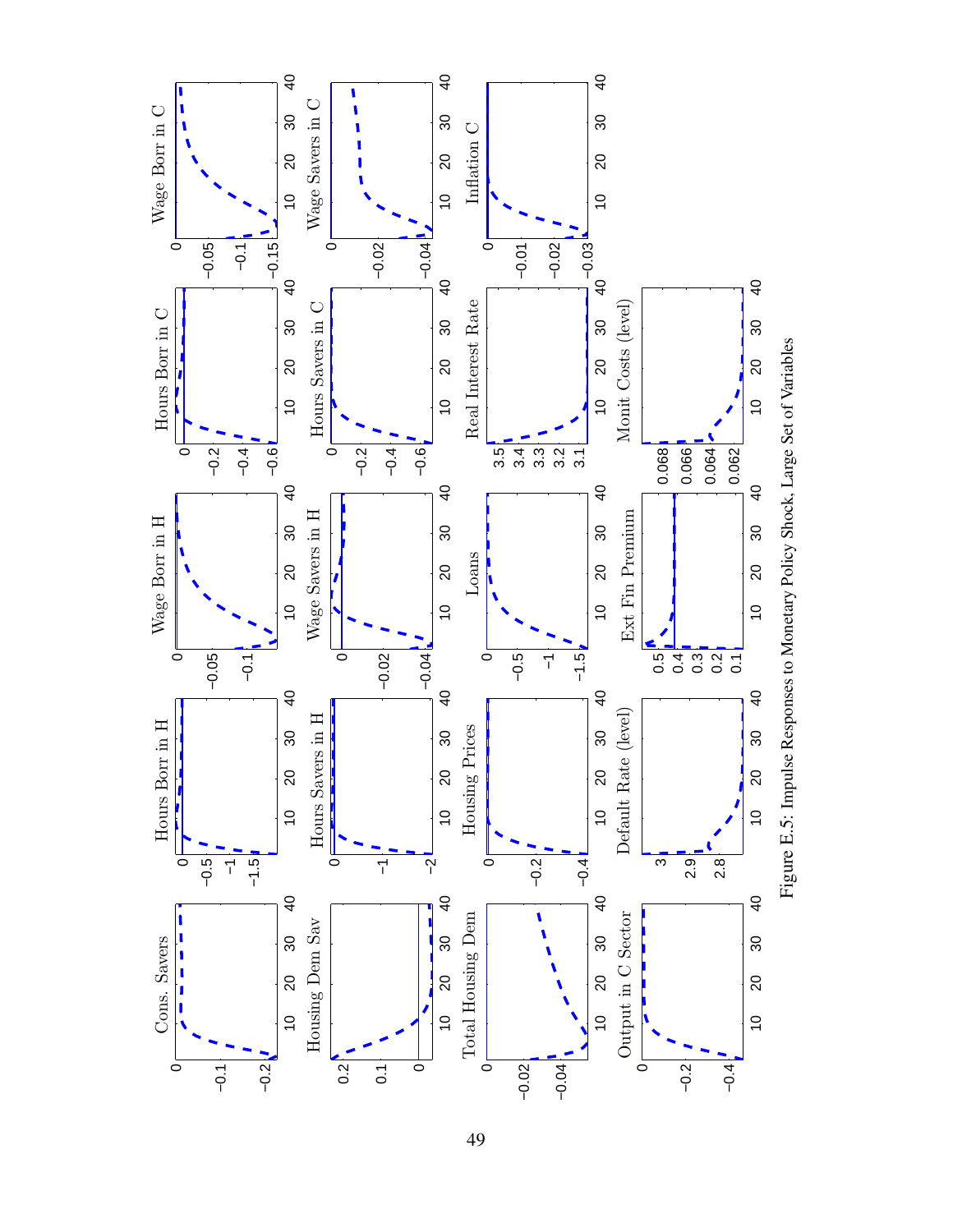Figure E.5: Impulse Responses to Monetary Policy Shock, Large Set of Variables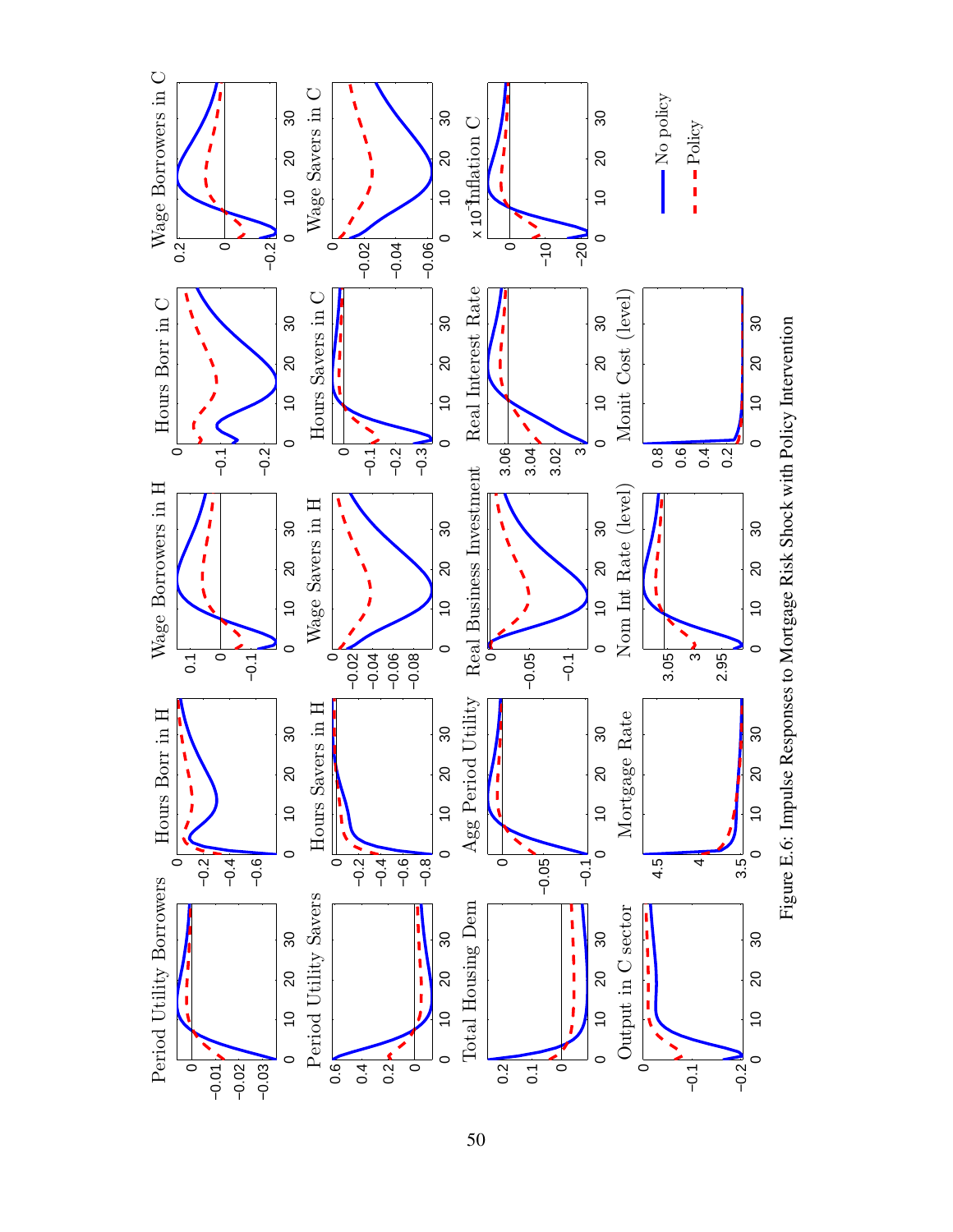Figure E.6: Impulse Responses to Mortgage Risk Shock with Policy Intervention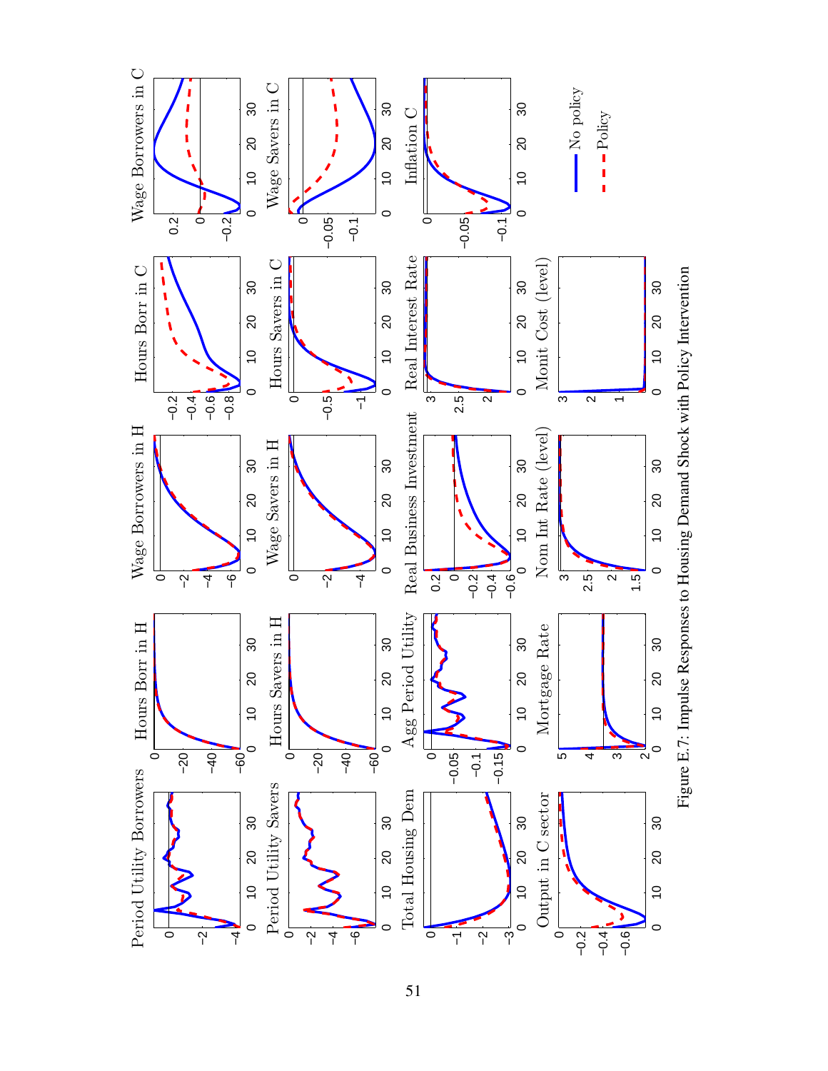Figure E.7: Impulse Responses to Housing Demand Shock with Policy Intervention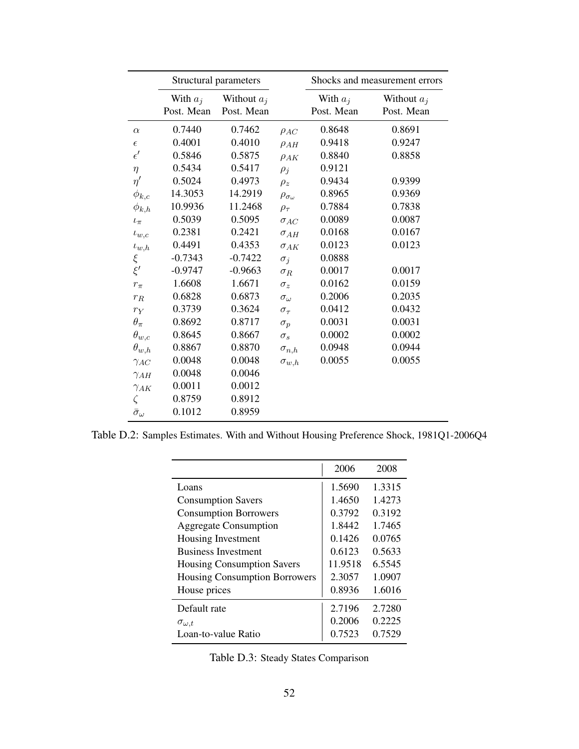| | Structural parameters | | | Shocks and measurement errors | |
|---|---|---|---|---|---|
| | With $a_j$ Post. Mean | Without $a_j$ Post. Mean | | With $a_j$ Post. Mean | Without $a_j$ Post. Mean |
| $\alpha$ | 0.7440 | 0.7462 | $\rho_{AC}$ | 0.8648 | 0.8691 |
| $\epsilon$ | 0.4001 | 0.4010 | $\rho_{AH}$ | 0.9418 | 0.9247 |
| $\epsilon'$ | 0.5846 | 0.5875 | $\rho_{AK}$ | 0.8840 | 0.8858 |
| $\eta$ | 0.5434 | 0.5417 | $\rho_j$ | 0.9121 | |
| $\eta'$ | 0.5024 | 0.4973 | $\rho_z$ | 0.9434 | 0.9399 |
| $\phi_{k,c}$ | 14.3053 | 14.2919 | $\rho_{\sigma_\omega}$ | 0.8965 | 0.9369 |
| $\phi_{k,h}$ | 10.9936 | 11.2468 | $\rho_\tau$ | 0.7884 | 0.7838 |
| $\iota_\pi$ | 0.5039 | 0.5095 | $\sigma_{AC}$ | 0.0089 | 0.0087 |
| $\iota_{w,c}$ | 0.2381 | 0.2421 | $\sigma_{AH}$ | 0.0168 | 0.0167 |
| $\iota_{w,h}$ | 0.4491 | 0.4353 | $\sigma_{AK}$ | 0.0123 | 0.0123 |
| $\xi$ | -0.7343 | -0.7422 | $\sigma_j$ | 0.0888 | |
| $\xi'$ | -0.9747 | -0.9663 | $\sigma_R$ | 0.0017 | 0.0017 |
| $r_\pi$ | 1.6608 | 1.6671 | $\sigma_z$ | 0.0162 | 0.0159 |
| $r_R$ | 0.6828 | 0.6873 | $\sigma_\omega$ | 0.2006 | 0.2035 |
| $r_Y$ | 0.3739 | 0.3624 | $\sigma_\tau$ | 0.0412 | 0.0432 |
| $\theta_\pi$ | 0.8692 | 0.8717 | $\sigma_p$ | 0.0031 | 0.0031 |
| $\theta_{w,c}$ | 0.8645 | 0.8667 | $\sigma_s$ | 0.0002 | 0.0002 |
| $\theta_{w,h}$ | 0.8867 | 0.8870 | $\sigma_{n,h}$ | 0.0948 | 0.0944 |
| $\gamma_{AC}$ | 0.0048 | 0.0048 | $\sigma_{w,h}$ | 0.0055 | 0.0055 |
| $\gamma_{AH}$ | 0.0048 | 0.0046 | | | |
| $\gamma_{AK}$ | 0.0011 | 0.0012 | | | |
| $\zeta$ | 0.8759 | 0.8912 | | | |
| $\bar{\sigma}_\omega$ | 0.1012 | 0.8959 | | | |

Table D.2: Samples Estimates. With and Without Housing Preference Shock, 1981Q1-2006Q4

| | 2006 | 2008 |
|---|---|---|
| Loans | 1.5690 | 1.3315 |
| Consumption Savers | 1.4650 | 1.4273 |
| Consumption Borrowers | 0.3792 | 0.3192 |
| Aggregate Consumption | 1.8442 | 1.7465 |
| Housing Investment | 0.1426 | 0.0765 |
| Business Investment | 0.6123 | 0.5633 |
| Housing Consumption Savers | 11.9518 | 6.5545 |
| Housing Consumption Borrowers | 2.3057 | 1.0907 |
| House prices | 0.8936 | 1.6016 |
| Default rate | 2.7196 | 2.7280 |
| $\sigma_{\omega,t}$ | 0.2006 | 0.2225 |
| Loan-to-value Ratio | 0.7523 | 0.7529 |

Table D.3: Steady States Comparison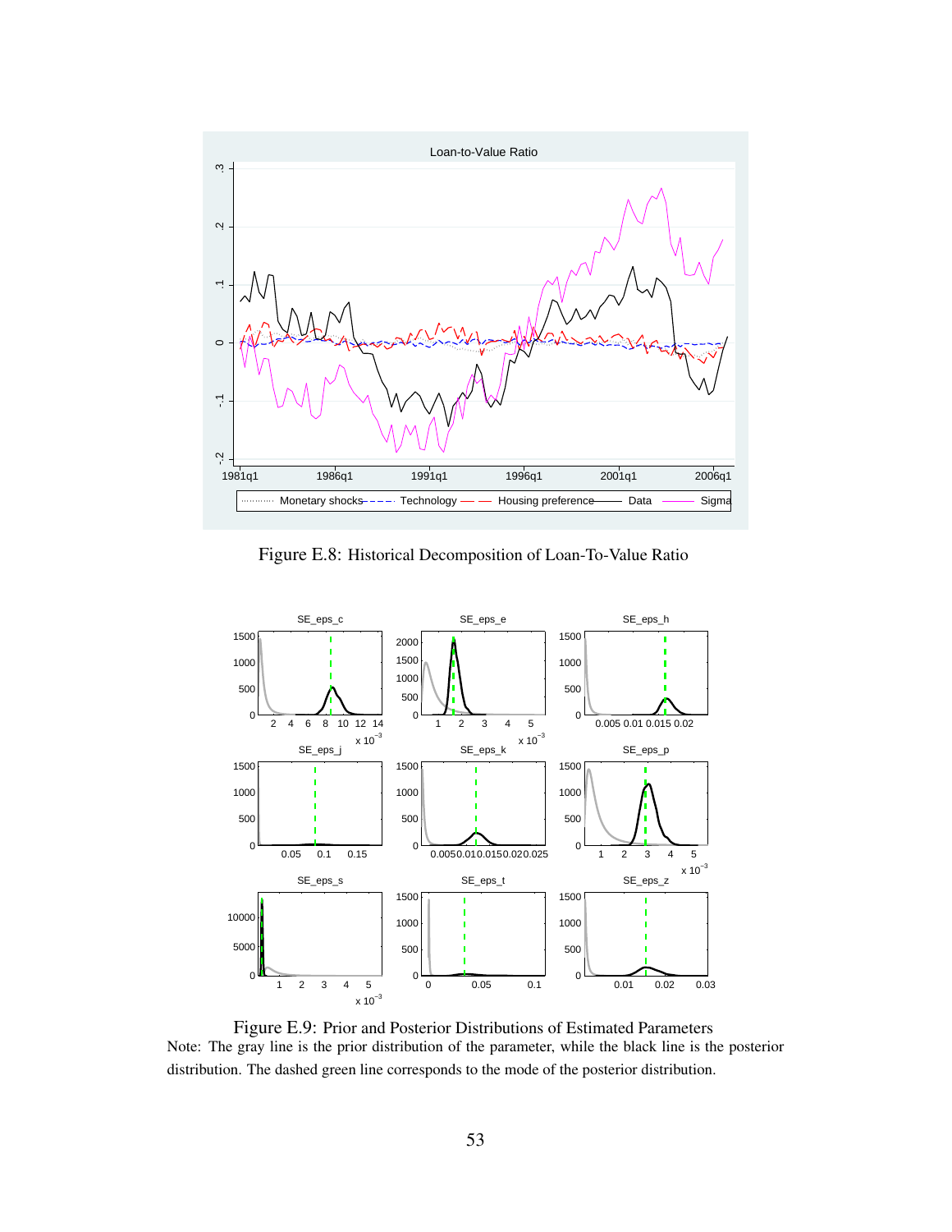Figure E.8: Historical Decomposition of Loan-To-Value Ratio

Figure E.9: Prior and Posterior Distributions of Estimated Parameters
Note: The gray line is the prior distribution of the parameter, while the black line is the posterior distribution. The dashed green line corresponds to the mode of the posterior distribution.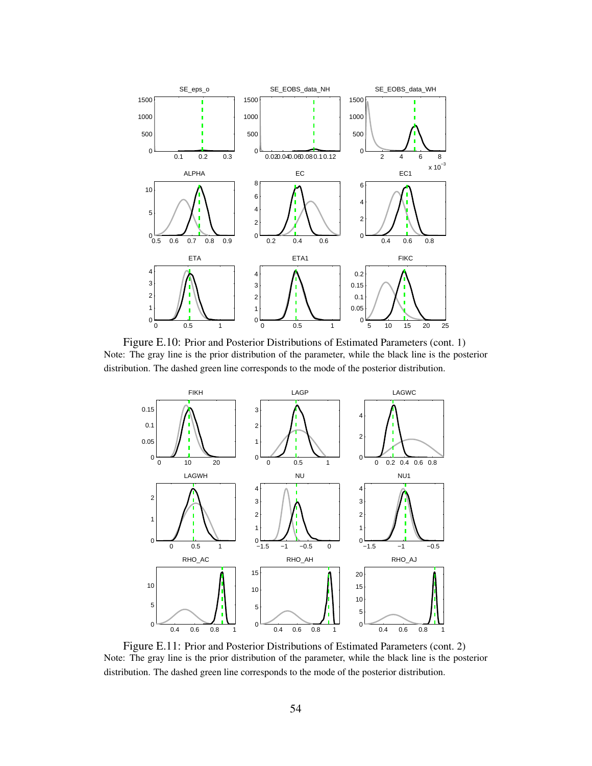Figure E.10: Prior and Posterior Distributions of Estimated Parameters (cont. 1)
Note: The gray line is the prior distribution of the parameter, while the black line is the posterior distribution. The dashed green line corresponds to the mode of the posterior distribution.

Figure E.11: Prior and Posterior Distributions of Estimated Parameters (cont. 2)
Note: The gray line is the prior distribution of the parameter, while the black line is the posterior distribution. The dashed green line corresponds to the mode of the posterior distribution.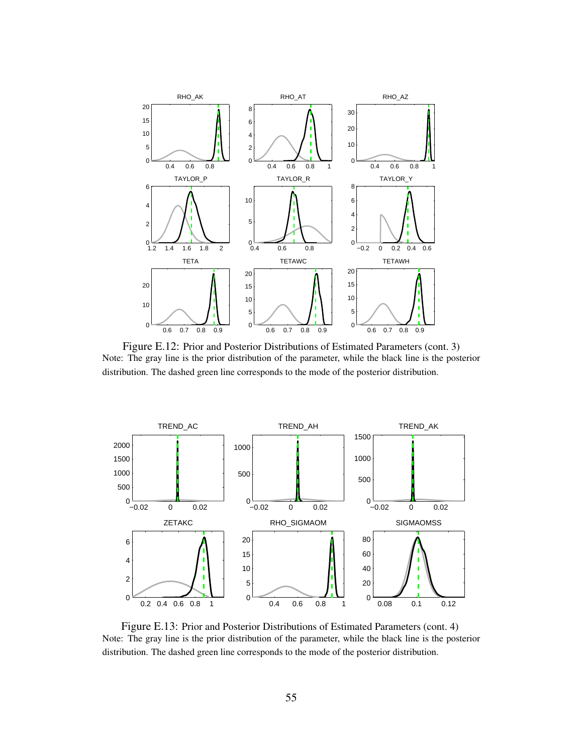RHO_AK

20
15
10
5
0

0.4 0.6 0.8

RHO_AT

8
6
4
2
0

0.4 0.6 0.8 1

RHO_AZ

30
20
10
0

0.4 0.6 0.8 1

TAYLOR_P

6
4
2
0

1.2 1.4 1.6 1.8 2

TAYLOR_R

10
5
0

0.4 0.6 0.8

TAYLOR_Y

8
6
4
2
0

−0.2 0 0.2 0.4 0.6

TETA

20
10
0

0.6 0.7 0.8 0.9

TETAWC

20
15
10
5
0

0.6 0.7 0.8 0.9

TETAWH

20
15
10
5
0

0.6 0.7 0.8 0.9

Figure E.12: Prior and Posterior Distributions of Estimated Parameters (cont. 3)
Note: The gray line is the prior distribution of the parameter, while the black line is the posterior distribution. The dashed green line corresponds to the mode of the posterior distribution.

TREND_AC

2000
1500
1000
500
0

−0.02 0 0.02

TREND_AH

1000
500
0

−0.02 0 0.02

TREND_AK

1500
1000
500
0

−0.02 0 0.02

ZETAKC

6
4
2
0

0.2 0.4 0.6 0.8 1

RHO_SIGMAOM

20
15
10
5
0

0.4 0.6 0.8 1

SIGMAOMSS

80
60
40
20
0

0.08 0.1 0.12

Figure E.13: Prior and Posterior Distributions of Estimated Parameters (cont. 4)
Note: The gray line is the prior distribution of the parameter, while the black line is the posterior distribution. The dashed green line corresponds to the mode of the posterior distribution.